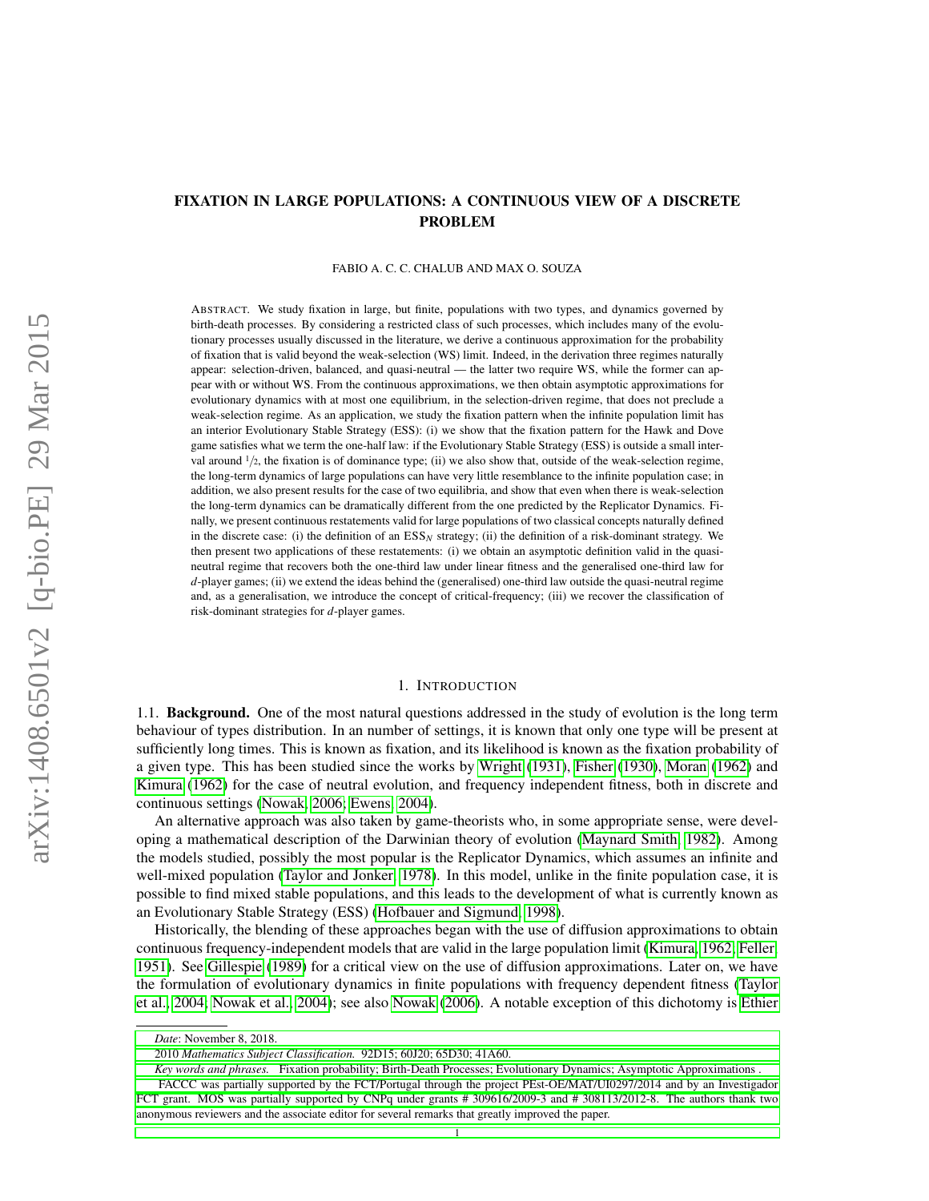# FIXATION IN LARGE POPULATIONS: A CONTINUOUS VIEW OF A DISCRETE PROBLEM

FABIO A. C. C. CHALUB AND MAX O. SOUZA

ABSTRACT. We study fixation in large, but finite, populations with two types, and dynamics governed by birth-death processes. By considering a restricted class of such processes, which includes many of the evolutionary processes usually discussed in the literature, we derive a continuous approximation for the probability of fixation that is valid beyond the weak-selection (WS) limit. Indeed, in the derivation three regimes naturally appear: selection-driven, balanced, and quasi-neutral — the latter two require WS, while the former can appear with or without WS. From the continuous approximations, we then obtain asymptotic approximations for evolutionary dynamics with at most one equilibrium, in the selection-driven regime, that does not preclude a weak-selection regime. As an application, we study the fixation pattern when the infinite population limit has an interior Evolutionary Stable Strategy (ESS): (i) we show that the fixation pattern for the Hawk and Dove game satisfies what we term the one-half law: if the Evolutionary Stable Strategy (ESS) is outside a small interval around $1/2$, the fixation is of dominance type; (ii) we also show that, outside of the weak-selection regime, the long-term dynamics of large populations can have very little resemblance to the infinite population case; in addition, we also present results for the case of two equilibria, and show that even when there is weak-selection the long-term dynamics can be dramatically different from the one predicted by the Replicator Dynamics. Finally, we present continuous restatements valid for large populations of two classical concepts naturally defined in the discrete case: (i) the definition of an $\mathrm{ESS}_N$ strategy; (ii) the definition of a risk-dominant strategy. We then present two applications of these restatements: (i) we obtain an asymptotic definition valid in the quasi-neutral regime that recovers both the one-third law under linear fitness and the generalised one-third law for $d$-player games; (ii) we extend the ideas behind the (generalised) one-third law outside the quasi-neutral regime and, as a generalisation, we introduce the concept of critical-frequency; (iii) we recover the classification of risk-dominant strategies for $d$-player games.

## 1. INTRODUCTION

1.1. **Background.** One of the most natural questions addressed in the study of evolution is the long term behaviour of types distribution. In an number of settings, it is known that only one type will be present at sufficiently long times. This is known as fixation, and its likelihood is known as the fixation probability of a given type. This has been studied since the works by Wright (1931), Fisher (1930), Moran (1962) and Kimura (1962) for the case of neutral evolution, and frequency independent fitness, both in discrete and continuous settings (Nowak, 2006; Ewens, 2004).

An alternative approach was also taken by game-theorists who, in some appropriate sense, were developing a mathematical description of the Darwinian theory of evolution (Maynard Smith, 1982). Among the models studied, possibly the most popular is the Replicator Dynamics, which assumes an infinite and well-mixed population (Taylor and Jonker, 1978). In this model, unlike in the finite population case, it is possible to find mixed stable populations, and this leads to the development of what is currently known as an Evolutionary Stable Strategy (ESS) (Hofbauer and Sigmund, 1998).

Historically, the blending of these approaches began with the use of diffusion approximations to obtain continuous frequency-independent models that are valid in the large population limit (Kimura, 1962; Feller, 1951). See Gillespie (1989) for a critical view on the use of diffusion approximations. Later on, we have the formulation of evolutionary dynamics in finite populations with frequency dependent fitness (Taylor et al., 2004; Nowak et al., 2004); see also Nowak (2006). A notable exception of this dichotomy is Ethier

*Date*: November 8, 2018.

2010 *Mathematics Subject Classification.* 92D15; 60J20; 65D30; 41A60.

*Key words and phrases.* Fixation probability; Birth-Death Processes; Evolutionary Dynamics; Asymptotic Approximations .

FACCC was partially supported by the FCT/Portugal through the project PEst-OE/MAT/UI0297/2014 and by an Investigador FCT grant. MOS was partially supported by CNPq under grants # 309616/2009-3 and # 308113/2012-8. The authors thank two anonymous reviewers and the associate editor for several remarks that greatly improved the paper.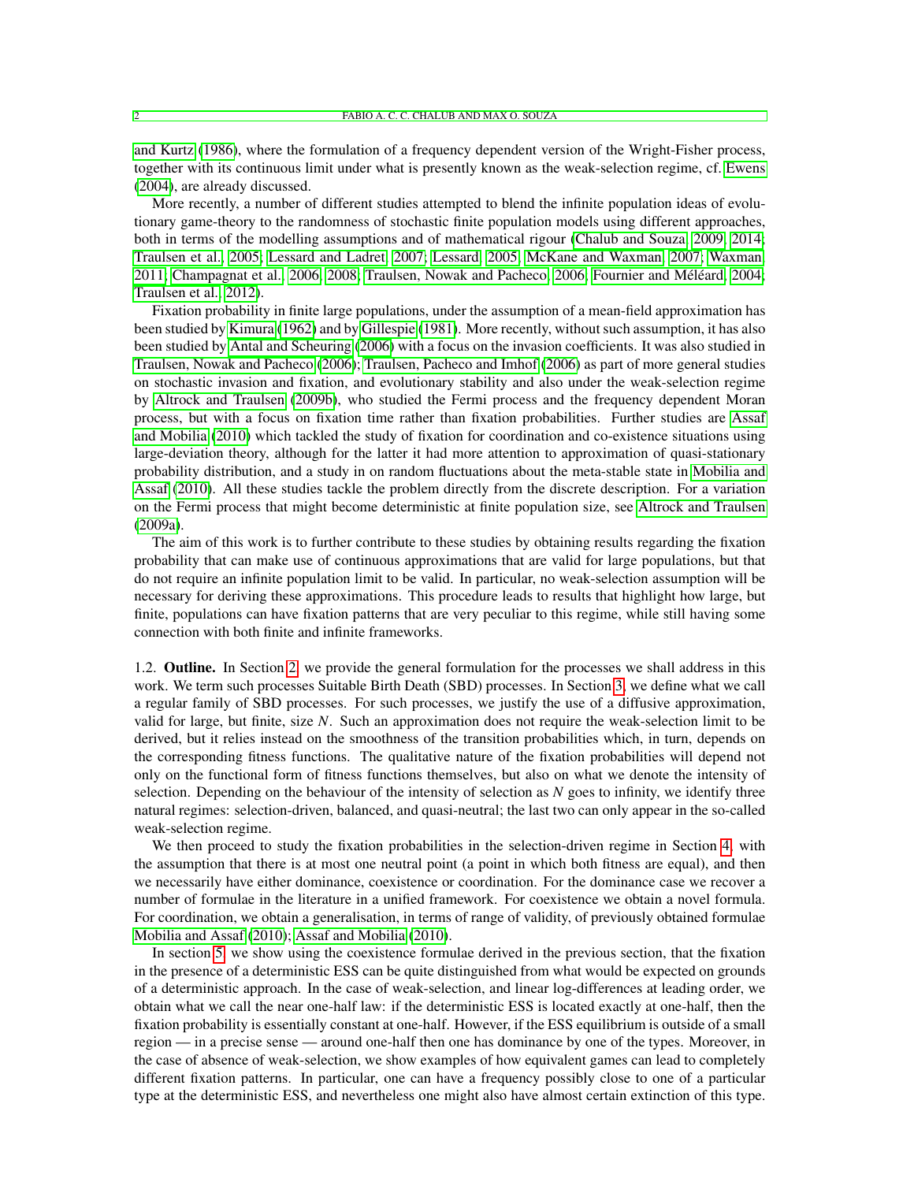and Kurtz (1986), where the formulation of a frequency dependent version of the Wright-Fisher process, together with its continuous limit under what is presently known as the weak-selection regime, cf. Ewens (2004), are already discussed.

More recently, a number of different studies attempted to blend the infinite population ideas of evolutionary game-theory to the randomness of stochastic finite population models using different approaches, both in terms of the modelling assumptions and of mathematical rigour (Chalub and Souza, 2009, 2014; Traulsen et al., 2005; Lessard and Ladret, 2007; Lessard, 2005; McKane and Waxman, 2007; Waxman, 2011; Champagnat et al., 2006, 2008; Traulsen, Nowak and Pacheco, 2006; Fournier and Méléard, 2004; Traulsen et al., 2012).

Fixation probability in finite large populations, under the assumption of a mean-field approximation has been studied by Kimura (1962) and by Gillespie (1981). More recently, without such assumption, it has also been studied by Antal and Scheuring (2006) with a focus on the invasion coefficients. It was also studied in Traulsen, Nowak and Pacheco (2006); Traulsen, Pacheco and Imhof (2006) as part of more general studies on stochastic invasion and fixation, and evolutionary stability and also under the weak-selection regime by Altrock and Traulsen (2009b), who studied the Fermi process and the frequency dependent Moran process, but with a focus on fixation time rather than fixation probabilities. Further studies are Assaf and Mobilia (2010) which tackled the study of fixation for coordination and co-existence situations using large-deviation theory, although for the latter it had more attention to approximation of quasi-stationary probability distribution, and a study in on random fluctuations about the meta-stable state in Mobilia and Assaf (2010). All these studies tackle the problem directly from the discrete description. For a variation on the Fermi process that might become deterministic at finite population size, see Altrock and Traulsen (2009a).

The aim of this work is to further contribute to these studies by obtaining results regarding the fixation probability that can make use of continuous approximations that are valid for large populations, but that do not require an infinite population limit to be valid. In particular, no weak-selection assumption will be necessary for deriving these approximations. This procedure leads to results that highlight how large, but finite, populations can have fixation patterns that are very peculiar to this regime, while still having some connection with both finite and infinite frameworks.

1.2. **Outline.** In Section 2, we provide the general formulation for the processes we shall address in this work. We term such processes Suitable Birth Death (SBD) processes. In Section 3, we define what we call a regular family of SBD processes. For such processes, we justify the use of a diffusive approximation, valid for large, but finite, size $N$. Such an approximation does not require the weak-selection limit to be derived, but it relies instead on the smoothness of the transition probabilities which, in turn, depends on the corresponding fitness functions. The qualitative nature of the fixation probabilities will depend not only on the functional form of fitness functions themselves, but also on what we denote the intensity of selection. Depending on the behaviour of the intensity of selection as $N$ goes to infinity, we identify three natural regimes: selection-driven, balanced, and quasi-neutral; the last two can only appear in the so-called weak-selection regime.

We then proceed to study the fixation probabilities in the selection-driven regime in Section 4, with the assumption that there is at most one neutral point (a point in which both fitness are equal), and then we necessarily have either dominance, coexistence or coordination. For the dominance case we recover a number of formulae in the literature in a unified framework. For coexistence we obtain a novel formula. For coordination, we obtain a generalisation, in terms of range of validity, of previously obtained formulae Mobilia and Assaf (2010); Assaf and Mobilia (2010).

In section 5, we show using the coexistence formulae derived in the previous section, that the fixation in the presence of a deterministic ESS can be quite distinguished from what would be expected on grounds of a deterministic approach. In the case of weak-selection, and linear log-differences at leading order, we obtain what we call the near one-half law: if the deterministic ESS is located exactly at one-half, then the fixation probability is essentially constant at one-half. However, if the ESS equilibrium is outside of a small region — in a precise sense — around one-half then one has dominance by one of the types. Moreover, in the case of absence of weak-selection, we show examples of how equivalent games can lead to completely different fixation patterns. In particular, one can have a frequency possibly close to one of a particular type at the deterministic ESS, and nevertheless one might also have almost certain extinction of this type.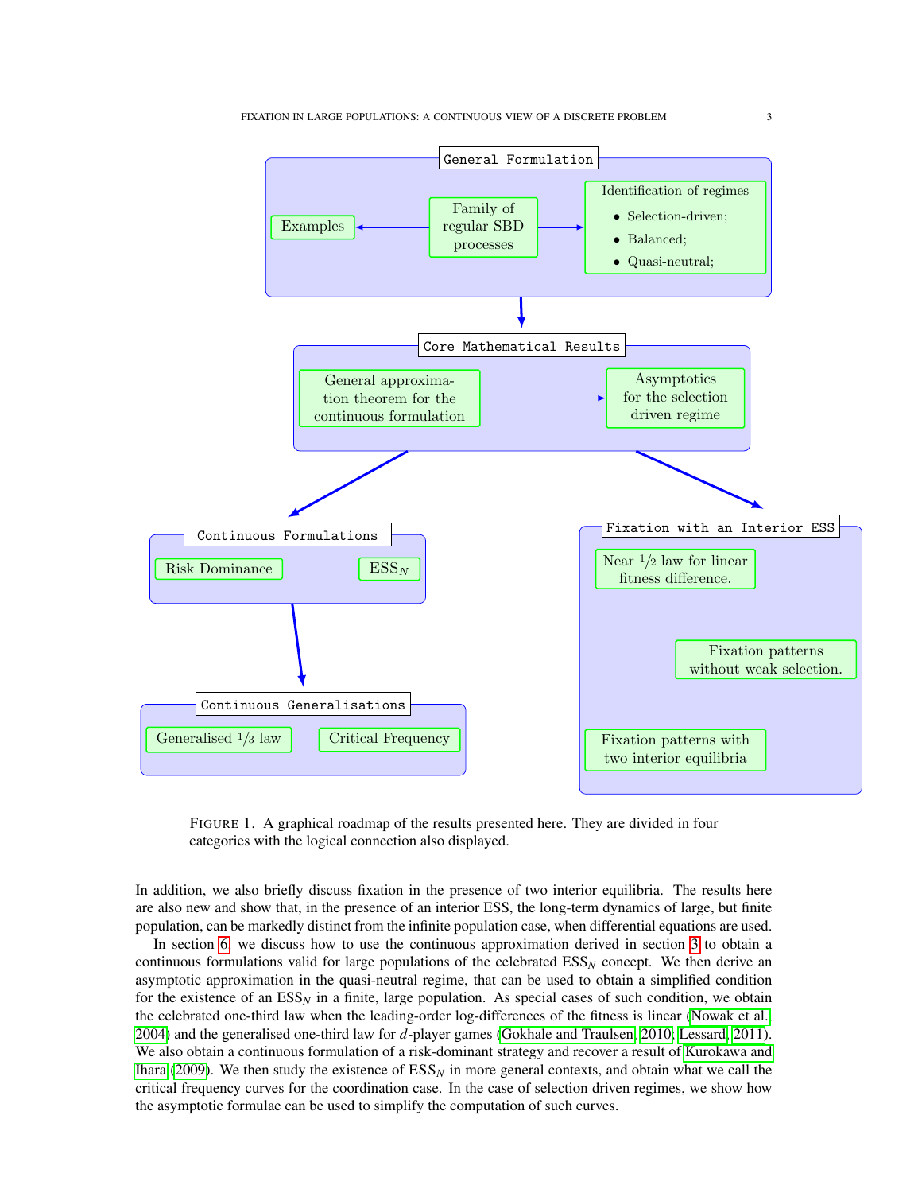General Formulation

Examples ← Family of regular SBD processes → Identification of regimes
- Selection-driven;
- Balanced;
- Quasi-neutral;

Core Mathematical Results

General approximation theorem for the continuous formulation → Asymptotics for the selection driven regime

Continuous Formulations

Risk Dominance

$\text{ESS}_N$

Continuous Generalisations

Generalised 1/3 law

Critical Frequency

Fixation with an Interior ESS

Near 1/2 law for linear fitness difference.

Fixation patterns without weak selection.

Fixation patterns with two interior equilibria

FIGURE 1. A graphical roadmap of the results presented here. They are divided in four categories with the logical connection also displayed.

In addition, we also briefly discuss fixation in the presence of two interior equilibria. The results here are also new and show that, in the presence of an interior ESS, the long-term dynamics of large, but finite population, can be markedly distinct from the infinite population case, when differential equations are used.

In section 6, we discuss how to use the continuous approximation derived in section 3 to obtain a continuous formulations valid for large populations of the celebrated $\text{ESS}_N$ concept. We then derive an asymptotic approximation in the quasi-neutral regime, that can be used to obtain a simplified condition for the existence of an $\text{ESS}_N$ in a finite, large population. As special cases of such condition, we obtain the celebrated one-third law when the leading-order log-differences of the fitness is linear (Nowak et al. 2004) and the generalised one-third law for $d$-player games (Gokhale and Traulsen, 2010; Lessard, 2011). We also obtain a continuous formulation of a risk-dominant strategy and recover a result of Kurokawa and Ihara (2009). We then study the existence of $\text{ESS}_N$ in more general contexts, and obtain what we call the critical frequency curves for the coordination case. In the case of selection driven regimes, we show how the asymptotic formulae can be used to simplify the computation of such curves.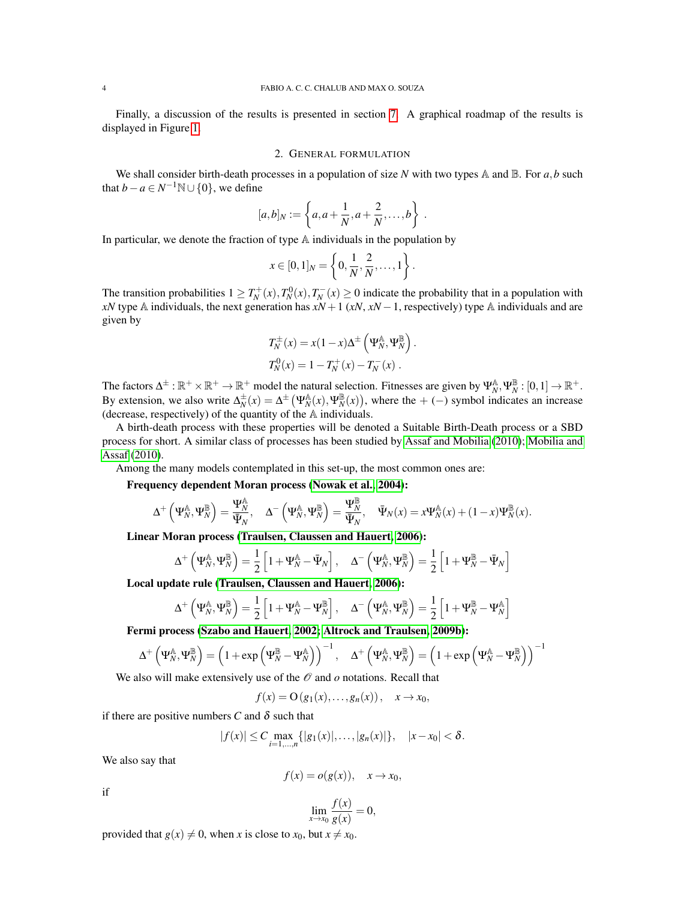Finally, a discussion of the results is presented in section 7. A graphical roadmap of the results is displayed in Figure 1.

## 2. General formulation

We shall consider birth-death processes in a population of size $N$ with two types $\mathbb{A}$ and $\mathbb{B}$. For $a,b$ such that $b-a \in N^{-1}\mathbb{N} \cup \{0\}$, we define

$$[a,b]_N := \left\{ a, a+\frac{1}{N}, a+\frac{2}{N}, \dots, b \right\} .$$

In particular, we denote the fraction of type $\mathbb{A}$ individuals in the population by

$$x \in [0,1]_N = \left\{ 0, \frac{1}{N}, \frac{2}{N}, \dots, 1 \right\} .$$

The transition probabilities $1 \geq T_N^+(x), T_N^0(x), T_N^-(x) \geq 0$ indicate the probability that in a population with $xN$ type $\mathbb{A}$ individuals, the next generation has $xN+1$ ($xN$, $xN-1$, respectively) type $\mathbb{A}$ individuals and are given by

$$T_N^{\pm}(x) = x(1-x)\Delta^{\pm}\left(\Psi_N^{\mathbb{A}}, \Psi_N^{\mathbb{B}}\right) .$$
$$T_N^0(x) = 1 - T_N^+(x) - T_N^-(x) .$$

The factors $\Delta^{\pm} : \mathbb{R}^+ \times \mathbb{R}^+ \to \mathbb{R}^+$ model the natural selection. Fitnesses are given by $\Psi_N^{\mathbb{A}}, \Psi_N^{\mathbb{B}} : [0,1] \to \mathbb{R}^+$. By extension, we also write $\Delta_N^{\pm}(x) = \Delta^{\pm}\left(\Psi_N^{\mathbb{A}}(x), \Psi_N^{\mathbb{B}}(x)\right)$, where the $+$ ($-$) symbol indicates an increase (decrease, respectively) of the quantity of the $\mathbb{A}$ individuals.

A birth-death process with these properties will be denoted a Suitable Birth-Death process or a SBD process for short. A similar class of processes has been studied by Assaf and Mobilia (2010); Mobilia and Assaf (2010).

Among the many models contemplated in this set-up, the most common ones are:

**Frequency dependent Moran process (Nowak et al., 2004):**

$$\Delta^+\left(\Psi_N^{\mathbb{A}}, \Psi_N^{\mathbb{B}}\right) = \frac{\Psi_N^{\mathbb{A}}}{\bar{\Psi}_N}, \quad \Delta^-\left(\Psi_N^{\mathbb{A}}, \Psi_N^{\mathbb{B}}\right) = \frac{\Psi_N^{\mathbb{B}}}{\bar{\Psi}_N}, \quad \bar{\Psi}_N(x) = x\Psi_N^{\mathbb{A}}(x) + (1-x)\Psi_N^{\mathbb{B}}(x).$$

**Linear Moran process (Traulsen, Claussen and Hauert, 2006):**

$$\Delta^+\left(\Psi_N^{\mathbb{A}}, \Psi_N^{\mathbb{B}}\right) = \frac{1}{2}\left[1 + \Psi_N^{\mathbb{A}} - \bar{\Psi}_N\right], \quad \Delta^-\left(\Psi_N^{\mathbb{A}}, \Psi_N^{\mathbb{B}}\right) = \frac{1}{2}\left[1 + \Psi_N^{\mathbb{B}} - \bar{\Psi}_N\right]$$

**Local update rule (Traulsen, Claussen and Hauert, 2006):**

$$\Delta^+\left(\Psi_N^{\mathbb{A}}, \Psi_N^{\mathbb{B}}\right) = \frac{1}{2}\left[1 + \Psi_N^{\mathbb{A}} - \Psi_N^{\mathbb{B}}\right], \quad \Delta^-\left(\Psi_N^{\mathbb{A}}, \Psi_N^{\mathbb{B}}\right) = \frac{1}{2}\left[1 + \Psi_N^{\mathbb{B}} - \Psi_N^{\mathbb{A}}\right]$$

**Fermi process (Szabo and Hauert, 2002; Altrock and Traulsen, 2009b):**

$$\Delta^+\left(\Psi_N^{\mathbb{A}}, \Psi_N^{\mathbb{B}}\right) = \left(1 + \exp\left(\Psi_N^{\mathbb{B}} - \Psi_N^{\mathbb{A}}\right)\right)^{-1}, \quad \Delta^+\left(\Psi_N^{\mathbb{A}}, \Psi_N^{\mathbb{B}}\right) = \left(1 + \exp\left(\Psi_N^{\mathbb{A}} - \Psi_N^{\mathbb{B}}\right)\right)^{-1}$$

We also will make extensively use of the $\mathscr{O}$ and $o$ notations. Recall that

$$f(x) = \mathrm{O}\left(g_1(x), \dots, g_n(x)\right), \quad x \to x_0,$$

if there are positive numbers $C$ and $\delta$ such that

$$|f(x)| \leq C \max_{i=1,\dots,n} \{|g_1(x)|, \dots, |g_n(x)|\}, \quad |x - x_0| < \delta.$$

We also say that

$$f(x) = o(g(x)), \quad x \to x_0,$$

if

$$\lim_{x \to x_0} \frac{f(x)}{g(x)} = 0,$$

provided that $g(x) \neq 0$, when $x$ is close to $x_0$, but $x \neq x_0$.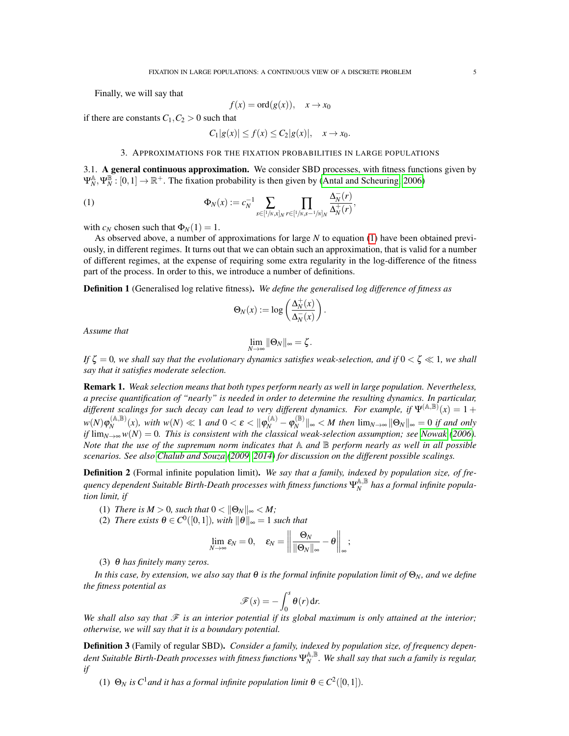Finally, we will say that

$$f(x) = \mathrm{ord}(g(x)), \quad x \to x_0$$

if there are constants $C_1, C_2 > 0$ such that

$$C_1 |g(x)| \leq f(x) \leq C_2 |g(x)|, \quad x \to x_0.$$

## 3. Approximations for the fixation probabilities in large populations

**3.1. A general continuous approximation.** We consider SBD processes, with fitness functions given by $\Psi_N^{\mathbb{A}}, \Psi_N^{\mathbb{B}} : [0,1] \to \mathbb{R}^+$. The fixation probability is then given by (Antal and Scheuring, 2006)

$$\Phi_N(x) := c_N^{-1} \sum_{s \in [1/N, x]_N} \prod_{r \in [1/N, s-1/N]_N} \frac{\Delta_N^-(r)}{\Delta_N^+(r)}, \tag{1}$$

with $c_N$ chosen such that $\Phi_N(1) = 1$.

As observed above, a number of approximations for large $N$ to equation (1) have been obtained previously, in different regimes. It turns out that we can obtain such an approximation, that is valid for a number of different regimes, at the expense of requiring some extra regularity in the log-difference of the fitness part of the process. In order to this, we introduce a number of definitions.

**Definition 1** (Generalised log relative fitness)**.** *We define the generalised log difference of fitness as*

$$\Theta_N(x) := \log\left(\frac{\Delta_N^+(x)}{\Delta_N^-(x)}\right).$$

*Assume that*

$$\lim_{N \to \infty} \|\Theta_N\|_\infty = \zeta.$$

*If $\zeta = 0$, we shall say that the evolutionary dynamics satisfies weak-selection, and if $0 < \zeta \ll 1$, we shall say that it satisfies moderate selection.*

**Remark 1.** *Weak selection means that both types perform nearly as well in large population. Nevertheless, a precise quantification of "nearly" is needed in order to determine the resulting dynamics. In particular, different scalings for such decay can lead to very different dynamics. For example, if $\Psi^{(\mathbb{A},\mathbb{B})}(x) = 1 + w(N)\varphi_N^{(\mathbb{A},\mathbb{B})}(x)$, with $w(N) \ll 1$ and $0 < \varepsilon < \|\varphi_N^{(\mathbb{A})} - \varphi_N^{(\mathbb{B})}\|_\infty < M$ then $\lim_{N\to\infty} \|\Theta_N\|_\infty = 0$ if and only if $\lim_{N\to\infty} w(N) = 0$. This is consistent with the classical weak-selection assumption; see Nowak (2006). Note that the use of the supremum norm indicates that $\mathbb{A}$ and $\mathbb{B}$ perform nearly as well in all possible scenarios. See also Chalub and Souza (2009, 2014) for discussion on the different possible scalings.*

**Definition 2** (Formal infinite population limit)**.** *We say that a family, indexed by population size, of frequency dependent Suitable Birth-Death processes with fitness functions $\Psi_N^{\mathbb{A},\mathbb{B}}$ has a formal infinite population limit, if*

1. *There is $M > 0$, such that $0 < \|\Theta_N\|_\infty < M$;*
2. *There exists $\theta \in C^0([0,1])$, with $\|\theta\|_\infty = 1$ such that*

$$\lim_{N\to\infty} \varepsilon_N = 0, \quad \varepsilon_N = \left\| \frac{\Theta_N}{\|\Theta_N\|_\infty} - \theta \right\|_\infty;$$

3. *$\theta$ has finitely many zeros.*

*In this case, by extension, we also say that $\theta$ is the formal infinite population limit of $\Theta_N$, and we define the fitness potential as*

$$\mathscr{F}(s) = -\int_0^s \theta(r)\,\mathrm{d}r.$$

*We shall also say that $\mathscr{F}$ is an interior potential if its global maximum is only attained at the interior; otherwise, we will say that it is a boundary potential.*

**Definition 3** (Family of regular SBD)**.** *Consider a family, indexed by population size, of frequency dependent Suitable Birth-Death processes with fitness functions $\Psi_N^{\mathbb{A},\mathbb{B}}$. We shall say that such a family is regular, if*

1. *$\Theta_N$ is $C^1$ and it has a formal infinite population limit $\theta \in C^2([0,1])$.*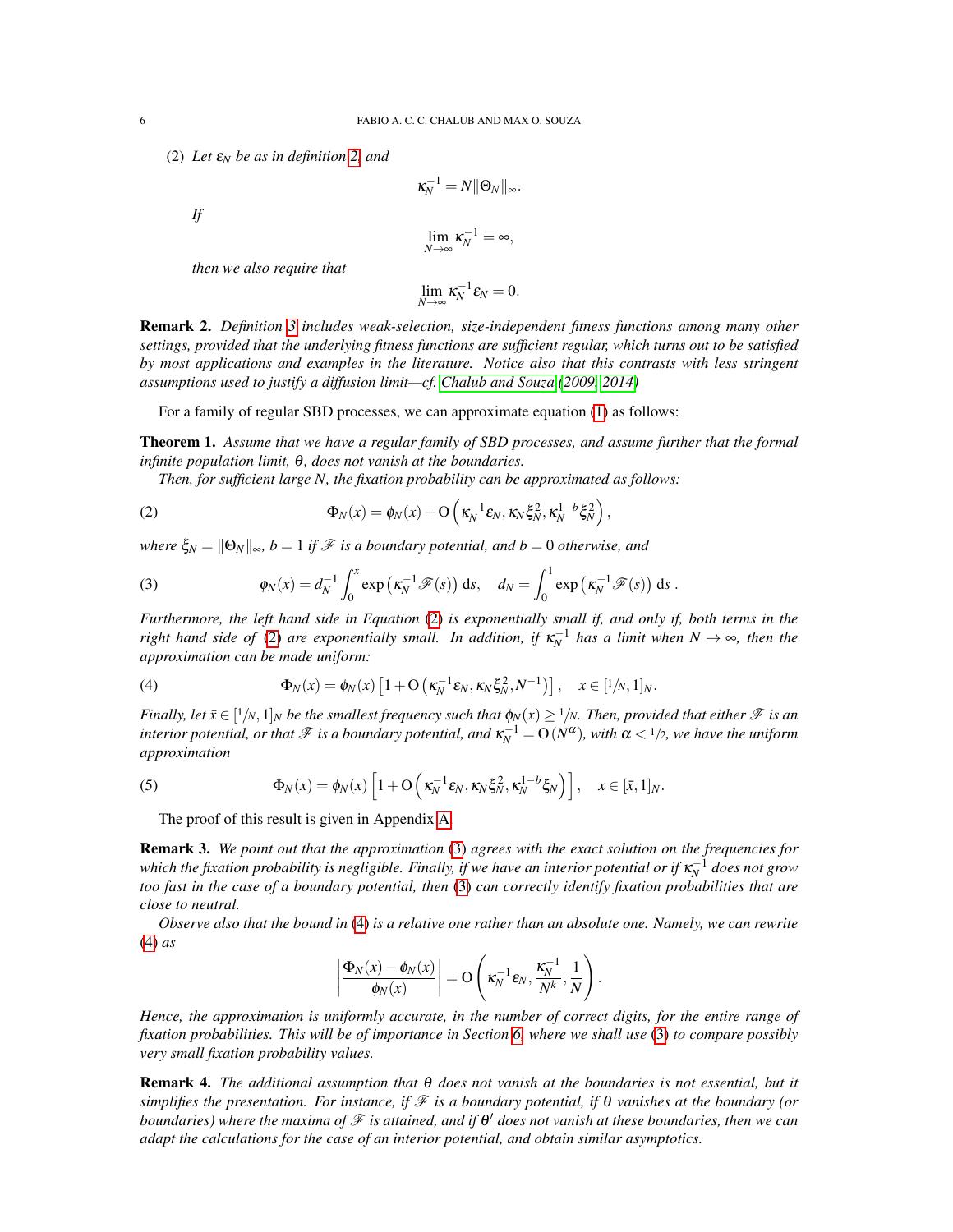(2) *Let $\varepsilon_N$ be as in definition 2, and*

$$\kappa_N^{-1} = N\|\Theta_N\|_\infty.$$

*If*

$$\lim_{N\to\infty} \kappa_N^{-1} = \infty,$$

*then we also require that*

$$\lim_{N\to\infty} \kappa_N^{-1}\varepsilon_N = 0.$$

**Remark 2.** *Definition 3 includes weak-selection, size-independent fitness functions among many other settings, provided that the underlying fitness functions are sufficient regular, which turns out to be satisfied by most applications and examples in the literature. Notice also that this contrasts with less stringent assumptions used to justify a diffusion limit—cf. Chalub and Souza (2009, 2014)*

For a family of regular SBD processes, we can approximate equation (1) as follows:

**Theorem 1.** *Assume that we have a regular family of SBD processes, and assume further that the formal infinite population limit, $\theta$, does not vanish at the boundaries.*

*Then, for sufficient large $N$, the fixation probability can be approximated as follows:*

$$\Phi_N(x) = \phi_N(x) + \mathrm{O}\left(\kappa_N^{-1}\varepsilon_N, \kappa_N\xi_N^2, \kappa_N^{1-b}\xi_N^2\right), \tag{2}$$

*where $\xi_N = \|\Theta_N\|_\infty$, $b = 1$ if $\mathscr{F}$ is a boundary potential, and $b = 0$ otherwise, and*

$$\phi_N(x) = d_N^{-1}\int_0^x \exp\left(\kappa_N^{-1}\mathscr{F}(s)\right)\,\mathrm{d}s, \quad d_N = \int_0^1 \exp\left(\kappa_N^{-1}\mathscr{F}(s)\right)\,\mathrm{d}s\,. \tag{3}$$

*Furthermore, the left hand side in Equation (2) is exponentially small if, and only if, both terms in the right hand side of (2) are exponentially small. In addition, if $\kappa_N^{-1}$ has a limit when $N\to\infty$, then the approximation can be made uniform:*

$$\Phi_N(x) = \phi_N(x)\left[1 + \mathrm{O}\left(\kappa_N^{-1}\varepsilon_N, \kappa_N\xi_N^2, N^{-1}\right)\right], \quad x \in [1/N, 1]_N. \tag{4}$$

*Finally, let $\bar{x} \in [1/N, 1]_N$ be the smallest frequency such that $\phi_N(x) \geq 1/N$. Then, provided that either $\mathscr{F}$ is an interior potential, or that $\mathscr{F}$ is a boundary potential, and $\kappa_N^{-1} = \mathrm{O}\left(N^\alpha\right)$, with $\alpha < 1/2$, we have the uniform approximation*

$$\Phi_N(x) = \phi_N(x)\left[1 + \mathrm{O}\left(\kappa_N^{-1}\varepsilon_N, \kappa_N\xi_N^2, \kappa_N^{1-b}\xi_N\right)\right], \quad x \in [\bar{x}, 1]_N. \tag{5}$$

The proof of this result is given in Appendix A.

**Remark 3.** *We point out that the approximation (3) agrees with the exact solution on the frequencies for which the fixation probability is negligible. Finally, if we have an interior potential or if $\kappa_N^{-1}$ does not grow too fast in the case of a boundary potential, then (3) can correctly identify fixation probabilities that are close to neutral.*

*Observe also that the bound in (4) is a relative one rather than an absolute one. Namely, we can rewrite (4) as*

$$\left|\frac{\Phi_N(x) - \phi_N(x)}{\phi_N(x)}\right| = \mathrm{O}\left(\kappa_N^{-1}\varepsilon_N, \frac{\kappa_N^{-1}}{N^k}, \frac{1}{N}\right).$$

*Hence, the approximation is uniformly accurate, in the number of correct digits, for the entire range of fixation probabilities. This will be of importance in Section 6, where we shall use (3) to compare possibly very small fixation probability values.*

**Remark 4.** *The additional assumption that $\theta$ does not vanish at the boundaries is not essential, but it simplifies the presentation. For instance, if $\mathscr{F}$ is a boundary potential, if $\theta$ vanishes at the boundary (or boundaries) where the maxima of $\mathscr{F}$ is attained, and if $\theta'$ does not vanish at these boundaries, then we can adapt the calculations for the case of an interior potential, and obtain similar asymptotics.*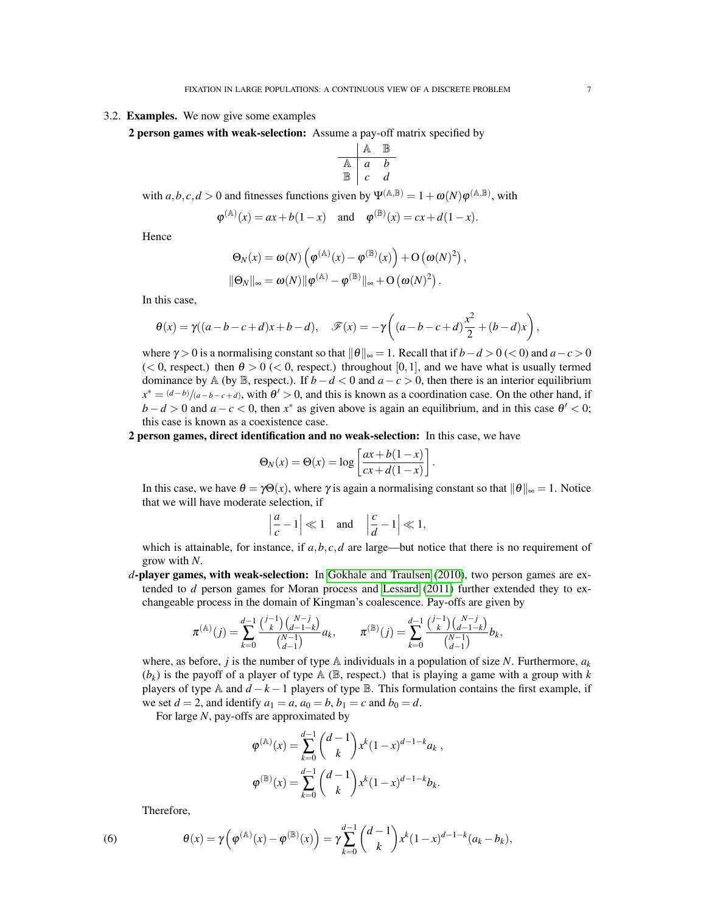### 3.2. Examples.

We now give some examples

**2 person games with weak-selection:** Assume a pay-off matrix specified by

|  | $\mathbb{A}$ | $\mathbb{B}$ |
|---|---|---|
| $\mathbb{A}$ | $a$ | $b$ |
| $\mathbb{B}$ | $c$ | $d$ |

with $a,b,c,d>0$ and fitnesses functions given by $\Psi^{(\mathbb{A},\mathbb{B})}=1+\omega(N)\varphi^{(\mathbb{A},\mathbb{B})}$, with

$$\varphi^{(\mathbb{A})}(x)=ax+b(1-x)\quad\text{and}\quad\varphi^{(\mathbb{B})}(x)=cx+d(1-x).$$

Hence

$$\Theta_N(x)=\omega(N)\left(\varphi^{(\mathbb{A})}(x)-\varphi^{(\mathbb{B})}(x)\right)+\mathrm{O}\left(\omega(N)^2\right),$$
$$\|\Theta_N\|_\infty=\omega(N)\|\varphi^{(\mathbb{A})}-\varphi^{(\mathbb{B})}\|_\infty+\mathrm{O}\left(\omega(N)^2\right).$$

In this case,

$$\theta(x)=\gamma((a-b-c+d)x+b-d),\quad\mathscr{F}(x)=-\gamma\left((a-b-c+d)\frac{x^2}{2}+(b-d)x\right),$$

where $\gamma>0$ is a normalising constant so that $\|\theta\|_\infty=1$. Recall that if $b-d>0$ ($<0$) and $a-c>0$ ($<0$, respect.) then $\theta>0$ ($<0$, respect.) throughout $[0,1]$, and we have what is usually termed dominance by $\mathbb{A}$ (by $\mathbb{B}$, respect.). If $b-d<0$ and $a-c>0$, then there is an interior equilibrium $x^*={(d-b)}/{(a-b-c+d)}$, with $\theta'>0$, and this is known as a coordination case. On the other hand, if $b-d>0$ and $a-c<0$, then $x^*$ as given above is again an equilibrium, and in this case $\theta'<0$; this case is known as a coexistence case.

**2 person games, direct identification and no weak-selection:** In this case, we have

$$\Theta_N(x)=\Theta(x)=\log\left[\frac{ax+b(1-x)}{cx+d(1-x)}\right].$$

In this case, we have $\theta=\gamma\Theta(x)$, where $\gamma$ is again a normalising constant so that $\|\theta\|_\infty=1$. Notice that we will have moderate selection, if

$$\left|\frac{a}{c}-1\right|\ll 1\quad\text{and}\quad\left|\frac{c}{d}-1\right|\ll 1,$$

which is attainable, for instance, if $a,b,c,d$ are large—but notice that there is no requirement of grow with $N$.

**$d$-player games, with weak-selection:** In Gokhale and Traulsen (2010), two person games are extended to $d$ person games for Moran process and Lessard (2011) further extended they to exchangeable process in the domain of Kingman's coalescence. Pay-offs are given by

$$\pi^{(\mathbb{A})}(j)=\sum_{k=0}^{d-1}\frac{\binom{j-1}{k}\binom{N-j}{d-1-k}}{\binom{N-1}{d-1}}a_k,\qquad\pi^{(\mathbb{B})}(j)=\sum_{k=0}^{d-1}\frac{\binom{j-1}{k}\binom{N-j}{d-1-k}}{\binom{N-1}{d-1}}b_k,$$

where, as before, $j$ is the number of type $\mathbb{A}$ individuals in a population of size $N$. Furthermore, $a_k$ ($b_k$) is the payoff of a player of type $\mathbb{A}$ ($\mathbb{B}$, respect.) that is playing a game with a group with $k$ players of type $\mathbb{A}$ and $d-k-1$ players of type $\mathbb{B}$. This formulation contains the first example, if we set $d=2$, and identify $a_1=a$, $a_0=b$, $b_1=c$ and $b_0=d$.

For large $N$, pay-offs are approximated by

$$\varphi^{(\mathbb{A})}(x)=\sum_{k=0}^{d-1}\binom{d-1}{k}x^k(1-x)^{d-1-k}a_k\,,$$
$$\varphi^{(\mathbb{B})}(x)=\sum_{k=0}^{d-1}\binom{d-1}{k}x^k(1-x)^{d-1-k}b_k.$$

Therefore,

$$\theta(x)=\gamma\left(\varphi^{(\mathbb{A})}(x)-\varphi^{(\mathbb{B})}(x)\right)=\gamma\sum_{k=0}^{d-1}\binom{d-1}{k}x^k(1-x)^{d-1-k}(a_k-b_k),\tag{6}$$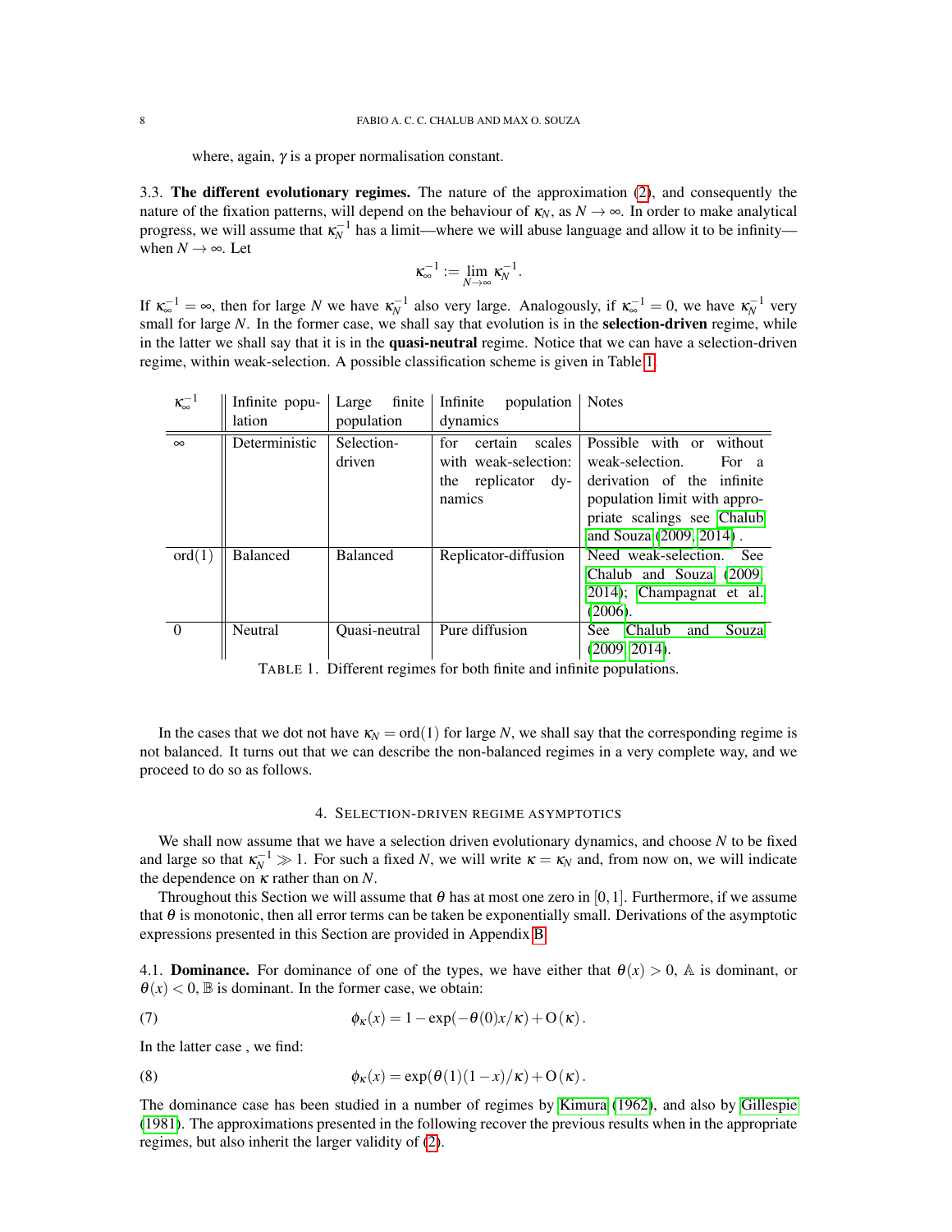where, again, $\gamma$ is a proper normalisation constant.

3.3. **The different evolutionary regimes.** The nature of the approximation (2), and consequently the nature of the fixation patterns, will depend on the behaviour of $\kappa_N$, as $N \to \infty$. In order to make analytical progress, we will assume that $\kappa_N^{-1}$ has a limit—where we will abuse language and allow it to be infinity—when $N \to \infty$. Let

$$\kappa_\infty^{-1} := \lim_{N\to\infty} \kappa_N^{-1}.$$

If $\kappa_\infty^{-1} = \infty$, then for large $N$ we have $\kappa_N^{-1}$ also very large. Analogously, if $\kappa_\infty^{-1} = 0$, we have $\kappa_N^{-1}$ very small for large $N$. In the former case, we shall say that evolution is in the **selection-driven** regime, while in the latter we shall say that it is in the **quasi-neutral** regime. Notice that we can have a selection-driven regime, within weak-selection. A possible classification scheme is given in Table 1.

| $\kappa_\infty^{-1}$ | Infinite population | Large finite population | Infinite population dynamics | Notes |
|---|---|---|---|---|
| $\infty$ | Deterministic | Selection-driven | for certain scales with weak-selection: the replicator dynamics | Possible with or without weak-selection. For a derivation of the infinite population limit with appropriate scalings see Chalub and Souza (2009, 2014) . |
| $\mathrm{ord}(1)$ | Balanced | Balanced | Replicator-diffusion | Need weak-selection. See Chalub and Souza (2009, 2014); Champagnat et al. (2006). |
| 0 | Neutral | Quasi-neutral | Pure diffusion | See Chalub and Souza (2009, 2014). |

TABLE 1. Different regimes for both finite and infinite populations.

In the cases that we dot not have $\kappa_N = \mathrm{ord}(1)$ for large $N$, we shall say that the corresponding regime is not balanced. It turns out that we can describe the non-balanced regimes in a very complete way, and we proceed to do so as follows.

## 4. Selection-driven regime asymptotics

We shall now assume that we have a selection driven evolutionary dynamics, and choose $N$ to be fixed and large so that $\kappa_N^{-1} \gg 1$. For such a fixed $N$, we will write $\kappa = \kappa_N$ and, from now on, we will indicate the dependence on $\kappa$ rather than on $N$.

Throughout this Section we will assume that $\theta$ has at most one zero in $[0,1]$. Furthermore, if we assume that $\theta$ is monotonic, then all error terms can be taken be exponentially small. Derivations of the asymptotic expressions presented in this Section are provided in Appendix B.

4.1. **Dominance.** For dominance of one of the types, we have either that $\theta(x) > 0$, $\mathbb{A}$ is dominant, or $\theta(x) < 0$, $\mathbb{B}$ is dominant. In the former case, we obtain:

$$\phi_\kappa(x) = 1 - \exp(-\theta(0)x/\kappa) + \mathrm{O}(\kappa). \tag{7}$$

In the latter case , we find:

$$\phi_\kappa(x) = \exp(\theta(1)(1-x)/\kappa) + \mathrm{O}(\kappa). \tag{8}$$

The dominance case has been studied in a number of regimes by Kimura (1962), and also by Gillespie (1981). The approximations presented in the following recover the previous results when in the appropriate regimes, but also inherit the larger validity of (2).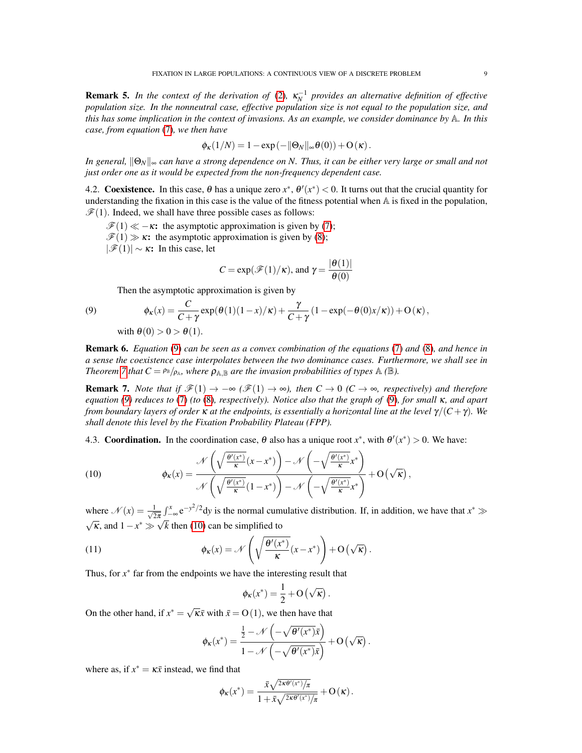**Remark 5.** *In the context of the derivation of (2), $\kappa_N^{-1}$ provides an alternative definition of effective population size. In the nonneutral case, effective population size is not equal to the population size, and this has some implication in the context of invasions. As an example, we consider dominance by $\mathbb{A}$. In this case, from equation (7), we then have*

$$\phi_\kappa(1/N) = 1 - \exp\left(-\|\Theta_N\|_\infty \theta(0)\right) + \mathrm{O}(\kappa).$$

*In general, $\|\Theta_N\|_\infty$ can have a strong dependence on $N$. Thus, it can be either very large or small and not just order one as it would be expected from the non-frequency dependent case.*

## 4.2. Coexistence.

In this case, $\theta$ has a unique zero $x^*$, $\theta'(x^*) < 0$. It turns out that the crucial quantity for understanding the fixation in this case is the value of the fitness potential when $\mathbb{A}$ is fixed in the population, $\mathscr{F}(1)$. Indeed, we shall have three possible cases as follows:

**$\mathscr{F}(1) \ll -\kappa$:** the asymptotic approximation is given by (7);

**$\mathscr{F}(1) \gg \kappa$:** the asymptotic approximation is given by (8);

**$|\mathscr{F}(1)| \sim \kappa$:** In this case, let

$$C = \exp(\mathscr{F}(1)/\kappa), \text{ and } \gamma = \frac{|\theta(1)|}{\theta(0)}$$

Then the asymptotic approximation is given by

$$\phi_\kappa(x) = \frac{C}{C+\gamma}\exp(\theta(1)(1-x)/\kappa) + \frac{\gamma}{C+\gamma}\left(1 - \exp(-\theta(0)x/\kappa)\right) + \mathrm{O}(\kappa), \tag{9}$$

with $\theta(0) > 0 > \theta(1)$.

**Remark 6.** *Equation (9) can be seen as a convex combination of the equations (7) and (8), and hence in a sense the coexistence case interpolates between the two dominance cases. Furthermore, we shall see in Theorem 7 that $C = \rho_{\mathbb{B}}/\rho_{\mathbb{A}}$, where $\rho_{\mathbb{A},\mathbb{B}}$ are the invasion probabilities of types $\mathbb{A}$ ($\mathbb{B}$).*

**Remark 7.** *Note that if $\mathscr{F}(1) \to -\infty$ ($\mathscr{F}(1) \to \infty$), then $C \to 0$ ($C \to \infty$, respectively) and therefore equation (9) reduces to (7) (to (8), respectively). Notice also that the graph of (9), for small $\kappa$, and apart from boundary layers of order $\kappa$ at the endpoints, is essentially a horizontal line at the level $\gamma/(C+\gamma)$. We shall denote this level by the Fixation Probability Plateau (FPP).*

## 4.3. Coordination.

In the coordination case, $\theta$ also has a unique root $x^*$, with $\theta'(x^*) > 0$. We have:

$$\phi_\kappa(x) = \frac{\mathscr{N}\left(\sqrt{\frac{\theta'(x^*)}{\kappa}}(x - x^*)\right) - \mathscr{N}\left(-\sqrt{\frac{\theta'(x^*)}{\kappa}}x^*\right)}{\mathscr{N}\left(\sqrt{\frac{\theta'(x^*)}{\kappa}}(1 - x^*)\right) - \mathscr{N}\left(-\sqrt{\frac{\theta'(x^*)}{\kappa}}x^*\right)} + \mathrm{O}\left(\sqrt{\kappa}\right), \tag{10}$$

where $\mathscr{N}(x) = \frac{1}{\sqrt{2\pi}}\int_{-\infty}^{x} \mathrm{e}^{-y^2/2}\mathrm{d}y$ is the normal cumulative distribution. If, in addition, we have that $x^* \gg \sqrt{\kappa}$, and $1 - x^* \gg \sqrt{k}$ then (10) can be simplified to

$$\phi_\kappa(x) = \mathscr{N}\left(\sqrt{\frac{\theta'(x^*)}{\kappa}}(x - x^*)\right) + \mathrm{O}\left(\sqrt{\kappa}\right). \tag{11}$$

Thus, for $x^*$ far from the endpoints we have the interesting result that

$$\phi_\kappa(x^*) = \frac{1}{2} + \mathrm{O}\left(\sqrt{\kappa}\right).$$

On the other hand, if $x^* = \sqrt{\kappa}\bar{x}$ with $\bar{x} = \mathrm{O}(1)$, we then have that

$$\phi_\kappa(x^*) = \frac{\frac{1}{2} - \mathscr{N}\left(-\sqrt{\theta'(x^*)}\bar{x}\right)}{1 - \mathscr{N}\left(-\sqrt{\theta'(x^*)}\bar{x}\right)} + \mathrm{O}\left(\sqrt{\kappa}\right).$$

where as, if $x^* = \kappa\bar{x}$ instead, we find that

$$\phi_\kappa(x^*) = \frac{\bar{x}\sqrt{2\kappa\theta'(x^*)/\pi}}{1 + \bar{x}\sqrt{2\kappa\theta'(x^*)/\pi}} + \mathrm{O}(\kappa).$$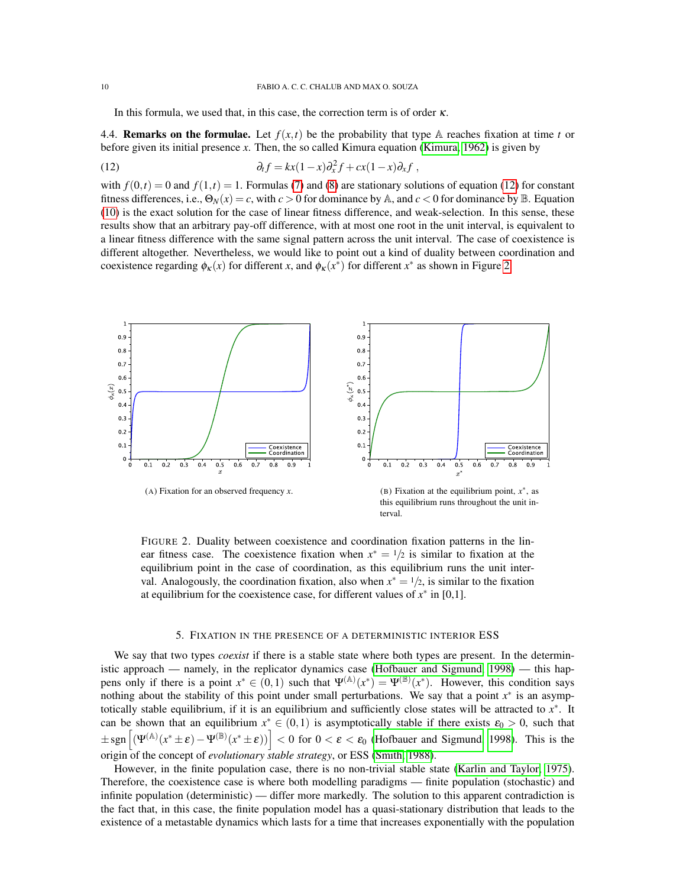In this formula, we used that, in this case, the correction term is of order $\kappa$.

4.4. **Remarks on the formulae.** Let $f(x,t)$ be the probability that type $\mathbb{A}$ reaches fixation at time $t$ or before given its initial presence $x$. Then, the so called Kimura equation (Kimura, 1962) is given by

$$\partial_t f = kx(1-x)\partial_x^2 f + cx(1-x)\partial_x f \,, \tag{12}$$

with $f(0,t) = 0$ and $f(1,t) = 1$. Formulas (7) and (8) are stationary solutions of equation (12) for constant fitness differences, i.e., $\Theta_N(x) = c$, with $c > 0$ for dominance by $\mathbb{A}$, and $c < 0$ for dominance by $\mathbb{B}$. Equation (10) is the exact solution for the case of linear fitness difference, and weak-selection. In this sense, these results show that an arbitrary pay-off difference, with at most one root in the unit interval, is equivalent to a linear fitness difference with the same signal pattern across the unit interval. The case of coexistence is different altogether. Nevertheless, we would like to point out a kind of duality between coordination and coexistence regarding $\phi_\kappa(x)$ for different $x$, and $\phi_\kappa(x^*)$ for different $x^*$ as shown in Figure 2.

(A) Fixation for an observed frequency $x$.

(B) Fixation at the equilibrium point, $x^*$, as this equilibrium runs throughout the unit interval.

FIGURE 2. Duality between coexistence and coordination fixation patterns in the linear fitness case. The coexistence fixation when $x^* = 1/2$ is similar to fixation at the equilibrium point in the case of coordination, as this equilibrium runs the unit interval. Analogously, the coordination fixation, also when $x^* = 1/2$, is similar to the fixation at equilibrium for the coexistence case, for different values of $x^*$ in [0,1].

## 5. Fixation in the presence of a deterministic interior ESS

We say that two types *coexist* if there is a stable state where both types are present. In the deterministic approach — namely, in the replicator dynamics case (Hofbauer and Sigmund, 1998) — this happens only if there is a point $x^* \in (0,1)$ such that $\Psi^{(\mathbb{A})}(x^*) = \Psi^{(\mathbb{B})}(x^*)$. However, this condition says nothing about the stability of this point under small perturbations. We say that a point $x^*$ is an asymptotically stable equilibrium, if it is an equilibrium and sufficiently close states will be attracted to $x^*$. It can be shown that an equilibrium $x^* \in (0,1)$ is asymptotically stable if there exists $\varepsilon_0 > 0$, such that $\pm\,\mathrm{sgn}\left[(\Psi^{(\mathbb{A})}(x^* \pm \varepsilon) - \Psi^{(\mathbb{B})}(x^* \pm \varepsilon))\right] < 0$ for $0 < \varepsilon < \varepsilon_0$ (Hofbauer and Sigmund, 1998). This is the origin of the concept of *evolutionary stable strategy*, or ESS (Smith, 1988).

However, in the finite population case, there is no non-trivial stable state (Karlin and Taylor, 1975). Therefore, the coexistence case is where both modelling paradigms — finite population (stochastic) and infinite population (deterministic) — differ more markedly. The solution to this apparent contradiction is the fact that, in this case, the finite population model has a quasi-stationary distribution that leads to the existence of a metastable dynamics which lasts for a time that increases exponentially with the population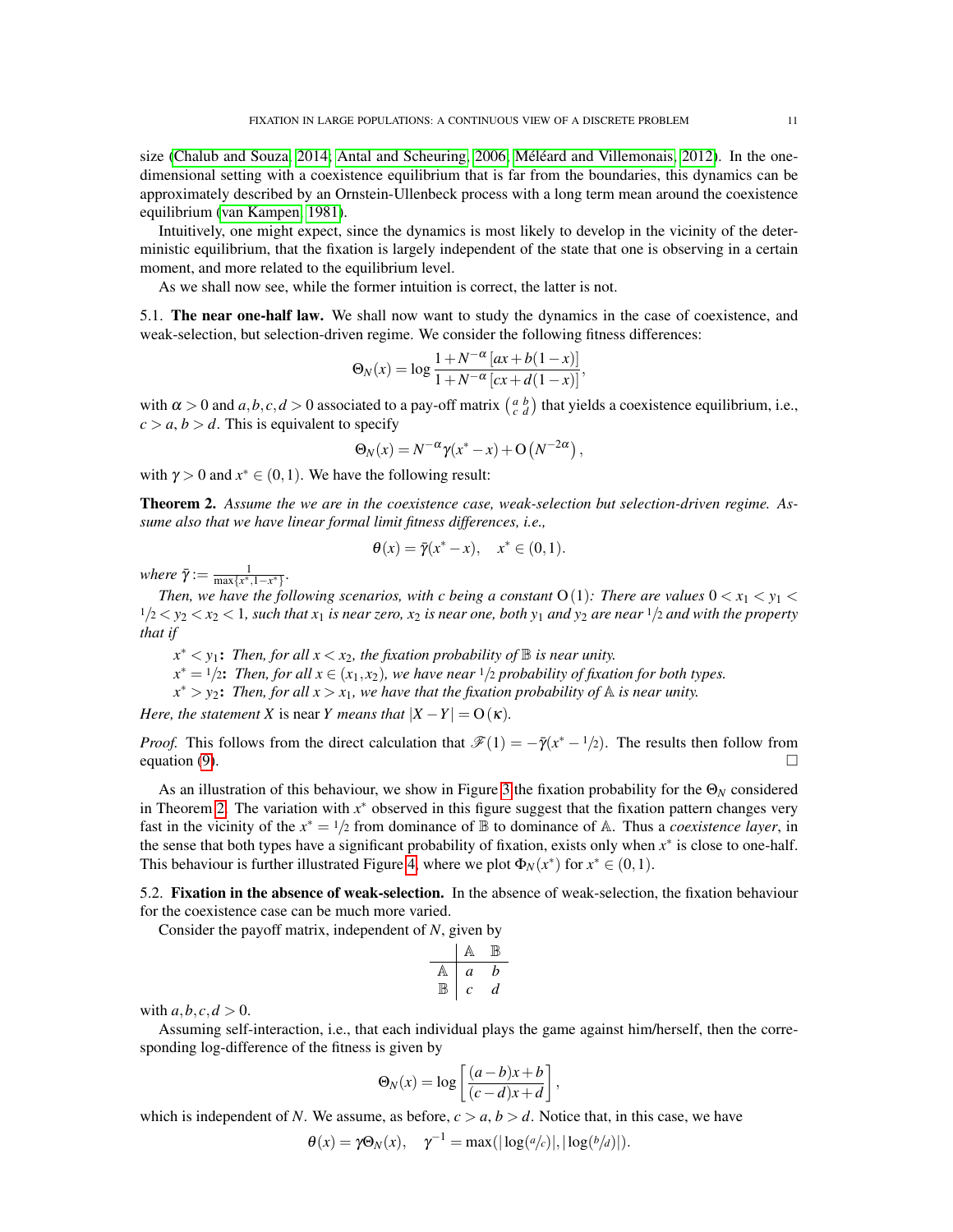size (Chalub and Souza, 2014; Antal and Scheuring, 2006; Méléard and Villemonais, 2012). In the one-dimensional setting with a coexistence equilibrium that is far from the boundaries, this dynamics can be approximately described by an Ornstein-Ullenbeck process with a long term mean around the coexistence equilibrium (van Kampen, 1981).

Intuitively, one might expect, since the dynamics is most likely to develop in the vicinity of the deterministic equilibrium, that the fixation is largely independent of the state that one is observing in a certain moment, and more related to the equilibrium level.

As we shall now see, while the former intuition is correct, the latter is not.

### 5.1. The near one-half law.

We shall now want to study the dynamics in the case of coexistence, and weak-selection, but selection-driven regime. We consider the following fitness differences:

$$\Theta_N(x) = \log \frac{1 + N^{-\alpha}\left[ax + b(1-x)\right]}{1 + N^{-\alpha}\left[cx + d(1-x)\right]},$$

with $\alpha > 0$ and $a,b,c,d > 0$ associated to a pay-off matrix $\left(\begin{smallmatrix} a & b \\ c & d \end{smallmatrix}\right)$ that yields a coexistence equilibrium, i.e., $c > a$, $b > d$. This is equivalent to specify

$$\Theta_N(x) = N^{-\alpha}\gamma(x^* - x) + \mathrm{O}\left(N^{-2\alpha}\right),$$

with $\gamma > 0$ and $x^* \in (0,1)$. We have the following result:

**Theorem 2.** *Assume the we are in the coexistence case, weak-selection but selection-driven regime. Assume also that we have linear formal limit fitness differences, i.e.,*

$$\theta(x) = \bar{\gamma}(x^* - x), \quad x^* \in (0,1).$$

*where* $\bar{\gamma} := \frac{1}{\max\{x^*, 1-x^*\}}$.

*Then, we have the following scenarios, with c being a constant* $\mathrm{O}(1)$*: There are values* $0 < x_1 < y_1 < 1/2 < y_2 < x_2 < 1$*, such that* $x_1$ *is near zero,* $x_2$ *is near one, both* $y_1$ *and* $y_2$ *are near* $1/2$ *and with the property that if*

- $x^* < y_1$**:** *Then, for all* $x < x_2$*, the fixation probability of* $\mathbb{B}$ *is near unity.*
- $x^* = 1/2$**:** *Then, for all* $x \in (x_1, x_2)$*, we have near* $1/2$ *probability of fixation for both types.*
- $x^* > y_2$**:** *Then, for all* $x > x_1$*, we have that the fixation probability of* $\mathbb{A}$ *is near unity.*

*Here, the statement X* is near *Y means that* $|X - Y| = \mathrm{O}(\kappa)$.

*Proof.* This follows from the direct calculation that $\mathscr{F}(1) = -\bar{\gamma}(x^* - 1/2)$. The results then follow from equation (9). $\square$

As an illustration of this behaviour, we show in Figure 3 the fixation probability for the $\Theta_N$ considered in Theorem 2. The variation with $x^*$ observed in this figure suggest that the fixation pattern changes very fast in the vicinity of the $x^* = 1/2$ from dominance of $\mathbb{B}$ to dominance of $\mathbb{A}$. Thus a *coexistence layer*, in the sense that both types have a significant probability of fixation, exists only when $x^*$ is close to one-half. This behaviour is further illustrated Figure 4, where we plot $\Phi_N(x^*)$ for $x^* \in (0,1)$.

### 5.2. Fixation in the absence of weak-selection.

In the absence of weak-selection, the fixation behaviour for the coexistence case can be much more varied.

Consider the payoff matrix, independent of $N$, given by

| | $\mathbb{A}$ | $\mathbb{B}$ |
|---|---|---|
| $\mathbb{A}$ | $a$ | $b$ |
| $\mathbb{B}$ | $c$ | $d$ |

with $a,b,c,d > 0$.

Assuming self-interaction, i.e., that each individual plays the game against him/herself, then the corresponding log-difference of the fitness is given by

$$\Theta_N(x) = \log\left[\frac{(a-b)x + b}{(c-d)x + d}\right],$$

which is independent of $N$. We assume, as before, $c > a$, $b > d$. Notice that, in this case, we have

$$\theta(x) = \gamma\Theta_N(x), \quad \gamma^{-1} = \max(|\log(a/c)|, |\log(b/d)|).$$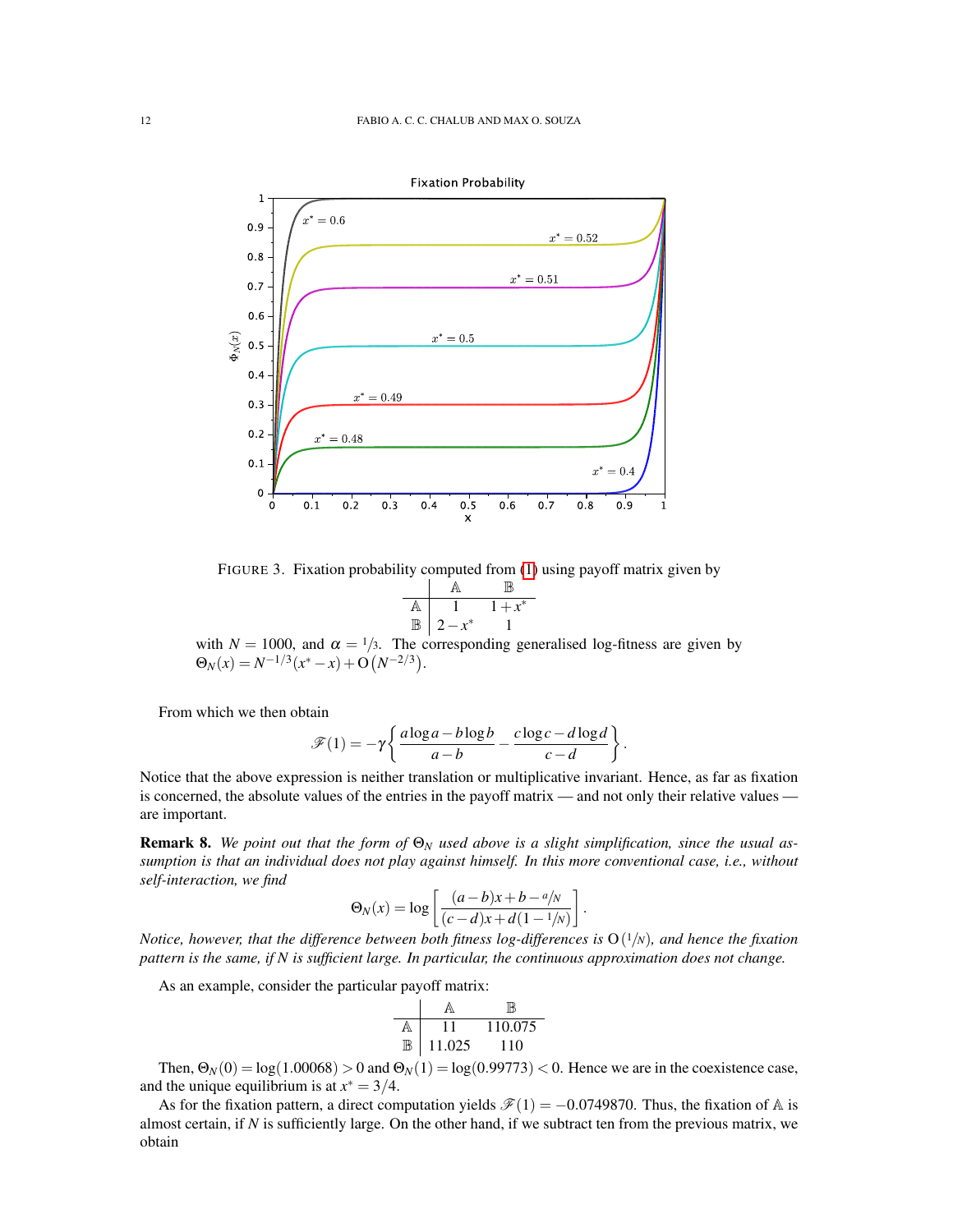FIGURE 3. Fixation probability computed from (1) using payoff matrix given by

| | $\mathbb{A}$ | $\mathbb{B}$ |
|---|---|---|
| $\mathbb{A}$ | $1$ | $1+x^*$ |
| $\mathbb{B}$ | $2-x^*$ | $1$ |

with $N=1000$, and $\alpha = 1/3$. The corresponding generalised log-fitness are given by $\Theta_N(x) = N^{-1/3}(x^*-x) + \mathrm{O}\left(N^{-2/3}\right)$.

From which we then obtain

$$\mathscr{F}(1) = -\gamma\left\{\frac{a\log a - b\log b}{a-b} - \frac{c\log c - d\log d}{c-d}\right\}.$$

Notice that the above expression is neither translation or multiplicative invariant. Hence, as far as fixation is concerned, the absolute values of the entries in the payoff matrix — and not only their relative values — are important.

**Remark 8.** *We point out that the form of $\Theta_N$ used above is a slight simplification, since the usual assumption is that an individual does not play against himself. In this more conventional case, i.e., without self-interaction, we find*

$$\Theta_N(x) = \log\left[\frac{(a-b)x + b - a/N}{(c-d)x + d(1-1/N)}\right].$$

*Notice, however, that the difference between both fitness log-differences is $\mathrm{O}(1/N)$, and hence the fixation pattern is the same, if $N$ is sufficient large. In particular, the continuous approximation does not change.*

As an example, consider the particular payoff matrix:

| | $\mathbb{A}$ | $\mathbb{B}$ |
|---|---|---|
| $\mathbb{A}$ | 11 | 110.075 |
| $\mathbb{B}$ | 11.025 | 110 |

Then, $\Theta_N(0) = \log(1.00068) > 0$ and $\Theta_N(1) = \log(0.99773) < 0$. Hence we are in the coexistence case, and the unique equilibrium is at $x^* = 3/4$.

As for the fixation pattern, a direct computation yields $\mathscr{F}(1) = -0.0749870$. Thus, the fixation of $\mathbb{A}$ is almost certain, if $N$ is sufficiently large. On the other hand, if we subtract ten from the previous matrix, we obtain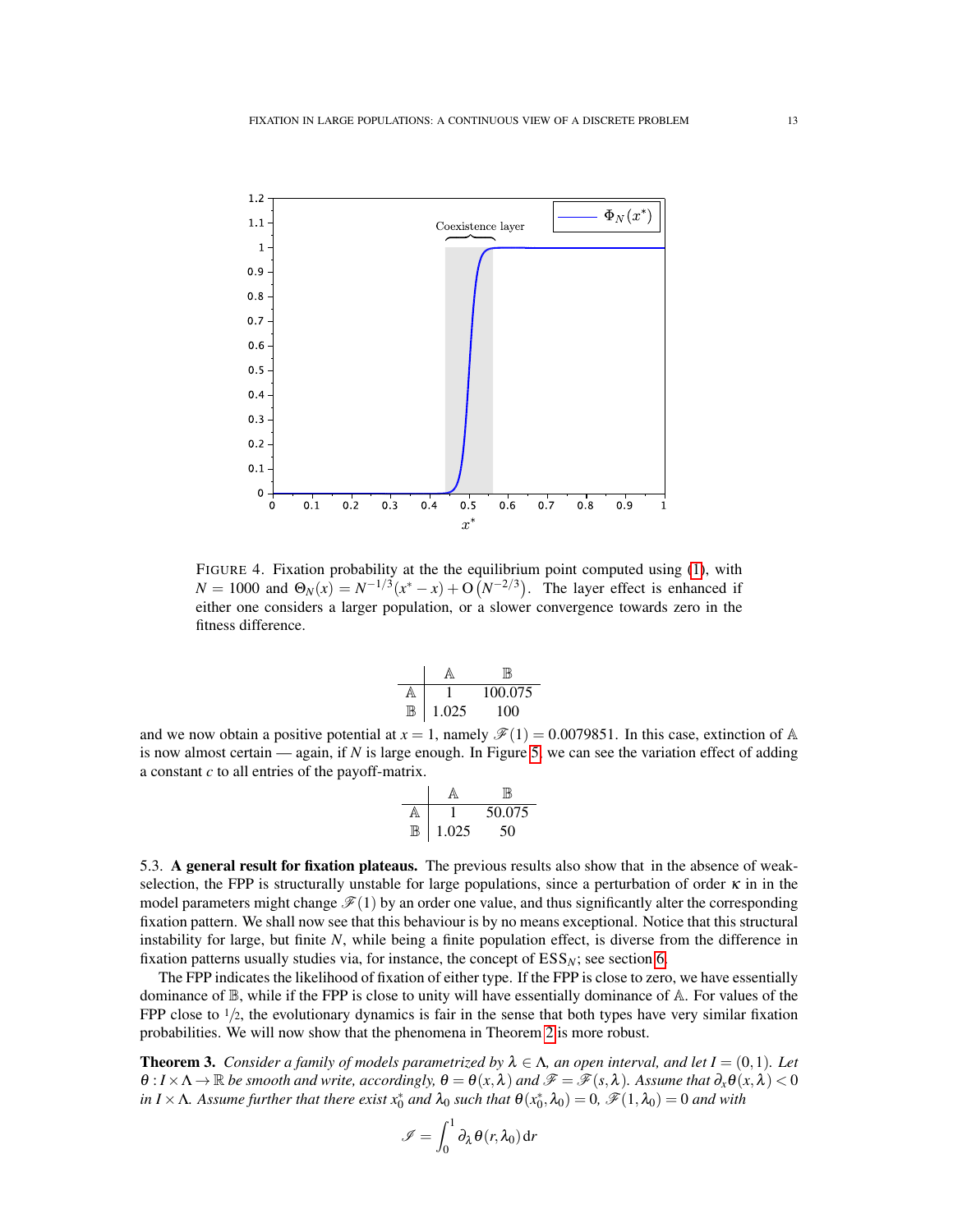FIGURE 4. Fixation probability at the the equilibrium point computed using (1), with $N = 1000$ and $\Theta_N(x) = N^{-1/3}(x^* - x) + \mathrm{O}\left(N^{-2/3}\right)$. The layer effect is enhanced if either one considers a larger population, or a slower convergence towards zero in the fitness difference.

| | $\mathbb{A}$ | $\mathbb{B}$ |
|---|---|---|
| $\mathbb{A}$ | 1 | 100.075 |
| $\mathbb{B}$ | 1.025 | 100 |

and we now obtain a positive potential at $x = 1$, namely $\mathscr{F}(1) = 0.0079851$. In this case, extinction of $\mathbb{A}$ is now almost certain — again, if $N$ is large enough. In Figure 5, we can see the variation effect of adding a constant $c$ to all entries of the payoff-matrix.

| | $\mathbb{A}$ | $\mathbb{B}$ |
|---|---|---|
| $\mathbb{A}$ | 1 | 50.075 |
| $\mathbb{B}$ | 1.025 | 50 |

### 5.3. A general result for fixation plateaus.

The previous results also show that in the absence of weak-selection, the FPP is structurally unstable for large populations, since a perturbation of order $\kappa$ in in the model parameters might change $\mathscr{F}(1)$ by an order one value, and thus significantly alter the corresponding fixation pattern. We shall now see that this behaviour is by no means exceptional. Notice that this structural instability for large, but finite $N$, while being a finite population effect, is diverse from the difference in fixation patterns usually studies via, for instance, the concept of $\mathrm{ESS}_N$; see section 6.

The FPP indicates the likelihood of fixation of either type. If the FPP is close to zero, we have essentially dominance of $\mathbb{B}$, while if the FPP is close to unity will have essentially dominance of $\mathbb{A}$. For values of the FPP close to $1/2$, the evolutionary dynamics is fair in the sense that both types have very similar fixation probabilities. We will now show that the phenomena in Theorem 2 is more robust.

**Theorem 3.** *Consider a family of models parametrized by $\lambda \in \Lambda$, an open interval, and let $I = (0,1)$. Let $\theta : I \times \Lambda \to \mathbb{R}$ be smooth and write, accordingly, $\theta = \theta(x,\lambda)$ and $\mathscr{F} = \mathscr{F}(s,\lambda)$. Assume that $\partial_x\theta(x,\lambda) < 0$ in $I \times \Lambda$. Assume further that there exist $x_0^*$ and $\lambda_0$ such that $\theta(x_0^*,\lambda_0) = 0$, $\mathscr{F}(1,\lambda_0) = 0$ and with*

$$\mathscr{I} = \int_0^1 \partial_\lambda \theta(r,\lambda_0)\,\mathrm{d}r$$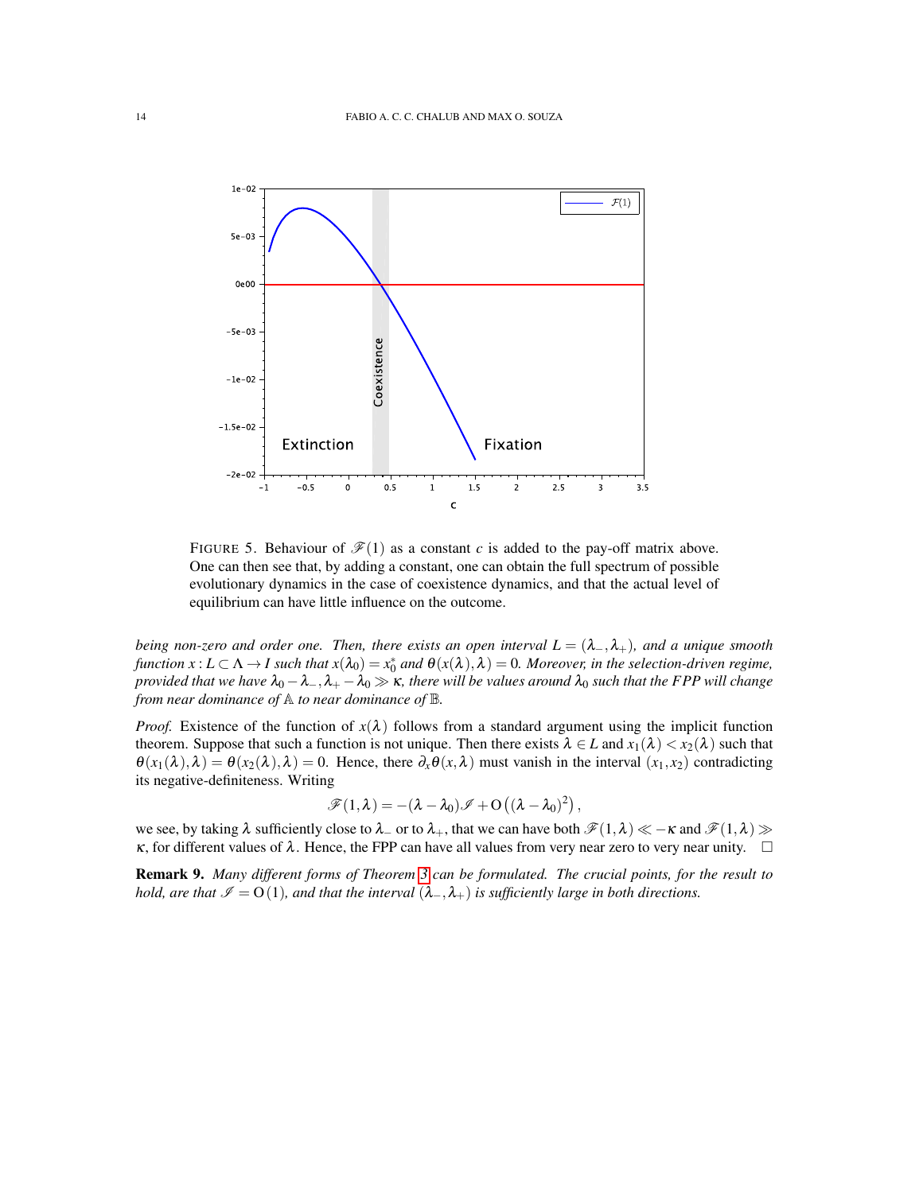FIGURE 5. Behaviour of $\mathscr{F}(1)$ as a constant $c$ is added to the pay-off matrix above. One can then see that, by adding a constant, one can obtain the full spectrum of possible evolutionary dynamics in the case of coexistence dynamics, and that the actual level of equilibrium can have little influence on the outcome.

*being non-zero and order one. Then, there exists an open interval $L = (\lambda_-, \lambda_+)$, and a unique smooth function $x : L \subset \Lambda \to I$ such that $x(\lambda_0) = x_0^*$ and $\theta(x(\lambda), \lambda) = 0$. Moreover, in the selection-driven regime, provided that we have $\lambda_0 - \lambda_-, \lambda_+ - \lambda_0 \gg \kappa$, there will be values around $\lambda_0$ such that the FPP will change from near dominance of $\mathbb{A}$ to near dominance of $\mathbb{B}$.*

*Proof.* Existence of the function of $x(\lambda)$ follows from a standard argument using the implicit function theorem. Suppose that such a function is not unique. Then there exists $\lambda \in L$ and $x_1(\lambda) < x_2(\lambda)$ such that $\theta(x_1(\lambda), \lambda) = \theta(x_2(\lambda), \lambda) = 0$. Hence, there $\partial_x \theta(x, \lambda)$ must vanish in the interval $(x_1, x_2)$ contradicting its negative-definiteness. Writing

$$\mathscr{F}(1, \lambda) = -(\lambda - \lambda_0)\mathscr{I} + \mathrm{O}\left((\lambda - \lambda_0)^2\right),$$

we see, by taking $\lambda$ sufficiently close to $\lambda_-$ or to $\lambda_+$, that we can have both $\mathscr{F}(1, \lambda) \ll -\kappa$ and $\mathscr{F}(1, \lambda) \gg \kappa$, for different values of $\lambda$. Hence, the FPP can have all values from very near zero to very near unity. $\square$

**Remark 9.** *Many different forms of Theorem 3 can be formulated. The crucial points, for the result to hold, are that $\mathscr{I} = \mathrm{O}(1)$, and that the interval $(\lambda_-, \lambda_+)$ is sufficiently large in both directions.*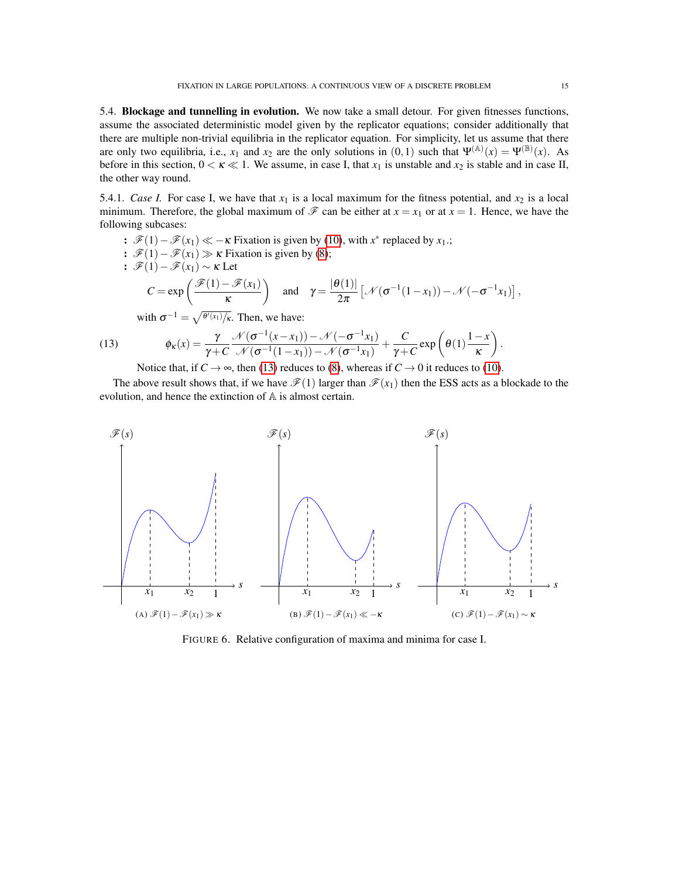5.4. **Blockage and tunnelling in evolution.** We now take a small detour. For given fitnesses functions, assume the associated deterministic model given by the replicator equations; consider additionally that there are multiple non-trivial equilibria in the replicator equation. For simplicity, let us assume that there are only two equilibria, i.e., $x_1$ and $x_2$ are the only solutions in $(0,1)$ such that $\Psi^{(\mathbb{A})}(x) = \Psi^{(\mathbb{B})}(x)$. As before in this section, $0 < \kappa \ll 1$. We assume, in case I, that $x_1$ is unstable and $x_2$ is stable and in case II, the other way round.

5.4.1. *Case I.* For case I, we have that $x_1$ is a local maximum for the fitness potential, and $x_2$ is a local minimum. Therefore, the global maximum of $\mathscr{F}$ can be either at $x = x_1$ or at $x = 1$. Hence, we have the following subcases:

- $\mathscr{F}(1) - \mathscr{F}(x_1) \ll -\kappa$ Fixation is given by (10), with $x^*$ replaced by $x_1$.;
- $\mathscr{F}(1) - \mathscr{F}(x_1) \gg \kappa$ Fixation is given by (8);
- $\mathscr{F}(1) - \mathscr{F}(x_1) \sim \kappa$ Let

$$C = \exp\left(\frac{\mathscr{F}(1) - \mathscr{F}(x_1)}{\kappa}\right) \quad \text{and} \quad \gamma = \frac{|\theta(1)|}{2\pi}\left[\mathscr{N}(\sigma^{-1}(1-x_1)) - \mathscr{N}(-\sigma^{-1}x_1)\right],$$

with $\sigma^{-1} = \sqrt{\theta'(x_1)/\kappa}$. Then, we have:

$$\phi_\kappa(x) = \frac{\gamma}{\gamma + C}\frac{\mathscr{N}(\sigma^{-1}(x-x_1)) - \mathscr{N}(-\sigma^{-1}x_1)}{\mathscr{N}(\sigma^{-1}(1-x_1)) - \mathscr{N}(\sigma^{-1}x_1)} + \frac{C}{\gamma + C}\exp\left(\theta(1)\frac{1-x}{\kappa}\right). \tag{13}$$

Notice that, if $C \to \infty$, then (13) reduces to (8), whereas if $C \to 0$ it reduces to (10).

The above result shows that, if we have $\mathscr{F}(1)$ larger than $\mathscr{F}(x_1)$ then the ESS acts as a blockade to the evolution, and hence the extinction of $\mathbb{A}$ is almost certain.

(A) $\mathscr{F}(1) - \mathscr{F}(x_1) \gg \kappa$ (B) $\mathscr{F}(1) - \mathscr{F}(x_1) \ll -\kappa$ (C) $\mathscr{F}(1) - \mathscr{F}(x_1) \sim \kappa$

FIGURE 6. Relative configuration of maxima and minima for case I.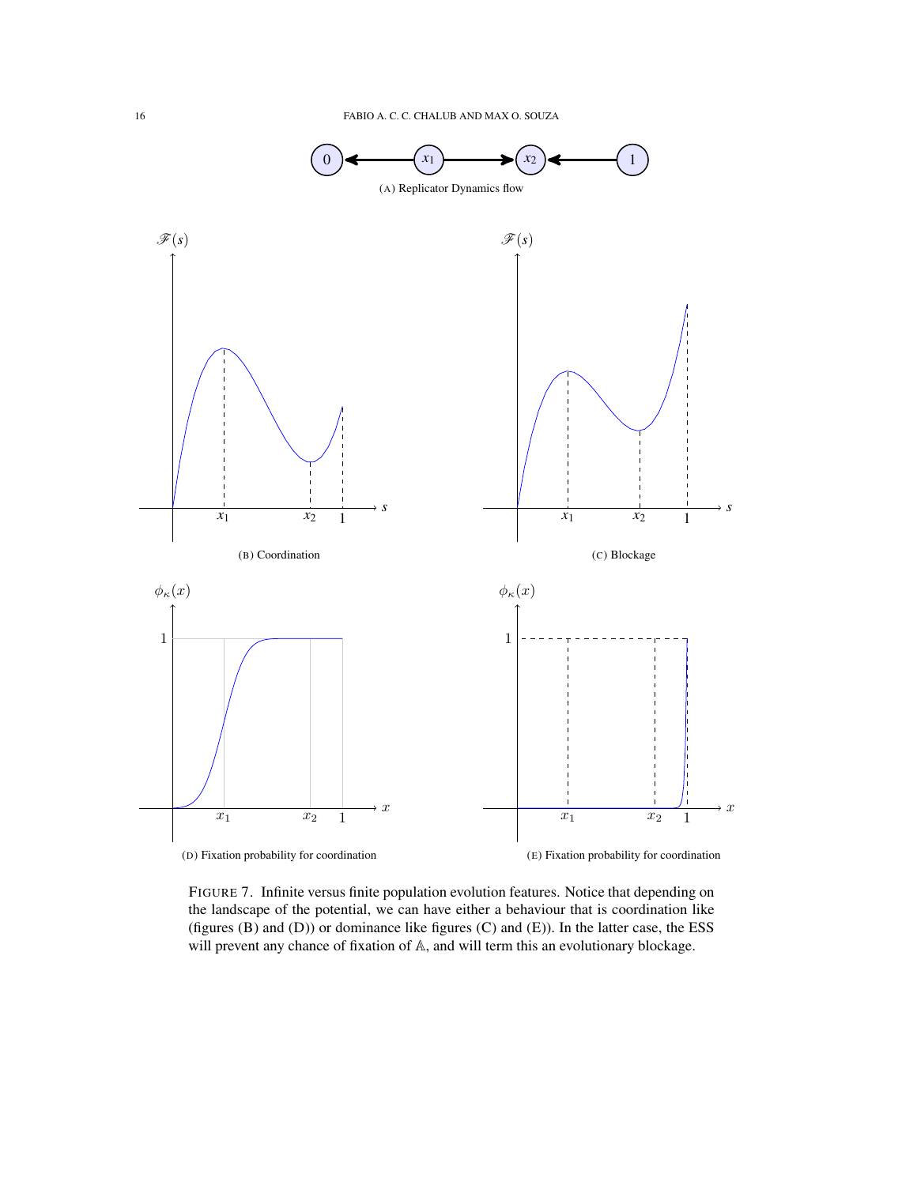(A) Replicator Dynamics flow

(B) Coordination

(C) Blockage

(D) Fixation probability for coordination

(E) Fixation probability for coordination

FIGURE 7. Infinite versus finite population evolution features. Notice that depending on the landscape of the potential, we can have either a behaviour that is coordination like (figures (B) and (D)) or dominance like figures (C) and (E)). In the latter case, the ESS will prevent any chance of fixation of $\mathbb{A}$, and will term this an evolutionary blockage.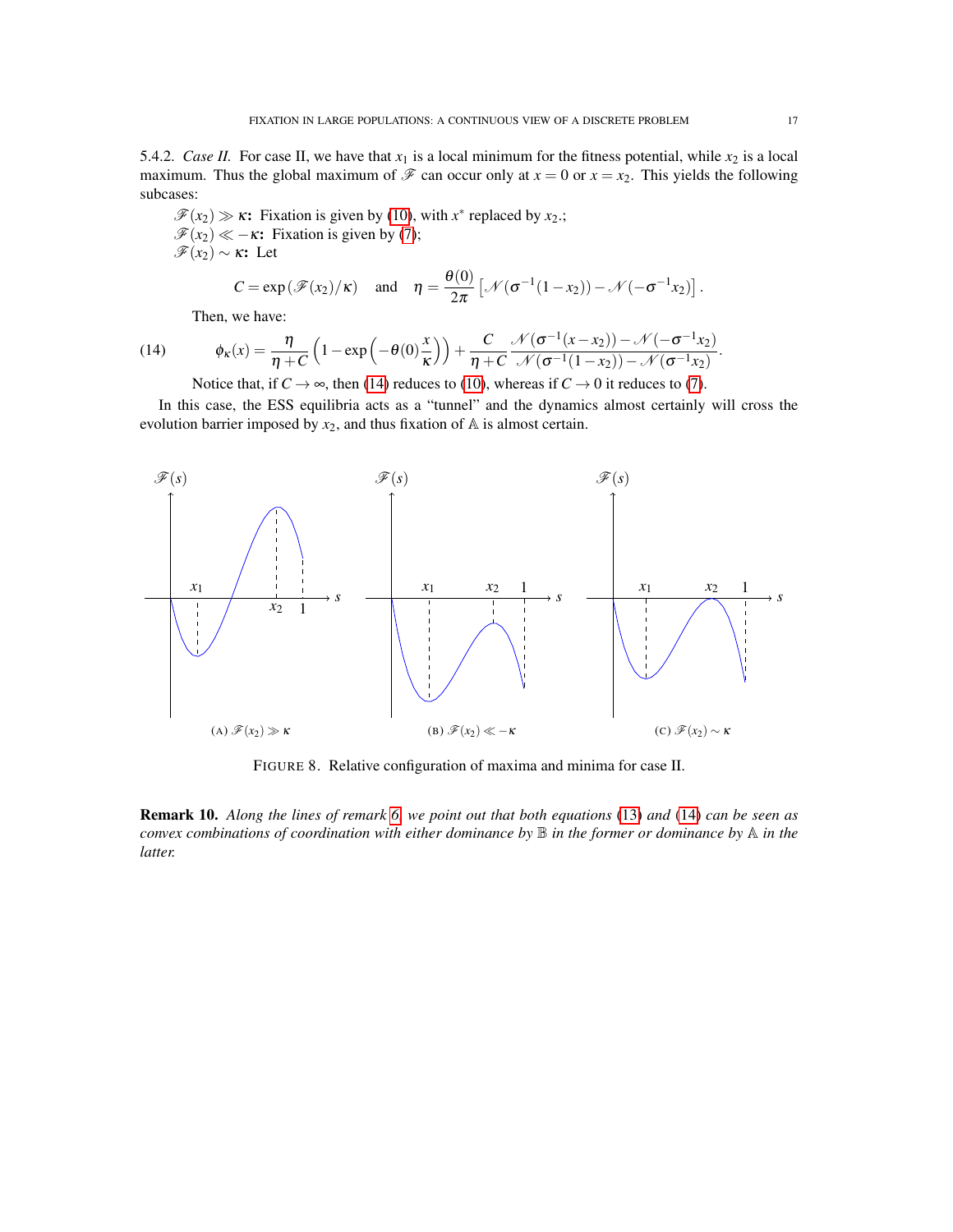5.4.2. *Case II.* For case II, we have that $x_1$ is a local minimum for the fitness potential, while $x_2$ is a local maximum. Thus the global maximum of $\mathscr{F}$ can occur only at $x = 0$ or $x = x_2$. This yields the following subcases:

$\mathscr{F}(x_2) \gg \kappa$**:** Fixation is given by (10), with $x^*$ replaced by $x_2$.;

$\mathscr{F}(x_2) \ll -\kappa$**:** Fixation is given by (7);

$\mathscr{F}(x_2) \sim \kappa$**:** Let

$$C = \exp\left(\mathscr{F}(x_2)/\kappa\right) \quad \text{and} \quad \eta = \frac{\theta(0)}{2\pi}\left[\mathscr{N}(\sigma^{-1}(1-x_2)) - \mathscr{N}(-\sigma^{-1}x_2)\right].$$

Then, we have:

$$\phi_\kappa(x) = \frac{\eta}{\eta + C}\left(1 - \exp\left(-\theta(0)\frac{x}{\kappa}\right)\right) + \frac{C}{\eta + C}\frac{\mathscr{N}(\sigma^{-1}(x-x_2)) - \mathscr{N}(-\sigma^{-1}x_2)}{\mathscr{N}(\sigma^{-1}(1-x_2)) - \mathscr{N}(\sigma^{-1}x_2)}. \tag{14}$$

Notice that, if $C \to \infty$, then (14) reduces to (10), whereas if $C \to 0$ it reduces to (7).

In this case, the ESS equilibria acts as a "tunnel" and the dynamics almost certainly will cross the evolution barrier imposed by $x_2$, and thus fixation of $\mathbb{A}$ is almost certain.

(A) $\mathscr{F}(x_2) \gg \kappa$ (B) $\mathscr{F}(x_2) \ll -\kappa$ (C) $\mathscr{F}(x_2) \sim \kappa$

FIGURE 8. Relative configuration of maxima and minima for case II.

**Remark 10.** *Along the lines of remark 6, we point out that both equations (13) and (14) can be seen as convex combinations of coordination with either dominance by $\mathbb{B}$ in the former or dominance by $\mathbb{A}$ in the latter.*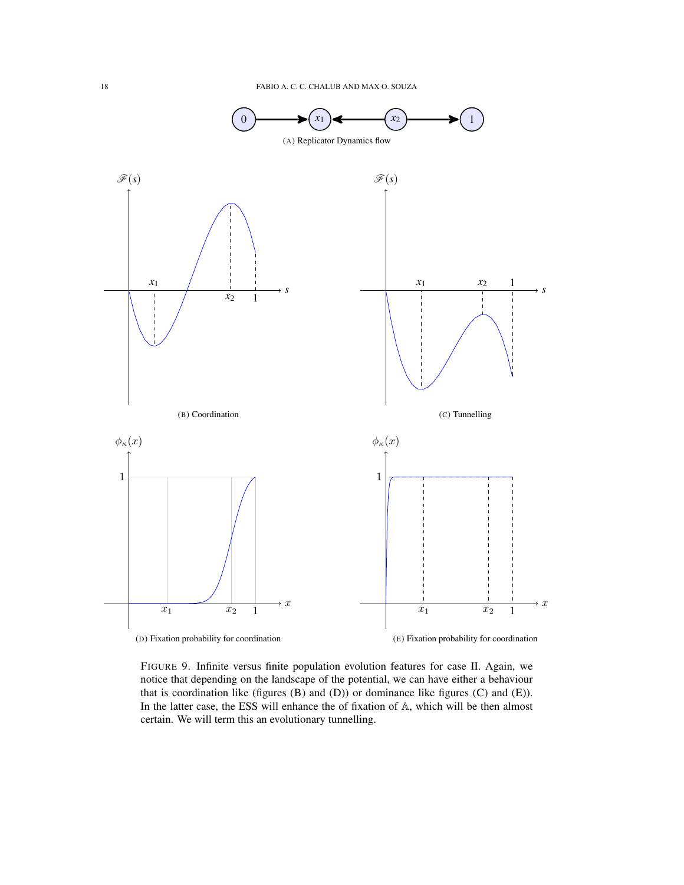(A) Replicator Dynamics flow

(B) Coordination

(C) Tunnelling

(D) Fixation probability for coordination

(E) Fixation probability for coordination

FIGURE 9. Infinite versus finite population evolution features for case II. Again, we notice that depending on the landscape of the potential, we can have either a behaviour that is coordination like (figures (B) and (D)) or dominance like figures (C) and (E)). In the latter case, the ESS will enhance the of fixation of $\mathbb{A}$, which will be then almost certain. We will term this an evolutionary tunnelling.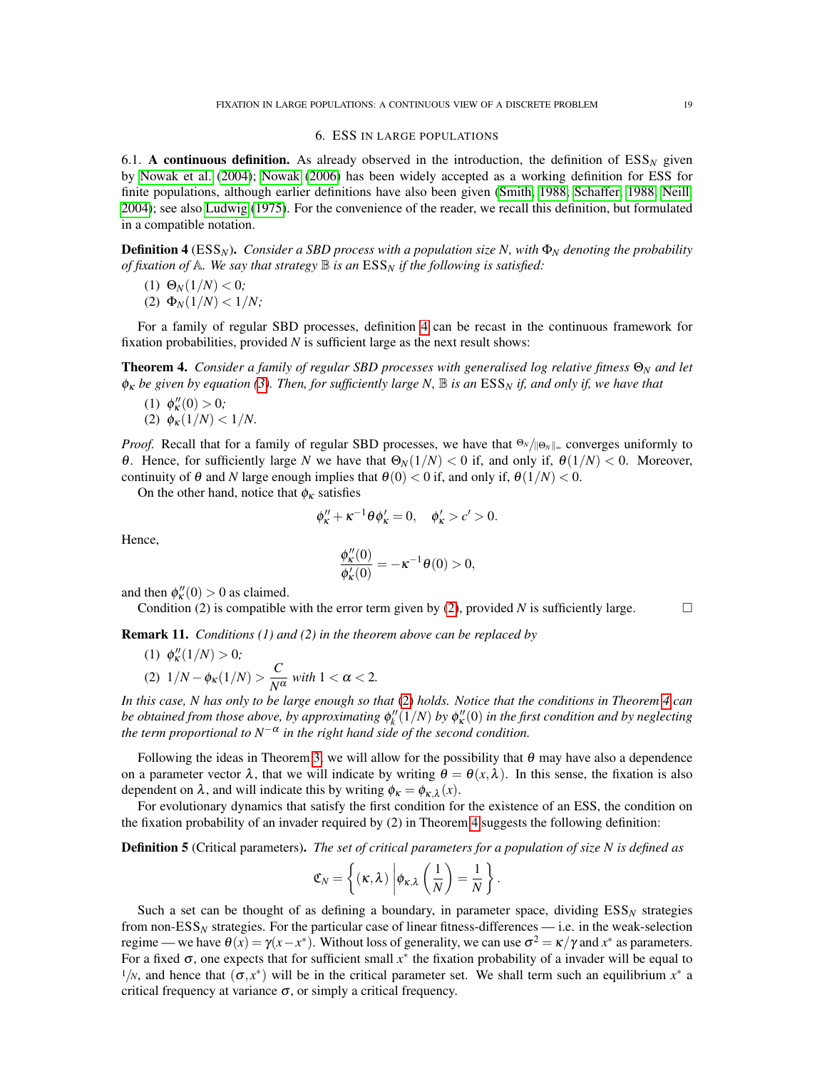## 6. ESS IN LARGE POPULATIONS

6.1. **A continuous definition.** As already observed in the introduction, the definition of $\mathrm{ESS}_N$ given by Nowak et al. (2004); Nowak (2006) has been widely accepted as a working definition for ESS for finite populations, although earlier definitions have also been given (Smith, 1988; Schaffer, 1988; Neill, 2004); see also Ludwig (1975). For the convenience of the reader, we recall this definition, but formulated in a compatible notation.

**Definition 4** ($\mathrm{ESS}_N$)**.** *Consider a SBD process with a population size $N$, with $\Phi_N$ denoting the probability of fixation of $\mathbb{A}$. We say that strategy $\mathbb{B}$ is an $\mathrm{ESS}_N$ if the following is satisfied:*

(1) $\Theta_N(1/N) < 0$*;*
(2) $\Phi_N(1/N) < 1/N$*;*

For a family of regular SBD processes, definition 4 can be recast in the continuous framework for fixation probabilities, provided $N$ is sufficient large as the next result shows:

**Theorem 4.** *Consider a family of regular SBD processes with generalised log relative fitness $\Theta_N$ and let $\phi_\kappa$ be given by equation (3). Then, for sufficiently large $N$, $\mathbb{B}$ is an $\mathrm{ESS}_N$ if, and only if, we have that*

(1) $\phi_\kappa''(0) > 0$*;*
(2) $\phi_\kappa(1/N) < 1/N$.

*Proof.* Recall that for a family of regular SBD processes, we have that $\Theta_N/\|\Theta_N\|_\infty$ converges uniformly to $\theta$. Hence, for sufficiently large $N$ we have that $\Theta_N(1/N) < 0$ if, and only if, $\theta(1/N) < 0$. Moreover, continuity of $\theta$ and $N$ large enough implies that $\theta(0) < 0$ if, and only if, $\theta(1/N) < 0$.

On the other hand, notice that $\phi_\kappa$ satisfies

$$\phi_\kappa'' + \kappa^{-1}\theta\phi_\kappa' = 0, \quad \phi_\kappa' > c' > 0.$$

Hence,

$$\frac{\phi_\kappa''(0)}{\phi_\kappa'(0)} = -\kappa^{-1}\theta(0) > 0,$$

and then $\phi_\kappa''(0) > 0$ as claimed.

Condition (2) is compatible with the error term given by (2), provided $N$ is sufficiently large. $\square$

**Remark 11.** *Conditions (1) and (2) in the theorem above can be replaced by*

(1) $\phi_\kappa''(1/N) > 0$*;*
(2) $1/N - \phi_\kappa(1/N) > \dfrac{C}{N^\alpha}$ *with* $1 < \alpha < 2$.

*In this case, $N$ has only to be large enough so that (2) holds. Notice that the conditions in Theorem 4 can be obtained from those above, by approximating $\phi_k''(1/N)$ by $\phi_\kappa''(0)$ in the first condition and by neglecting the term proportional to $N^{-\alpha}$ in the right hand side of the second condition.*

Following the ideas in Theorem 3, we will allow for the possibility that $\theta$ may have also a dependence on a parameter vector $\lambda$, that we will indicate by writing $\theta = \theta(x,\lambda)$. In this sense, the fixation is also dependent on $\lambda$, and will indicate this by writing $\phi_\kappa = \phi_{\kappa,\lambda}(x)$.

For evolutionary dynamics that satisfy the first condition for the existence of an ESS, the condition on the fixation probability of an invader required by (2) in Theorem 4 suggests the following definition:

**Definition 5** (Critical parameters)**.** *The set of critical parameters for a population of size $N$ is defined as*

$$\mathfrak{C}_N = \left\{ (\kappa,\lambda) \,\middle|\, \phi_{\kappa,\lambda}\left(\frac{1}{N}\right) = \frac{1}{N} \right\}.$$

Such a set can be thought of as defining a boundary, in parameter space, dividing $\mathrm{ESS}_N$ strategies from non-$\mathrm{ESS}_N$ strategies. For the particular case of linear fitness-differences — i.e. in the weak-selection regime — we have $\theta(x) = \gamma(x - x^*)$. Without loss of generality, we can use $\sigma^2 = \kappa/\gamma$ and $x^*$ as parameters. For a fixed $\sigma$, one expects that for sufficient small $x^*$ the fixation probability of a invader will be equal to $1/N$, and hence that $(\sigma, x^*)$ will be in the critical parameter set. We shall term such an equilibrium $x^*$ a critical frequency at variance $\sigma$, or simply a critical frequency.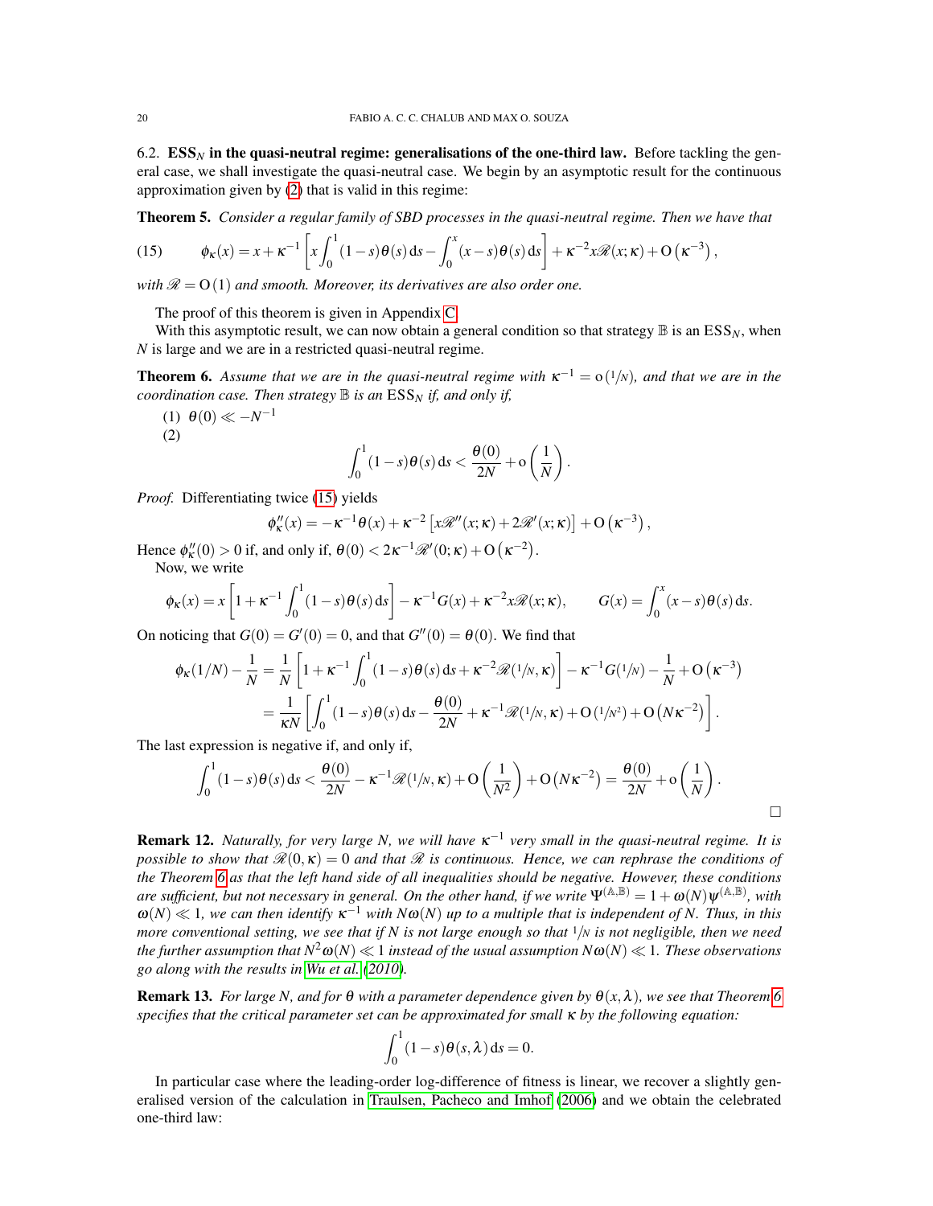### 6.2. $\mathrm{ESS}_N$ in the quasi-neutral regime: generalisations of the one-third law.

Before tackling the general case, we shall investigate the quasi-neutral case. We begin by an asymptotic result for the continuous approximation given by (2) that is valid in this regime:

**Theorem 5.** *Consider a regular family of SBD processes in the quasi-neutral regime. Then we have that*

$$\phi_\kappa(x) = x + \kappa^{-1}\left[x\int_0^1 (1-s)\theta(s)\,\mathrm{d}s - \int_0^x (x-s)\theta(s)\,\mathrm{d}s\right] + \kappa^{-2}x\mathscr{R}(x;\kappa) + \mathrm{O}\left(\kappa^{-3}\right), \tag{15}$$

*with $\mathscr{R} = \mathrm{O}(1)$ and smooth. Moreover, its derivatives are also order one.*

The proof of this theorem is given in Appendix C.

With this asymptotic result, we can now obtain a general condition so that strategy $\mathbb{B}$ is an $\mathrm{ESS}_N$, when $N$ is large and we are in a restricted quasi-neutral regime.

**Theorem 6.** *Assume that we are in the quasi-neutral regime with $\kappa^{-1} = \mathrm{o}(1/N)$, and that we are in the coordination case. Then strategy $\mathbb{B}$ is an $\mathrm{ESS}_N$ if, and only if,*

(1) $\theta(0) \ll -N^{-1}$
(2)
$$\int_0^1 (1-s)\theta(s)\,\mathrm{d}s < \frac{\theta(0)}{2N} + \mathrm{o}\left(\frac{1}{N}\right).$$

*Proof.* Differentiating twice (15) yields

$$\phi_\kappa''(x) = -\kappa^{-1}\theta(x) + \kappa^{-2}\left[x\mathscr{R}''(x;\kappa) + 2\mathscr{R}'(x;\kappa)\right] + \mathrm{O}\left(\kappa^{-3}\right),$$

Hence $\phi_\kappa''(0) > 0$ if, and only if, $\theta(0) < 2\kappa^{-1}\mathscr{R}'(0;\kappa) + \mathrm{O}\left(\kappa^{-2}\right)$.

Now, we write

$$\phi_\kappa(x) = x\left[1 + \kappa^{-1}\int_0^1 (1-s)\theta(s)\,\mathrm{d}s\right] - \kappa^{-1}G(x) + \kappa^{-2}x\mathscr{R}(x;\kappa), \qquad G(x) = \int_0^x (x-s)\theta(s)\,\mathrm{d}s.$$

On noticing that $G(0) = G'(0) = 0$, and that $G''(0) = \theta(0)$. We find that

$$\begin{aligned}
\phi_\kappa(1/N) - \frac{1}{N} &= \frac{1}{N}\left[1 + \kappa^{-1}\int_0^1 (1-s)\theta(s)\,\mathrm{d}s + \kappa^{-2}\mathscr{R}(1/N,\kappa)\right] - \kappa^{-1}G(1/N) - \frac{1}{N} + \mathrm{O}\left(\kappa^{-3}\right) \\
&= \frac{1}{\kappa N}\left[\int_0^1 (1-s)\theta(s)\,\mathrm{d}s - \frac{\theta(0)}{2N} + \kappa^{-1}\mathscr{R}(1/N,\kappa) + \mathrm{O}\left(1/N^2\right) + \mathrm{O}\left(N\kappa^{-2}\right)\right].
\end{aligned}$$

The last expression is negative if, and only if,

$$\int_0^1 (1-s)\theta(s)\,\mathrm{d}s < \frac{\theta(0)}{2N} - \kappa^{-1}\mathscr{R}(1/N,\kappa) + \mathrm{O}\left(\frac{1}{N^2}\right) + \mathrm{O}\left(N\kappa^{-2}\right) = \frac{\theta(0)}{2N} + \mathrm{o}\left(\frac{1}{N}\right).$$

□

**Remark 12.** *Naturally, for very large $N$, we will have $\kappa^{-1}$ very small in the quasi-neutral regime. It is possible to show that $\mathscr{R}(0,\kappa) = 0$ and that $\mathscr{R}$ is continuous. Hence, we can rephrase the conditions of the Theorem 6 as that the left hand side of all inequalities should be negative. However, these conditions are sufficient, but not necessary in general. On the other hand, if we write $\Psi^{(\mathbb{A},\mathbb{B})} = 1 + \omega(N)\psi^{(\mathbb{A},\mathbb{B})}$, with $\omega(N) \ll 1$, we can then identify $\kappa^{-1}$ with $N\omega(N)$ up to a multiple that is independent of $N$. Thus, in this more conventional setting, we see that if $N$ is not large enough so that $1/N$ is not negligible, then we need the further assumption that $N^2\omega(N) \ll 1$ instead of the usual assumption $N\omega(N) \ll 1$. These observations go along with the results in Wu et al. (2010).*

**Remark 13.** *For large $N$, and for $\theta$ with a parameter dependence given by $\theta(x,\lambda)$, we see that Theorem 6 specifies that the critical parameter set can be approximated for small $\kappa$ by the following equation:*

$$\int_0^1 (1-s)\theta(s,\lambda)\,\mathrm{d}s = 0.$$

In particular case where the leading-order log-difference of fitness is linear, we recover a slightly generalised version of the calculation in Traulsen, Pacheco and Imhof (2006) and we obtain the celebrated one-third law: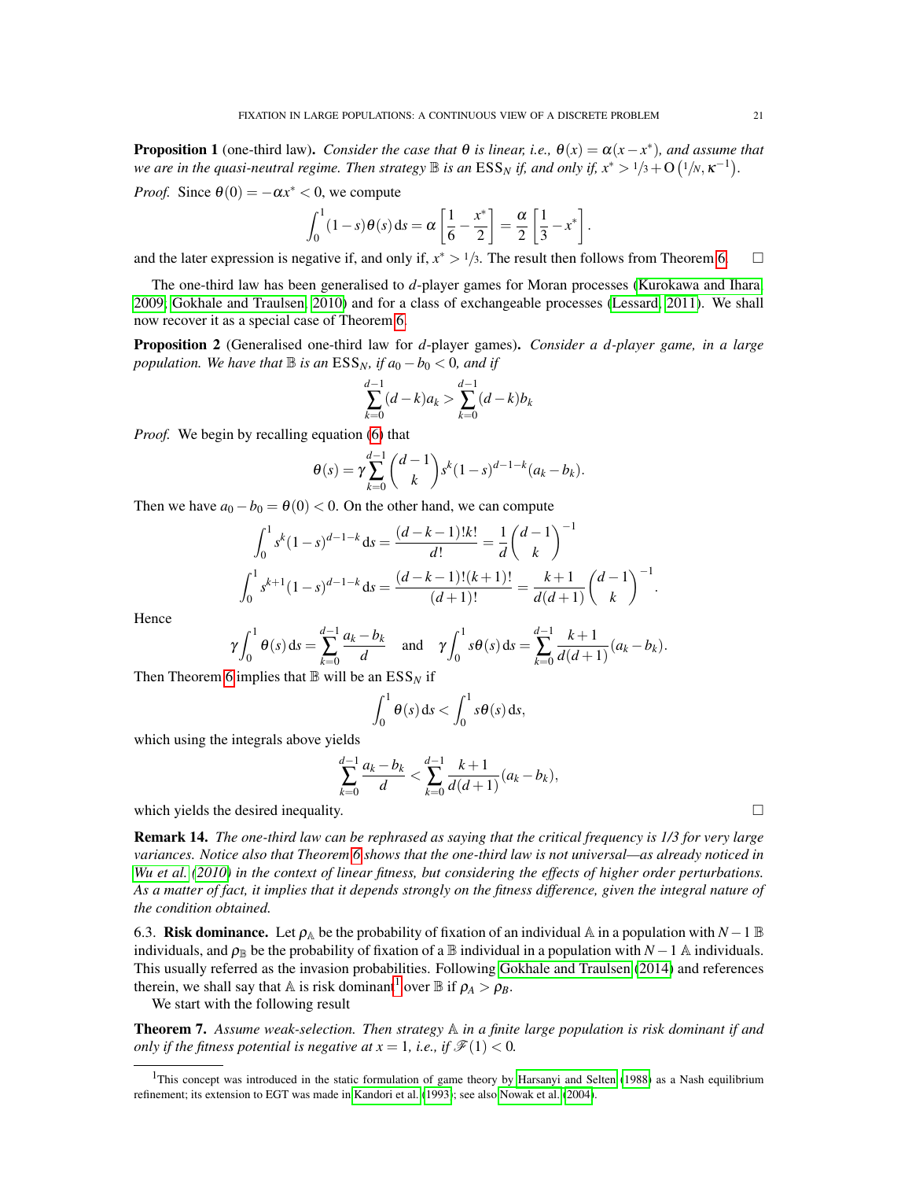**Proposition 1** (one-third law). *Consider the case that $\theta$ is linear, i.e., $\theta(x) = \alpha(x - x^*)$, and assume that we are in the quasi-neutral regime. Then strategy $\mathbb{B}$ is an $\mathrm{ESS}_N$ if, and only if, $x^* > 1/3 + \mathrm{O}\left(1/N, \kappa^{-1}\right)$.*

*Proof.* Since $\theta(0) = -\alpha x^* < 0$, we compute

$$\int_0^1 (1-s)\theta(s)\,\mathrm{d}s = \alpha\left[\frac{1}{6} - \frac{x^*}{2}\right] = \frac{\alpha}{2}\left[\frac{1}{3} - x^*\right].$$

and the later expression is negative if, and only if, $x^* > 1/3$. The result then follows from Theorem 6. $\square$

The one-third law has been generalised to $d$-player games for Moran processes (Kurokawa and Ihara, 2009; Gokhale and Traulsen, 2010) and for a class of exchangeable processes (Lessard, 2011). We shall now recover it as a special case of Theorem 6.

**Proposition 2** (Generalised one-third law for $d$-player games). *Consider a $d$-player game, in a large population. We have that $\mathbb{B}$ is an $\mathrm{ESS}_N$, if $a_0 - b_0 < 0$, and if*

$$\sum_{k=0}^{d-1}(d-k)a_k > \sum_{k=0}^{d-1}(d-k)b_k$$

*Proof.* We begin by recalling equation (6) that

$$\theta(s) = \gamma\sum_{k=0}^{d-1}\binom{d-1}{k}s^k(1-s)^{d-1-k}(a_k - b_k).$$

Then we have $a_0 - b_0 = \theta(0) < 0$. On the other hand, we can compute

$$\int_0^1 s^k(1-s)^{d-1-k}\,\mathrm{d}s = \frac{(d-k-1)!k!}{d!} = \frac{1}{d}\binom{d-1}{k}^{-1}$$

$$\int_0^1 s^{k+1}(1-s)^{d-1-k}\,\mathrm{d}s = \frac{(d-k-1)!(k+1)!}{(d+1)!} = \frac{k+1}{d(d+1)}\binom{d-1}{k}^{-1}.$$

Hence

$$\gamma\int_0^1 \theta(s)\,\mathrm{d}s = \sum_{k=0}^{d-1}\frac{a_k - b_k}{d} \quad \text{and} \quad \gamma\int_0^1 s\theta(s)\,\mathrm{d}s = \sum_{k=0}^{d-1}\frac{k+1}{d(d+1)}(a_k - b_k).$$

Then Theorem 6 implies that $\mathbb{B}$ will be an $\mathrm{ESS}_N$ if

$$\int_0^1 \theta(s)\,\mathrm{d}s < \int_0^1 s\theta(s)\,\mathrm{d}s,$$

which using the integrals above yields

$$\sum_{k=0}^{d-1}\frac{a_k - b_k}{d} < \sum_{k=0}^{d-1}\frac{k+1}{d(d+1)}(a_k - b_k),$$

which yields the desired inequality. $\square$

**Remark 14.** *The one-third law can be rephrased as saying that the critical frequency is 1/3 for very large variances. Notice also that Theorem 6 shows that the one-third law is not universal—as already noticed in Wu et al. (2010) in the context of linear fitness, but considering the effects of higher order perturbations. As a matter of fact, it implies that it depends strongly on the fitness difference, given the integral nature of the condition obtained.*

6.3. **Risk dominance.** Let $\rho_{\mathbb{A}}$ be the probability of fixation of an individual $\mathbb{A}$ in a population with $N-1$ $\mathbb{B}$ individuals, and $\rho_{\mathbb{B}}$ be the probability of fixation of a $\mathbb{B}$ individual in a population with $N-1$ $\mathbb{A}$ individuals. This usually referred as the invasion probabilities. Following Gokhale and Traulsen (2014) and references therein, we shall say that $\mathbb{A}$ is risk dominant[1] over $\mathbb{B}$ if $\rho_A > \rho_B$.

We start with the following result

**Theorem 7.** *Assume weak-selection. Then strategy $\mathbb{A}$ in a finite large population is risk dominant if and only if the fitness potential is negative at $x = 1$, i.e., if $\mathscr{F}(1) < 0$.*

[1] This concept was introduced in the static formulation of game theory by Harsanyi and Selten (1988) as a Nash equilibrium refinement; its extension to EGT was made in Kandori et al. (1993); see also Nowak et al. (2004).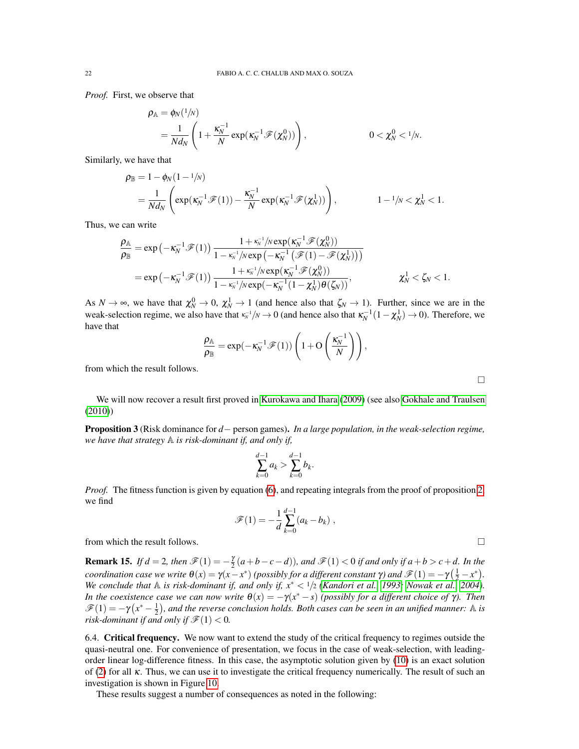*Proof.* First, we observe that

$$
\begin{aligned}
\rho_{\mathbb{A}} &= \phi_N(1/N) \\
&= \frac{1}{N d_N}\left(1 + \frac{\kappa_N^{-1}}{N}\exp(\kappa_N^{-1}\mathscr{F}(\chi_N^0))\right), \qquad\qquad 0 < \chi_N^0 < 1/N.
\end{aligned}
$$

Similarly, we have that

$$
\begin{aligned}
\rho_{\mathbb{B}} &= 1 - \phi_N(1 - 1/N) \\
&= \frac{1}{N d_N}\left(\exp(\kappa_N^{-1}\mathscr{F}(1)) - \frac{\kappa_N^{-1}}{N}\exp(\kappa_N^{-1}\mathscr{F}(\chi_N^1))\right), \qquad\qquad 1 - 1/N < \chi_N^1 < 1.
\end{aligned}
$$

Thus, we can write

$$
\begin{aligned}
\frac{\rho_{\mathbb{A}}}{\rho_{\mathbb{B}}} &= \exp\left(-\kappa_N^{-1}\mathscr{F}(1)\right)\frac{1 + \kappa_N^{-1}/N\exp(\kappa_N^{-1}\mathscr{F}(\chi_N^0))}{1 - \kappa_N^{-1}/N\exp\left(-\kappa_N^{-1}\left(\mathscr{F}(1) - \mathscr{F}(\chi_N^1)\right)\right)} \\
&= \exp\left(-\kappa_N^{-1}\mathscr{F}(1)\right)\frac{1 + \kappa_N^{-1}/N\exp(\kappa_N^{-1}\mathscr{F}(\chi_N^0))}{1 - \kappa_N^{-1}/N\exp(-\kappa_N^{-1}(1 - \chi_N^1)\theta(\zeta_N))}, \qquad\qquad \chi_N^1 < \zeta_N < 1.
\end{aligned}
$$

As $N \to \infty$, we have that $\chi_N^0 \to 0$, $\chi_N^1 \to 1$ (and hence also that $\zeta_N \to 1$). Further, since we are in the weak-selection regime, we also have that $\kappa_N^{-1}/N \to 0$ (and hence also that $\kappa_N^{-1}(1 - \chi_N^1) \to 0$). Therefore, we have that

$$
\frac{\rho_{\mathbb{A}}}{\rho_{\mathbb{B}}} = \exp(-\kappa_N^{-1}\mathscr{F}(1))\left(1 + \mathrm{O}\left(\frac{\kappa_N^{-1}}{N}\right)\right),
$$

from which the result follows. □

We will now recover a result first proved in Kurokawa and Ihara (2009) (see also Gokhale and Traulsen (2010))

**Proposition 3** (Risk dominance for $d-$ person games). *In a large population, in the weak-selection regime, we have that strategy $\mathbb{A}$ is risk-dominant if, and only if,*

$$
\sum_{k=0}^{d-1} a_k > \sum_{k=0}^{d-1} b_k.
$$

*Proof.* The fitness function is given by equation (6), and repeating integrals from the proof of proposition 2, we find

$$
\mathscr{F}(1) = -\frac{1}{d}\sum_{k=0}^{d-1}(a_k - b_k)\ ,
$$

from which the result follows. □

**Remark 15.** *If $d = 2$, then $\mathscr{F}(1) = -\frac{\gamma}{2}(a + b - c - d))$, and $\mathscr{F}(1) < 0$ if and only if $a + b > c + d$. In the coordination case we write $\theta(x) = \gamma(x - x^*)$ (possibly for a different constant $\gamma$) and $\mathscr{F}(1) = -\gamma\left(\frac{1}{2} - x^*\right)$. We conclude that $\mathbb{A}$ is risk-dominant if, and only if, $x^* < 1/2$ (Kandori et al., 1993; Nowak et al., 2004). In the coexistence case we can now write $\theta(x) = -\gamma(x^* - s)$ (possibly for a different choice of $\gamma$). Then $\mathscr{F}(1) = -\gamma\left(x^* - \frac{1}{2}\right)$, and the reverse conclusion holds. Both cases can be seen in an unified manner: $\mathbb{A}$ is risk-dominant if and only if $\mathscr{F}(1) < 0$.*

6.4. **Critical frequency.** We now want to extend the study of the critical frequency to regimes outside the quasi-neutral one. For convenience of presentation, we focus in the case of weak-selection, with leading-order linear log-difference fitness. In this case, the asymptotic solution given by (10) is an exact solution of (2) for all $\kappa$. Thus, we can use it to investigate the critical frequency numerically. The result of such an investigation is shown in Figure 10.

These results suggest a number of consequences as noted in the following: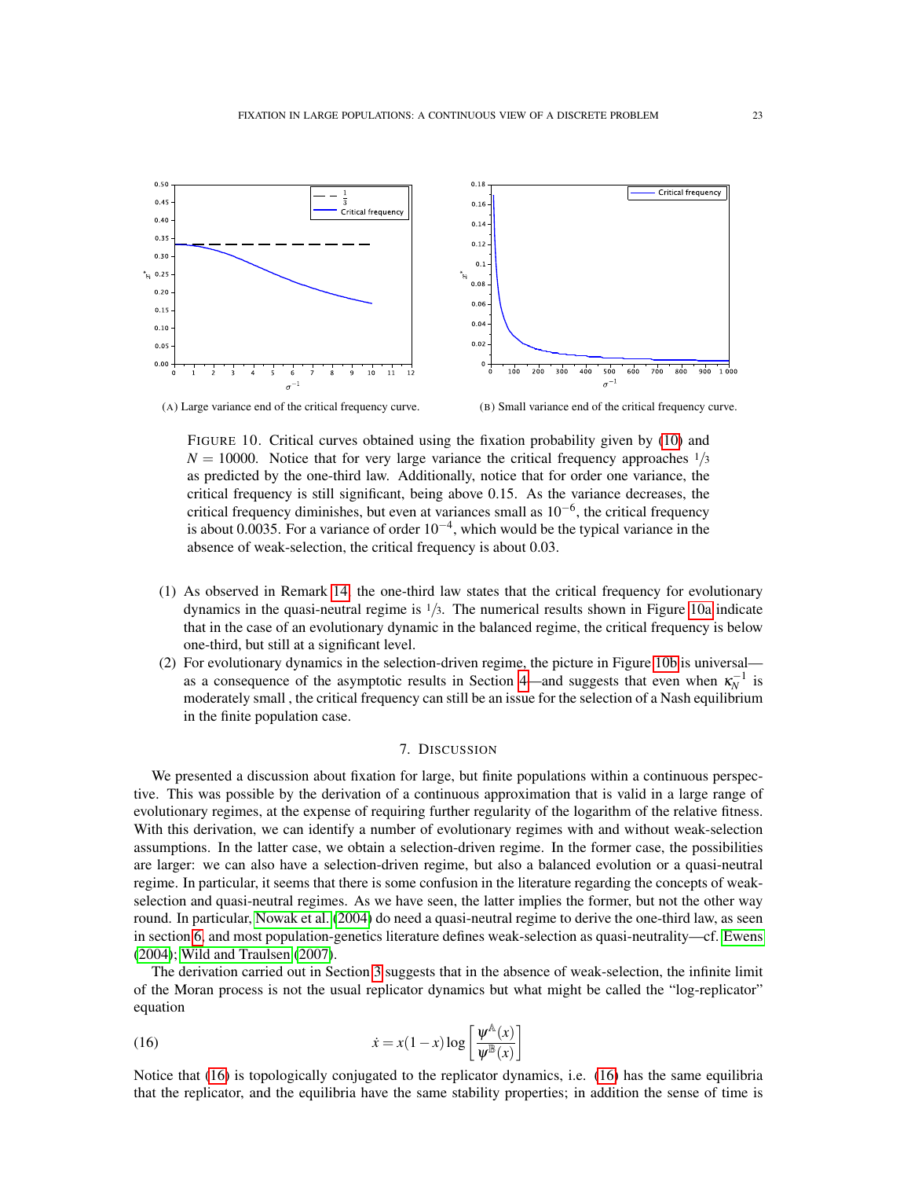(A) Large variance end of the critical frequency curve.

(B) Small variance end of the critical frequency curve.

FIGURE 10. Critical curves obtained using the fixation probability given by (10) and $N = 10000$. Notice that for very large variance the critical frequency approaches $1/3$ as predicted by the one-third law. Additionally, notice that for order one variance, the critical frequency is still significant, being above 0.15. As the variance decreases, the critical frequency diminishes, but even at variances small as $10^{-6}$, the critical frequency is about 0.0035. For a variance of order $10^{-4}$, which would be the typical variance in the absence of weak-selection, the critical frequency is about 0.03.

(1) As observed in Remark 14, the one-third law states that the critical frequency for evolutionary dynamics in the quasi-neutral regime is $1/3$. The numerical results shown in Figure 10a indicate that in the case of an evolutionary dynamic in the balanced regime, the critical frequency is below one-third, but still at a significant level.

(2) For evolutionary dynamics in the selection-driven regime, the picture in Figure 10b is universal—as a consequence of the asymptotic results in Section 4—and suggests that even when $\kappa_N^{-1}$ is moderately small , the critical frequency can still be an issue for the selection of a Nash equilibrium in the finite population case.

## 7. DISCUSSION

We presented a discussion about fixation for large, but finite populations within a continuous perspective. This was possible by the derivation of a continuous approximation that is valid in a large range of evolutionary regimes, at the expense of requiring further regularity of the logarithm of the relative fitness. With this derivation, we can identify a number of evolutionary regimes with and without weak-selection assumptions. In the latter case, we obtain a selection-driven regime. In the former case, the possibilities are larger: we can also have a selection-driven regime, but also a balanced evolution or a quasi-neutral regime. In particular, it seems that there is some confusion in the literature regarding the concepts of weak-selection and quasi-neutral regimes. As we have seen, the latter implies the former, but not the other way round. In particular, Nowak et al. (2004) do need a quasi-neutral regime to derive the one-third law, as seen in section 6, and most population-genetics literature defines weak-selection as quasi-neutrality—cf. Ewens (2004); Wild and Traulsen (2007).

The derivation carried out in Section 3 suggests that in the absence of weak-selection, the infinite limit of the Moran process is not the usual replicator dynamics but what might be called the "log-replicator" equation

$$\dot{x} = x(1-x)\log\left[\frac{\psi^{\mathbb{A}}(x)}{\psi^{\mathbb{B}}(x)}\right] \tag{16}$$

Notice that (16) is topologically conjugated to the replicator dynamics, i.e. (16) has the same equilibria that the replicator, and the equilibria have the same stability properties; in addition the sense of time is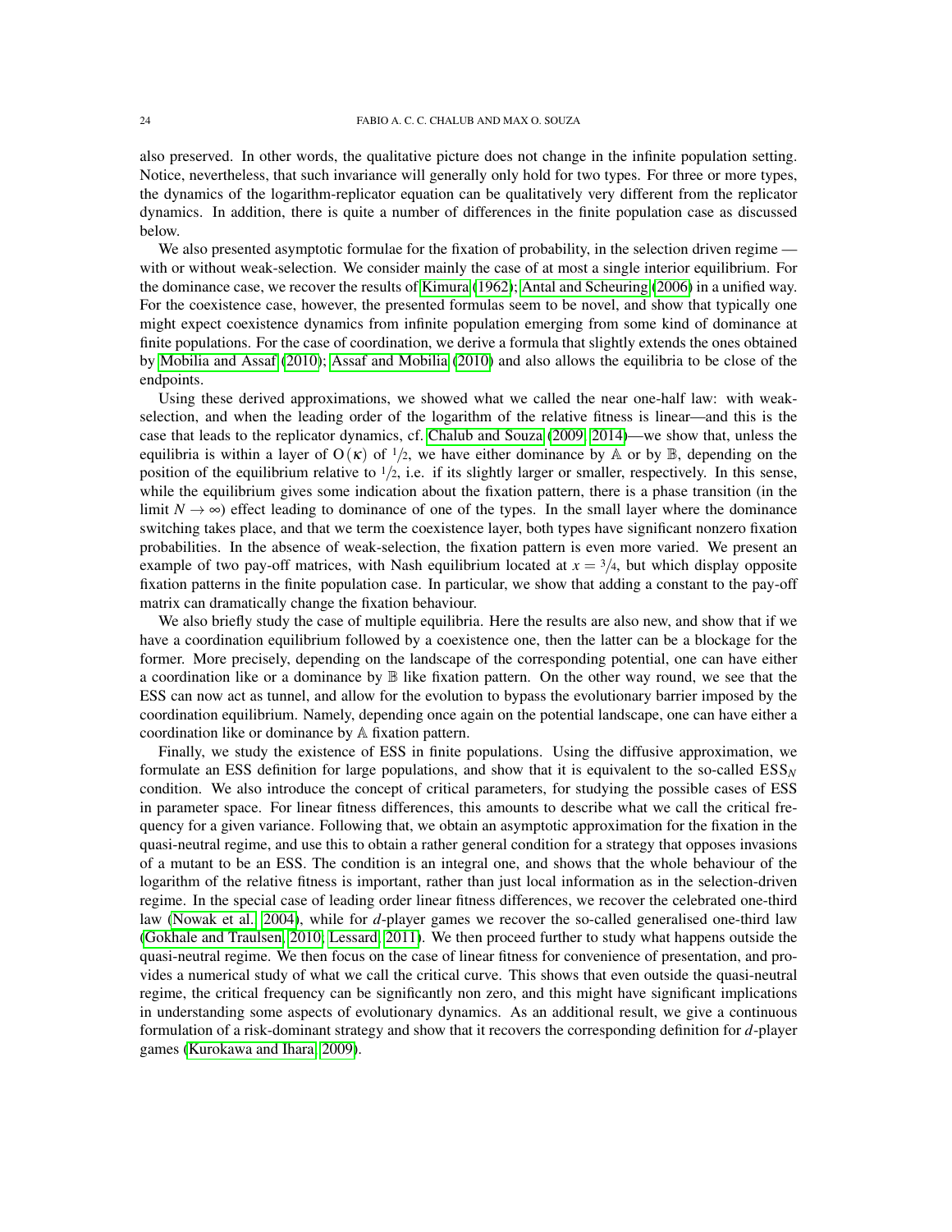also preserved. In other words, the qualitative picture does not change in the infinite population setting. Notice, nevertheless, that such invariance will generally only hold for two types. For three or more types, the dynamics of the logarithm-replicator equation can be qualitatively very different from the replicator dynamics. In addition, there is quite a number of differences in the finite population case as discussed below.

We also presented asymptotic formulae for the fixation of probability, in the selection driven regime — with or without weak-selection. We consider mainly the case of at most a single interior equilibrium. For the dominance case, we recover the results of Kimura (1962); Antal and Scheuring (2006) in a unified way. For the coexistence case, however, the presented formulas seem to be novel, and show that typically one might expect coexistence dynamics from infinite population emerging from some kind of dominance at finite populations. For the case of coordination, we derive a formula that slightly extends the ones obtained by Mobilia and Assaf (2010); Assaf and Mobilia (2010) and also allows the equilibria to be close of the endpoints.

Using these derived approximations, we showed what we called the near one-half law: with weak-selection, and when the leading order of the logarithm of the relative fitness is linear—and this is the case that leads to the replicator dynamics, cf. Chalub and Souza (2009, 2014)—we show that, unless the equilibria is within a layer of $\mathrm{O}(\kappa)$ of $1/2$, we have either dominance by $\mathbb{A}$ or by $\mathbb{B}$, depending on the position of the equilibrium relative to $1/2$, i.e. if its slightly larger or smaller, respectively. In this sense, while the equilibrium gives some indication about the fixation pattern, there is a phase transition (in the limit $N \to \infty$) effect leading to dominance of one of the types. In the small layer where the dominance switching takes place, and that we term the coexistence layer, both types have significant nonzero fixation probabilities. In the absence of weak-selection, the fixation pattern is even more varied. We present an example of two pay-off matrices, with Nash equilibrium located at $x = 3/4$, but which display opposite fixation patterns in the finite population case. In particular, we show that adding a constant to the pay-off matrix can dramatically change the fixation behaviour.

We also briefly study the case of multiple equilibria. Here the results are also new, and show that if we have a coordination equilibrium followed by a coexistence one, then the latter can be a blockage for the former. More precisely, depending on the landscape of the corresponding potential, one can have either a coordination like or a dominance by $\mathbb{B}$ like fixation pattern. On the other way round, we see that the ESS can now act as tunnel, and allow for the evolution to bypass the evolutionary barrier imposed by the coordination equilibrium. Namely, depending once again on the potential landscape, one can have either a coordination like or dominance by $\mathbb{A}$ fixation pattern.

Finally, we study the existence of ESS in finite populations. Using the diffusive approximation, we formulate an ESS definition for large populations, and show that it is equivalent to the so-called $\mathrm{ESS}_N$ condition. We also introduce the concept of critical parameters, for studying the possible cases of ESS in parameter space. For linear fitness differences, this amounts to describe what we call the critical frequency for a given variance. Following that, we obtain an asymptotic approximation for the fixation in the quasi-neutral regime, and use this to obtain a rather general condition for a strategy that opposes invasions of a mutant to be an ESS. The condition is an integral one, and shows that the whole behaviour of the logarithm of the relative fitness is important, rather than just local information as in the selection-driven regime. In the special case of leading order linear fitness differences, we recover the celebrated one-third law (Nowak et al., 2004), while for $d$-player games we recover the so-called generalised one-third law (Gokhale and Traulsen, 2010; Lessard, 2011). We then proceed further to study what happens outside the quasi-neutral regime. We then focus on the case of linear fitness for convenience of presentation, and provides a numerical study of what we call the critical curve. This shows that even outside the quasi-neutral regime, the critical frequency can be significantly non zero, and this might have significant implications in understanding some aspects of evolutionary dynamics. As an additional result, we give a continuous formulation of a risk-dominant strategy and show that it recovers the corresponding definition for $d$-player games (Kurokawa and Ihara, 2009).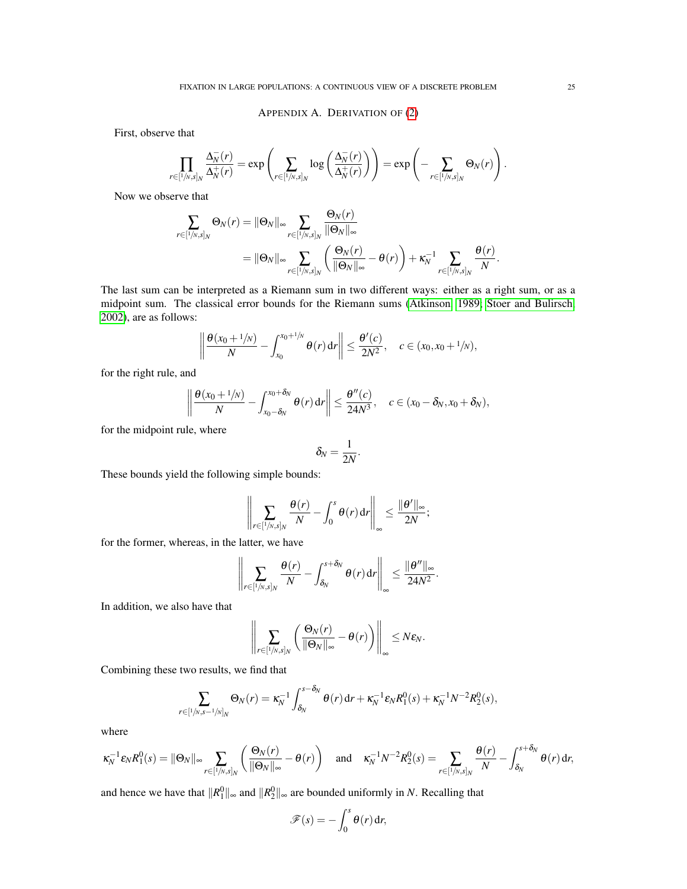## Appendix A. Derivation of (2)

First, observe that

$$\prod_{r\in[1/N,s]_N} \frac{\Delta_N^-(r)}{\Delta_N^+(r)} = \exp\left(\sum_{r\in[1/N,s]_N} \log\left(\frac{\Delta_N^-(r)}{\Delta_N^+(r)}\right)\right) = \exp\left(-\sum_{r\in[1/N,s]_N} \Theta_N(r)\right).$$

Now we observe that

$$\begin{aligned}\sum_{r\in[1/N,s]_N} \Theta_N(r) &= \|\Theta_N\|_\infty \sum_{r\in[1/N,s]_N} \frac{\Theta_N(r)}{\|\Theta_N\|_\infty} \\ &= \|\Theta_N\|_\infty \sum_{r\in[1/N,s]_N} \left(\frac{\Theta_N(r)}{\|\Theta_N\|_\infty} - \theta(r)\right) + \kappa_N^{-1} \sum_{r\in[1/N,s]_N} \frac{\theta(r)}{N}.\end{aligned}$$

The last sum can be interpreted as a Riemann sum in two different ways: either as a right sum, or as a midpoint sum. The classical error bounds for the Riemann sums (Atkinson, 1989; Stoer and Bulirsch, 2002), are as follows:

$$\left\|\frac{\theta(x_0+1/N)}{N} - \int_{x_0}^{x_0+1/N} \theta(r)\,\mathrm{d}r\right\| \le \frac{\theta'(c)}{2N^2}, \quad c\in(x_0,x_0+1/N),$$

for the right rule, and

$$\left\|\frac{\theta(x_0+1/N)}{N} - \int_{x_0-\delta_N}^{x_0+\delta_N} \theta(r)\,\mathrm{d}r\right\| \le \frac{\theta''(c)}{24N^3}, \quad c\in(x_0-\delta_N,x_0+\delta_N),$$

for the midpoint rule, where

$$\delta_N = \frac{1}{2N}.$$

These bounds yield the following simple bounds:

$$\left\|\sum_{r\in[1/N,s]_N} \frac{\theta(r)}{N} - \int_0^s \theta(r)\,\mathrm{d}r\right\|_\infty \le \frac{\|\theta'\|_\infty}{2N};$$

for the former, whereas, in the latter, we have

$$\left\|\sum_{r\in[1/N,s]_N} \frac{\theta(r)}{N} - \int_{\delta_N}^{s+\delta_N} \theta(r)\,\mathrm{d}r\right\|_\infty \le \frac{\|\theta''\|_\infty}{24N^2}.$$

In addition, we also have that

$$\left\|\sum_{r\in[1/N,s]_N} \left(\frac{\Theta_N(r)}{\|\Theta_N\|_\infty} - \theta(r)\right)\right\|_\infty \le N\varepsilon_N.$$

Combining these two results, we find that

$$\sum_{r\in[1/N,s-1/N]_N} \Theta_N(r) = \kappa_N^{-1}\int_{\delta_N}^{s-\delta_N} \theta(r)\,\mathrm{d}r + \kappa_N^{-1}\varepsilon_N R_1^0(s) + \kappa_N^{-1}N^{-2}R_2^0(s),$$

where

$$\kappa_N^{-1}\varepsilon_N R_1^0(s) = \|\Theta_N\|_\infty \sum_{r\in[1/N,s]_N}\left(\frac{\Theta_N(r)}{\|\Theta_N\|_\infty} - \theta(r)\right) \quad\text{and}\quad \kappa_N^{-1}N^{-2}R_2^0(s) = \sum_{r\in[1/N,s]_N}\frac{\theta(r)}{N} - \int_{\delta_N}^{s+\delta_N}\theta(r)\,\mathrm{d}r,$$

and hence we have that $\|R_1^0\|_\infty$ and $\|R_2^0\|_\infty$ are bounded uniformly in $N$. Recalling that

$$\mathscr{F}(s) = -\int_0^s \theta(r)\,\mathrm{d}r,$$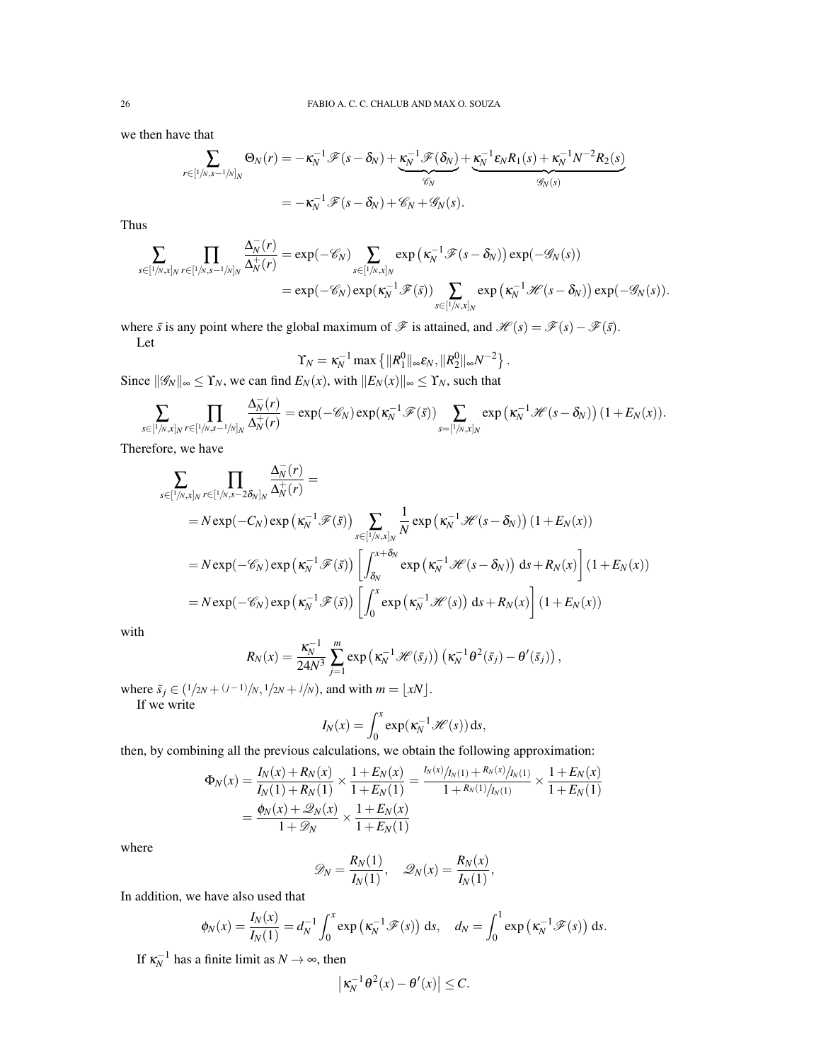we then have that

$$\sum_{r\in[1/N,s-1/N]_N}\Theta_N(r) = -\kappa_N^{-1}\mathscr{F}(s-\delta_N) + \underbrace{\kappa_N^{-1}\mathscr{F}(\delta_N)}_{\mathscr{C}_N} + \underbrace{\kappa_N^{-1}\varepsilon_N R_1(s) + \kappa_N^{-1}N^{-2}R_2(s)}_{\mathscr{G}_N(s)}$$

$$= -\kappa_N^{-1}\mathscr{F}(s-\delta_N) + \mathscr{C}_N + \mathscr{G}_N(s).$$

Thus

$$\sum_{s\in[1/N,x]_N}\prod_{r\in[1/N,s-1/N]_N}\frac{\Delta_N^-(r)}{\Delta_N^+(r)} = \exp(-\mathscr{C}_N)\sum_{s\in[1/N,x]_N}\exp\left(\kappa_N^{-1}\mathscr{F}(s-\delta_N)\right)\exp(-\mathscr{G}_N(s))$$

$$= \exp(-\mathscr{C}_N)\exp(\kappa_N^{-1}\mathscr{F}(\bar{s}))\sum_{s\in[1/N,x]_N}\exp\left(\kappa_N^{-1}\mathscr{H}(s-\delta_N)\right)\exp(-\mathscr{G}_N(s)).$$

where $\bar{s}$ is any point where the global maximum of $\mathscr{F}$ is attained, and $\mathscr{H}(s) = \mathscr{F}(s) - \mathscr{F}(\bar{s})$.

Let

$$\Upsilon_N = \kappa_N^{-1}\max\left\{\|R_1^0\|_\infty\varepsilon_N, \|R_2^0\|_\infty N^{-2}\right\}.$$

Since $\|\mathscr{G}_N\|_\infty \le \Upsilon_N$, we can find $E_N(x)$, with $\|E_N(x)\|_\infty \le \Upsilon_N$, such that

$$\sum_{s\in[1/N,x]_N}\prod_{r\in[1/N,s-1/N]_N}\frac{\Delta_N^-(r)}{\Delta_N^+(r)} = \exp(-\mathscr{C}_N)\exp(\kappa_N^{-1}\mathscr{F}(\bar{s}))\sum_{s=[1/N,x]_N}\exp\left(\kappa_N^{-1}\mathscr{H}(s-\delta_N)\right)(1+E_N(x)).$$

Therefore, we have

$$\sum_{s\in[1/N,x]_N}\prod_{r\in[1/N,s-2\delta_N]_N}\frac{\Delta_N^-(r)}{\Delta_N^+(r)} =$$

$$= N\exp(-C_N)\exp\left(\kappa_N^{-1}\mathscr{F}(\bar{s})\right)\sum_{s\in[1/N,x]_N}\frac{1}{N}\exp\left(\kappa_N^{-1}\mathscr{H}(s-\delta_N)\right)(1+E_N(x))$$

$$= N\exp(-\mathscr{C}_N)\exp\left(\kappa_N^{-1}\mathscr{F}(\bar{s})\right)\left[\int_{\delta_N}^{x+\delta_N}\exp\left(\kappa_N^{-1}\mathscr{H}(s-\delta_N)\right)\,\mathrm{d}s + R_N(x)\right](1+E_N(x))$$

$$= N\exp(-\mathscr{C}_N)\exp\left(\kappa_N^{-1}\mathscr{F}(\bar{s})\right)\left[\int_0^x\exp\left(\kappa_N^{-1}\mathscr{H}(s)\right)\,\mathrm{d}s + R_N(x)\right](1+E_N(x))$$

with

$$R_N(x) = \frac{\kappa_N^{-1}}{24N^3}\sum_{j=1}^m\exp\left(\kappa_N^{-1}\mathscr{H}(\bar{s}_j)\right)\left(\kappa_N^{-1}\theta^2(\bar{s}_j) - \theta'(\bar{s}_j)\right),$$

where $\bar{s}_j \in \left(1/2N + (j-1)/N, 1/2N + j/N\right)$, and with $m = \lfloor xN\rfloor$.

If we write

$$I_N(x) = \int_0^x\exp(\kappa_N^{-1}\mathscr{H}(s))\,\mathrm{d}s,$$

then, by combining all the previous calculations, we obtain the following approximation:

$$\Phi_N(x) = \frac{I_N(x)+R_N(x)}{I_N(1)+R_N(1)}\times\frac{1+E_N(x)}{1+E_N(1)} = \frac{I_N(x)/I_N(1) + R_N(x)/I_N(1)}{1+R_N(1)/I_N(1)}\times\frac{1+E_N(x)}{1+E_N(1)}$$

$$= \frac{\phi_N(x)+\mathscr{Q}_N(x)}{1+\mathscr{D}_N}\times\frac{1+E_N(x)}{1+E_N(1)}$$

where

$$\mathscr{D}_N = \frac{R_N(1)}{I_N(1)},\quad \mathscr{Q}_N(x) = \frac{R_N(x)}{I_N(1)},$$

In addition, we have also used that

$$\phi_N(x) = \frac{I_N(x)}{I_N(1)} = d_N^{-1}\int_0^x\exp\left(\kappa_N^{-1}\mathscr{F}(s)\right)\,\mathrm{d}s,\quad d_N = \int_0^1\exp\left(\kappa_N^{-1}\mathscr{F}(s)\right)\,\mathrm{d}s.$$

If $\kappa_N^{-1}$ has a finite limit as $N\to\infty$, then

$$\left|\kappa_N^{-1}\theta^2(x) - \theta'(x)\right| \le C.$$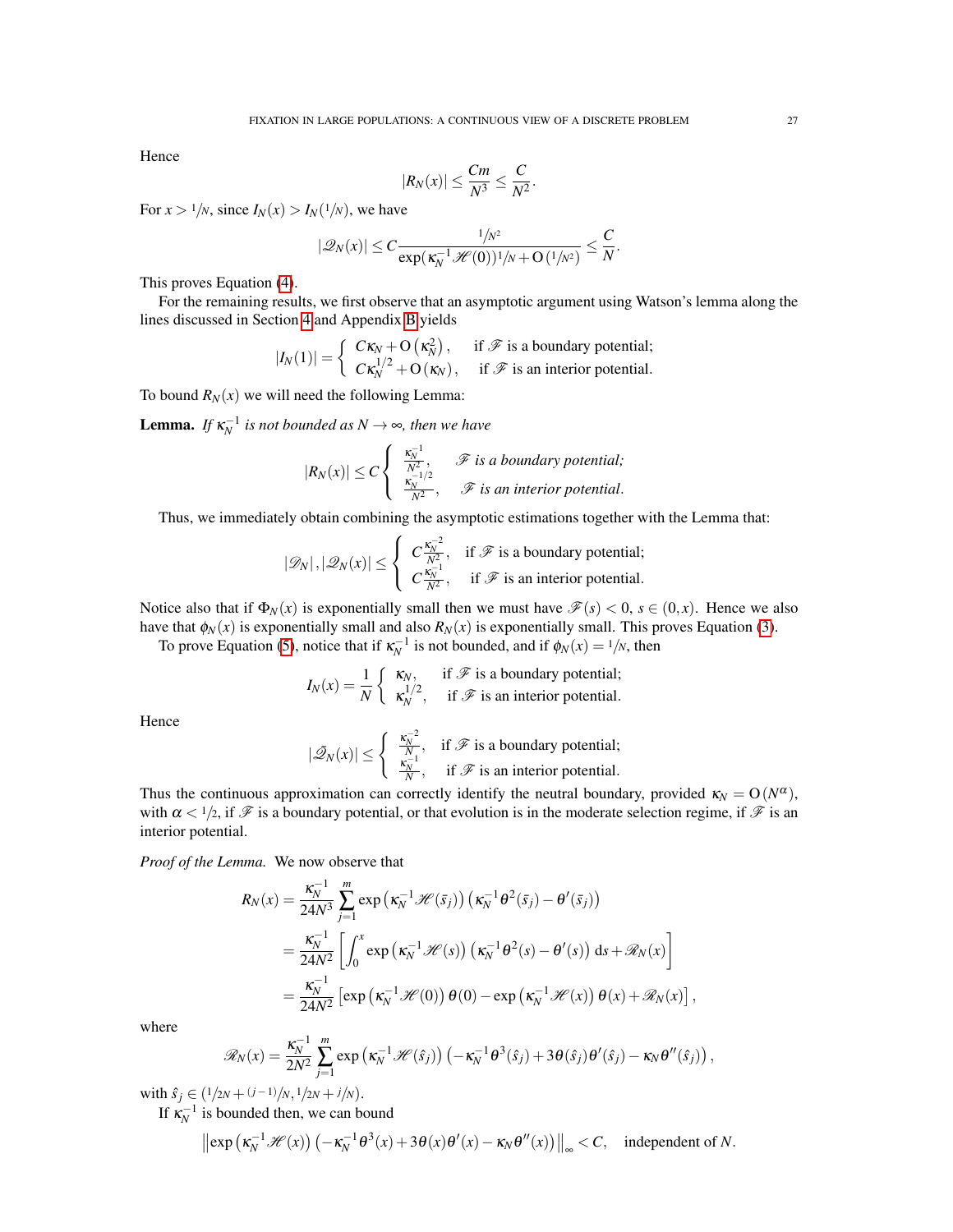Hence

$$|R_N(x)| \leq \frac{Cm}{N^3} \leq \frac{C}{N^2}.$$

For $x > 1/N$, since $I_N(x) > I_N(1/N)$, we have

$$|\mathscr{Q}_N(x)| \leq C \frac{1/N^2}{\exp(\kappa_N^{-1}\mathscr{H}(0))1/N + \mathrm{O}\left(1/N^2\right)} \leq \frac{C}{N}.$$

This proves Equation (4).

For the remaining results, we first observe that an asymptotic argument using Watson's lemma along the lines discussed in Section 4 and Appendix B yields

$$|I_N(1)| = \begin{cases} C\kappa_N + \mathrm{O}\left(\kappa_N^2\right), & \text{if } \mathscr{F} \text{ is a boundary potential;} \\ C\kappa_N^{1/2} + \mathrm{O}\left(\kappa_N\right), & \text{if } \mathscr{F} \text{ is an interior potential.} \end{cases}$$

To bound $R_N(x)$ we will need the following Lemma:

**Lemma.** *If $\kappa_N^{-1}$ is not bounded as $N \to \infty$, then we have*

$$|R_N(x)| \leq C \begin{cases} \frac{\kappa_N^{-1}}{N^2}, & \mathscr{F} \text{ is a boundary potential;} \\ \frac{\kappa_N^{-1/2}}{N^2}, & \mathscr{F} \text{ is an interior potential.} \end{cases}$$

Thus, we immediately obtain combining the asymptotic estimations together with the Lemma that:

$$|\mathscr{D}_N|, |\mathscr{Q}_N(x)| \leq \begin{cases} C\frac{\kappa_N^{-2}}{N^2}, & \text{if } \mathscr{F} \text{ is a boundary potential;} \\ C\frac{\kappa_N^{-1}}{N^2}, & \text{if } \mathscr{F} \text{ is an interior potential.} \end{cases}$$

Notice also that if $\Phi_N(x)$ is exponentially small then we must have $\mathscr{F}(s) < 0$, $s \in (0,x)$. Hence we also have that $\phi_N(x)$ is exponentially small and also $R_N(x)$ is exponentially small. This proves Equation (3).

To prove Equation (5), notice that if $\kappa_N^{-1}$ is not bounded, and if $\phi_N(x) = 1/N$, then

$$I_N(x) = \frac{1}{N} \begin{cases} \kappa_N, & \text{if } \mathscr{F} \text{ is a boundary potential;} \\ \kappa_N^{1/2}, & \text{if } \mathscr{F} \text{ is an interior potential.} \end{cases}$$

Hence

$$|\tilde{\mathscr{Q}}_N(x)| \leq \begin{cases} \frac{\kappa_N^{-2}}{N}, & \text{if } \mathscr{F} \text{ is a boundary potential;} \\ \frac{\kappa_N^{-1}}{N}, & \text{if } \mathscr{F} \text{ is an interior potential.} \end{cases}$$

Thus the continuous approximation can correctly identify the neutral boundary, provided $\kappa_N = \mathrm{O}(N^{\alpha})$, with $\alpha < 1/2$, if $\mathscr{F}$ is a boundary potential, or that evolution is in the moderate selection regime, if $\mathscr{F}$ is an interior potential.

*Proof of the Lemma.* We now observe that

$$\begin{aligned}
R_N(x) &= \frac{\kappa_N^{-1}}{24N^3} \sum_{j=1}^{m} \exp\left(\kappa_N^{-1}\mathscr{H}(\bar{s}_j)\right)\left(\kappa_N^{-1}\theta^2(\bar{s}_j) - \theta'(\bar{s}_j)\right) \\
&= \frac{\kappa_N^{-1}}{24N^2}\left[\int_0^x \exp\left(\kappa_N^{-1}\mathscr{H}(s)\right)\left(\kappa_N^{-1}\theta^2(s) - \theta'(s)\right) \mathrm{d}s + \mathscr{R}_N(x)\right] \\
&= \frac{\kappa_N^{-1}}{24N^2}\left[\exp\left(\kappa_N^{-1}\mathscr{H}(0)\right)\theta(0) - \exp\left(\kappa_N^{-1}\mathscr{H}(x)\right)\theta(x) + \mathscr{R}_N(x)\right],
\end{aligned}$$

where

$$\mathscr{R}_N(x) = \frac{\kappa_N^{-1}}{2N^2} \sum_{j=1}^{m} \exp\left(\kappa_N^{-1}\mathscr{H}(\hat{s}_j)\right)\left(-\kappa_N^{-1}\theta^3(\hat{s}_j) + 3\theta(\hat{s}_j)\theta'(\hat{s}_j) - \kappa_N\theta''(\hat{s}_j)\right),$$

with $\hat{s}_j \in \left(1/2N + (j-1)/N, 1/2N + j/N\right)$.

If $\kappa_N^{-1}$ is bounded then, we can bound

$$\left\|\exp\left(\kappa_N^{-1}\mathscr{H}(x)\right)\left(-\kappa_N^{-1}\theta^3(x) + 3\theta(x)\theta'(x) - \kappa_N\theta''(x)\right)\right\|_\infty < C, \quad \text{independent of } N.$$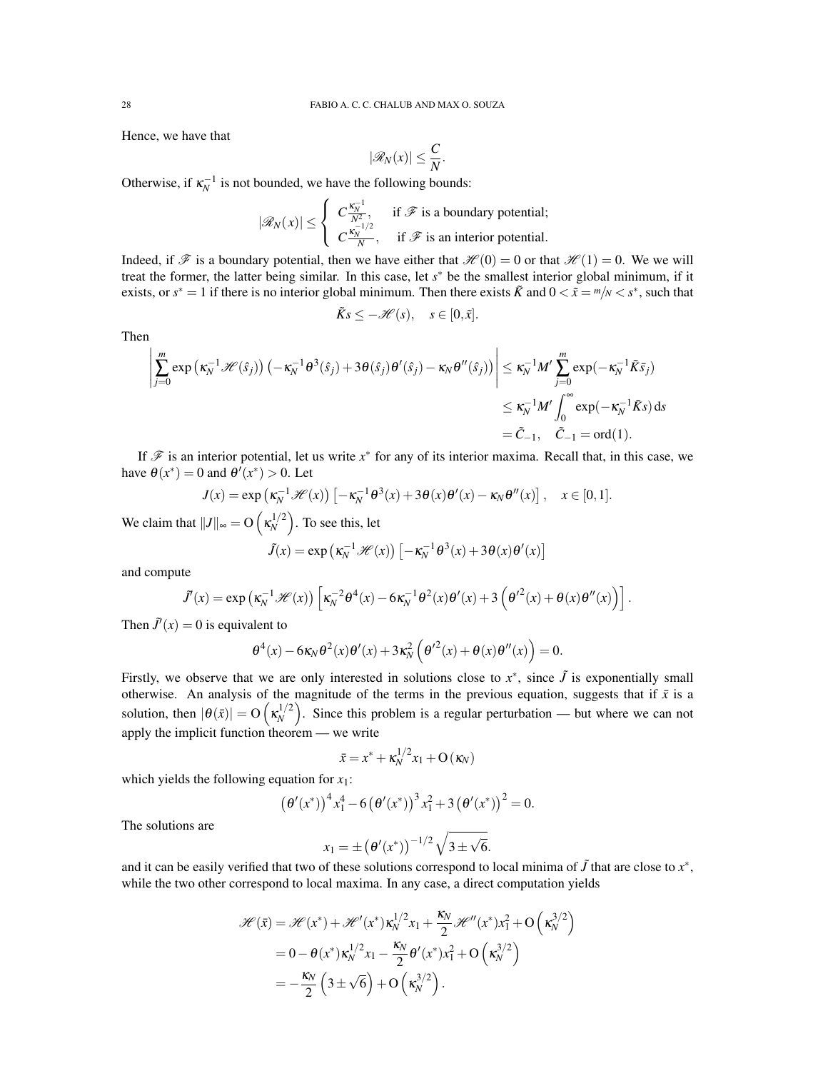Hence, we have that

$$|\mathscr{R}_N(x)| \leq \frac{C}{N}.$$

Otherwise, if $\kappa_N^{-1}$ is not bounded, we have the following bounds:

$$|\mathscr{R}_N(x)| \leq \begin{cases} C\frac{\kappa_N^{-1}}{N^2}, & \text{if } \mathscr{F} \text{ is a boundary potential;} \\ C\frac{\kappa_N^{-1/2}}{N}, & \text{if } \mathscr{F} \text{ is an interior potential.} \end{cases}$$

Indeed, if $\mathscr{F}$ is a boundary potential, then we have either that $\mathscr{H}(0) = 0$ or that $\mathscr{H}(1) = 0$. We we will treat the former, the latter being similar. In this case, let $s^*$ be the smallest interior global minimum, if it exists, or $s^* = 1$ if there is no interior global minimum. Then there exists $\tilde{K}$ and $0 < \tilde{x} = m/N < s^*$, such that

$$\tilde{K}s \leq -\mathscr{H}(s), \quad s \in [0, \tilde{x}].$$

Then

$$\begin{aligned}
\left| \sum_{j=0}^{m} \exp\left(\kappa_N^{-1}\mathscr{H}(\hat{s}_j)\right)\left(-\kappa_N^{-1}\theta^3(\hat{s}_j) + 3\theta(\hat{s}_j)\theta'(\hat{s}_j) - \kappa_N\theta''(\hat{s}_j)\right) \right| &\leq \kappa_N^{-1}M' \sum_{j=0}^{m} \exp(-\kappa_N^{-1}\tilde{K}\bar{s}_j) \\
&\leq \kappa_N^{-1}M' \int_0^\infty \exp(-\kappa_N^{-1}\tilde{K}s)\,\mathrm{d}s \\
&= \tilde{C}_{-1}, \quad \tilde{C}_{-1} = \mathrm{ord}(1).
\end{aligned}$$

If $\mathscr{F}$ is an interior potential, let us write $x^*$ for any of its interior maxima. Recall that, in this case, we have $\theta(x^*) = 0$ and $\theta'(x^*) > 0$. Let

$$J(x) = \exp\left(\kappa_N^{-1}\mathscr{H}(x)\right)\left[-\kappa_N^{-1}\theta^3(x) + 3\theta(x)\theta'(x) - \kappa_N\theta''(x)\right], \quad x \in [0,1].$$

We claim that $\|J\|_\infty = \mathrm{O}\left(\kappa_N^{1/2}\right)$. To see this, let

$$\tilde{J}(x) = \exp\left(\kappa_N^{-1}\mathscr{H}(x)\right)\left[-\kappa_N^{-1}\theta^3(x) + 3\theta(x)\theta'(x)\right]$$

and compute

$$\tilde{J}'(x) = \exp\left(\kappa_N^{-1}\mathscr{H}(x)\right)\left[\kappa_N^{-2}\theta^4(x) - 6\kappa_N^{-1}\theta^2(x)\theta'(x) + 3\left(\theta'^2(x) + \theta(x)\theta''(x)\right)\right].$$

Then $\tilde{J}'(x) = 0$ is equivalent to

$$\theta^4(x) - 6\kappa_N\theta^2(x)\theta'(x) + 3\kappa_N^2\left(\theta'^2(x) + \theta(x)\theta''(x)\right) = 0.$$

Firstly, we observe that we are only interested in solutions close to $x^*$, since $\tilde{J}$ is exponentially small otherwise. An analysis of the magnitude of the terms in the previous equation, suggests that if $\bar{x}$ is a solution, then $|\theta(\bar{x})| = \mathrm{O}\left(\kappa_N^{1/2}\right)$. Since this problem is a regular perturbation — but where we can not apply the implicit function theorem — we write

$$\bar{x} = x^* + \kappa_N^{1/2}x_1 + \mathrm{O}(\kappa_N)$$

which yields the following equation for $x_1$:

$$\left(\theta'(x^*)\right)^4 x_1^4 - 6\left(\theta'(x^*)\right)^3 x_1^2 + 3\left(\theta'(x^*)\right)^2 = 0.$$

The solutions are

$$x_1 = \pm\left(\theta'(x^*)\right)^{-1/2}\sqrt{3 \pm \sqrt{6}}.$$

and it can be easily verified that two of these solutions correspond to local minima of $\tilde{J}$ that are close to $x^*$, while the two other correspond to local maxima. In any case, a direct computation yields

$$\begin{aligned}
\mathscr{H}(\bar{x}) &= \mathscr{H}(x^*) + \mathscr{H}'(x^*)\kappa_N^{1/2}x_1 + \frac{\kappa_N}{2}\mathscr{H}''(x^*)x_1^2 + \mathrm{O}\left(\kappa_N^{3/2}\right) \\
&= 0 - \theta(x^*)\kappa_N^{1/2}x_1 - \frac{\kappa_N}{2}\theta'(x^*)x_1^2 + \mathrm{O}\left(\kappa_N^{3/2}\right) \\
&= -\frac{\kappa_N}{2}\left(3 \pm \sqrt{6}\right) + \mathrm{O}\left(\kappa_N^{3/2}\right).
\end{aligned}$$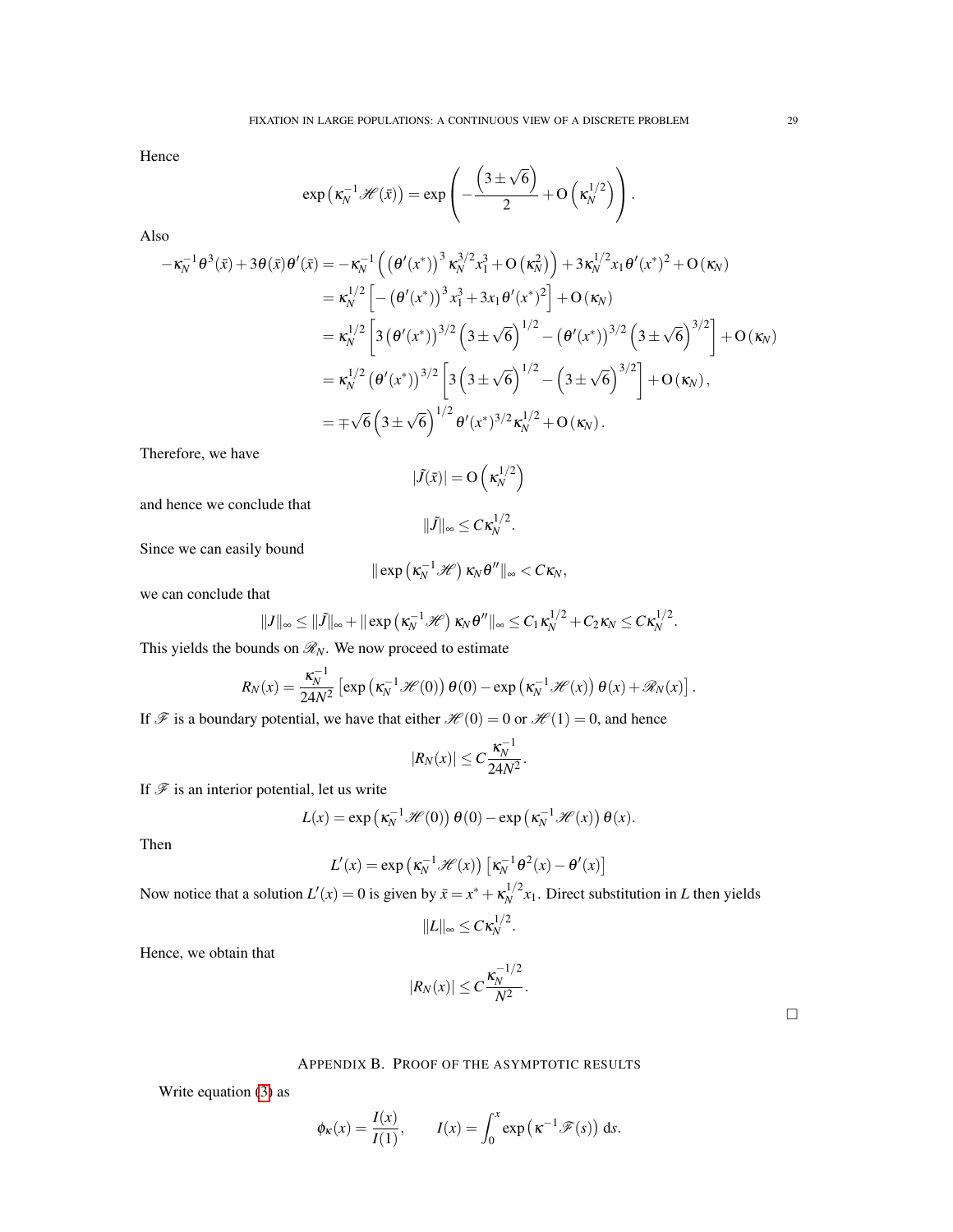Hence

$$\exp\left(\kappa_N^{-1}\mathscr{H}(\bar{x})\right) = \exp\left(-\frac{\left(3\pm\sqrt{6}\right)}{2} + \mathrm{O}\left(\kappa_N^{1/2}\right)\right).$$

Also

$$\begin{aligned}
-\kappa_N^{-1}\theta^3(\bar{x}) + 3\theta(\bar{x})\theta'(\bar{x}) &= -\kappa_N^{-1}\left(\left(\theta'(x^*)\right)^3\kappa_N^{3/2}x_1^3 + \mathrm{O}\left(\kappa_N^2\right)\right) + 3\kappa_N^{1/2}x_1\theta'(x^*)^2 + \mathrm{O}\left(\kappa_N\right)\\
&= \kappa_N^{1/2}\left[-\left(\theta'(x^*)\right)^3x_1^3 + 3x_1\theta'(x^*)^2\right] + \mathrm{O}\left(\kappa_N\right)\\
&= \kappa_N^{1/2}\left[3\left(\theta'(x^*)\right)^{3/2}\left(3\pm\sqrt{6}\right)^{1/2} - \left(\theta'(x^*)\right)^{3/2}\left(3\pm\sqrt{6}\right)^{3/2}\right] + \mathrm{O}\left(\kappa_N\right)\\
&= \kappa_N^{1/2}\left(\theta'(x^*)\right)^{3/2}\left[3\left(3\pm\sqrt{6}\right)^{1/2} - \left(3\pm\sqrt{6}\right)^{3/2}\right] + \mathrm{O}\left(\kappa_N\right),\\
&= \mp\sqrt{6}\left(3\pm\sqrt{6}\right)^{1/2}\theta'(x^*)^{3/2}\kappa_N^{1/2} + \mathrm{O}\left(\kappa_N\right).
\end{aligned}$$

Therefore, we have

$$|\tilde{J}(\bar{x})| = \mathrm{O}\left(\kappa_N^{1/2}\right)$$

and hence we conclude that

$$\|\tilde{J}\|_\infty \leq C\kappa_N^{1/2}.$$

Since we can easily bound

$$\|\exp\left(\kappa_N^{-1}\mathscr{H}\right)\kappa_N\theta''\|_\infty < C\kappa_N,$$

we can conclude that

$$\|J\|_\infty \leq \|\tilde{J}\|_\infty + \|\exp\left(\kappa_N^{-1}\mathscr{H}\right)\kappa_N\theta''\|_\infty \leq C_1\kappa_N^{1/2} + C_2\kappa_N \leq C\kappa_N^{1/2}.$$

This yields the bounds on $\mathscr{R}_N$. We now proceed to estimate

$$R_N(x) = \frac{\kappa_N^{-1}}{24N^2}\left[\exp\left(\kappa_N^{-1}\mathscr{H}(0)\right)\theta(0) - \exp\left(\kappa_N^{-1}\mathscr{H}(x)\right)\theta(x) + \mathscr{R}_N(x)\right].$$

If $\mathscr{F}$ is a boundary potential, we have that either $\mathscr{H}(0)=0$ or $\mathscr{H}(1)=0$, and hence

$$|R_N(x)| \leq C\frac{\kappa_N^{-1}}{24N^2}.$$

If $\mathscr{F}$ is an interior potential, let us write

$$L(x) = \exp\left(\kappa_N^{-1}\mathscr{H}(0)\right)\theta(0) - \exp\left(\kappa_N^{-1}\mathscr{H}(x)\right)\theta(x).$$

Then

$$L'(x) = \exp\left(\kappa_N^{-1}\mathscr{H}(x)\right)\left[\kappa_N^{-1}\theta^2(x) - \theta'(x)\right]$$

Now notice that a solution $L'(x)=0$ is given by $\bar{x} = x^* + \kappa_N^{1/2}x_1$. Direct substitution in $L$ then yields

$$\|L\|_\infty \leq C\kappa_N^{1/2}.$$

Hence, we obtain that

$$|R_N(x)| \leq C\frac{\kappa_N^{-1/2}}{N^2}.$$

□

## Appendix B. Proof of the asymptotic results

Write equation (3) as

$$\phi_\kappa(x) = \frac{I(x)}{I(1)}, \qquad I(x) = \int_0^x \exp\left(\kappa^{-1}\mathscr{F}(s)\right)\,\mathrm{d}s.$$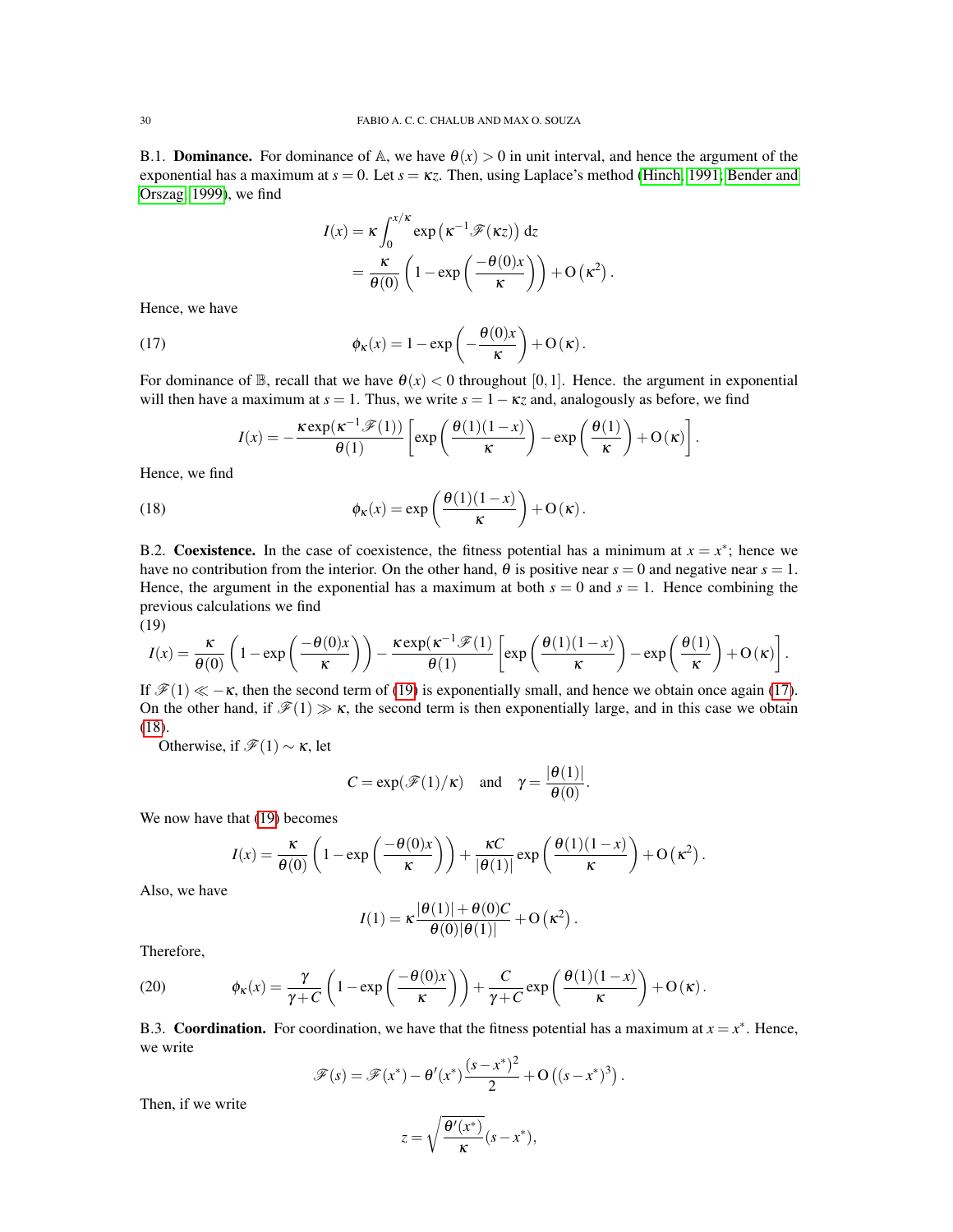B.1. **Dominance.** For dominance of $\mathbb{A}$, we have $\theta(x) > 0$ in unit interval, and hence the argument of the exponential has a maximum at $s = 0$. Let $s = \kappa z$. Then, using Laplace's method (Hinch, 1991; Bender and Orszag, 1999), we find

$$
\begin{aligned}
I(x) &= \kappa \int_0^{x/\kappa} \exp\left(\kappa^{-1}\mathscr{F}(\kappa z)\right) \mathrm{d}z \\
&= \frac{\kappa}{\theta(0)}\left(1 - \exp\left(\frac{-\theta(0)x}{\kappa}\right)\right) + \mathrm{O}\left(\kappa^2\right).
\end{aligned}
$$

Hence, we have

$$
\phi_\kappa(x) = 1 - \exp\left(-\frac{\theta(0)x}{\kappa}\right) + \mathrm{O}\left(\kappa\right). \tag{17}
$$

For dominance of $\mathbb{B}$, recall that we have $\theta(x) < 0$ throughout $[0,1]$. Hence. the argument in exponential will then have a maximum at $s = 1$. Thus, we write $s = 1 - \kappa z$ and, analogously as before, we find

$$
I(x) = -\frac{\kappa \exp(\kappa^{-1}\mathscr{F}(1))}{\theta(1)}\left[\exp\left(\frac{\theta(1)(1-x)}{\kappa}\right) - \exp\left(\frac{\theta(1)}{\kappa}\right) + \mathrm{O}\left(\kappa\right)\right].
$$

Hence, we find

$$
\phi_\kappa(x) = \exp\left(\frac{\theta(1)(1-x)}{\kappa}\right) + \mathrm{O}\left(\kappa\right). \tag{18}
$$

B.2. **Coexistence.** In the case of coexistence, the fitness potential has a minimum at $x = x^*$; hence we have no contribution from the interior. On the other hand, $\theta$ is positive near $s = 0$ and negative near $s = 1$. Hence, the argument in the exponential has a maximum at both $s = 0$ and $s = 1$. Hence combining the previous calculations we find

$$
I(x) = \frac{\kappa}{\theta(0)}\left(1 - \exp\left(\frac{-\theta(0)x}{\kappa}\right)\right) - \frac{\kappa \exp(\kappa^{-1}\mathscr{F}(1)}{\theta(1)}\left[\exp\left(\frac{\theta(1)(1-x)}{\kappa}\right) - \exp\left(\frac{\theta(1)}{\kappa}\right) + \mathrm{O}\left(\kappa\right)\right]. \tag{19}
$$

If $\mathscr{F}(1) \ll -\kappa$, then the second term of (19) is exponentially small, and hence we obtain once again (17). On the other hand, if $\mathscr{F}(1) \gg \kappa$, the second term is then exponentially large, and in this case we obtain (18).

Otherwise, if $\mathscr{F}(1) \sim \kappa$, let

$$
C = \exp(\mathscr{F}(1)/\kappa) \quad \text{and} \quad \gamma = \frac{|\theta(1)|}{\theta(0)}.
$$

We now have that (19) becomes

$$
I(x) = \frac{\kappa}{\theta(0)}\left(1 - \exp\left(\frac{-\theta(0)x}{\kappa}\right)\right) + \frac{\kappa C}{|\theta(1)|}\exp\left(\frac{\theta(1)(1-x)}{\kappa}\right) + \mathrm{O}\left(\kappa^2\right).
$$

Also, we have

$$
I(1) = \kappa\frac{|\theta(1)| + \theta(0)C}{\theta(0)|\theta(1)|} + \mathrm{O}\left(\kappa^2\right).
$$

Therefore,

$$
\phi_\kappa(x) = \frac{\gamma}{\gamma + C}\left(1 - \exp\left(\frac{-\theta(0)x}{\kappa}\right)\right) + \frac{C}{\gamma + C}\exp\left(\frac{\theta(1)(1-x)}{\kappa}\right) + \mathrm{O}\left(\kappa\right). \tag{20}
$$

B.3. **Coordination.** For coordination, we have that the fitness potential has a maximum at $x = x^*$. Hence, we write

$$
\mathscr{F}(s) = \mathscr{F}(x^*) - \theta'(x^*)\frac{(s-x^*)^2}{2} + \mathrm{O}\left((s-x^*)^3\right).
$$

Then, if we write

$$
z = \sqrt{\frac{\theta'(x^*)}{\kappa}}(s - x^*),
$$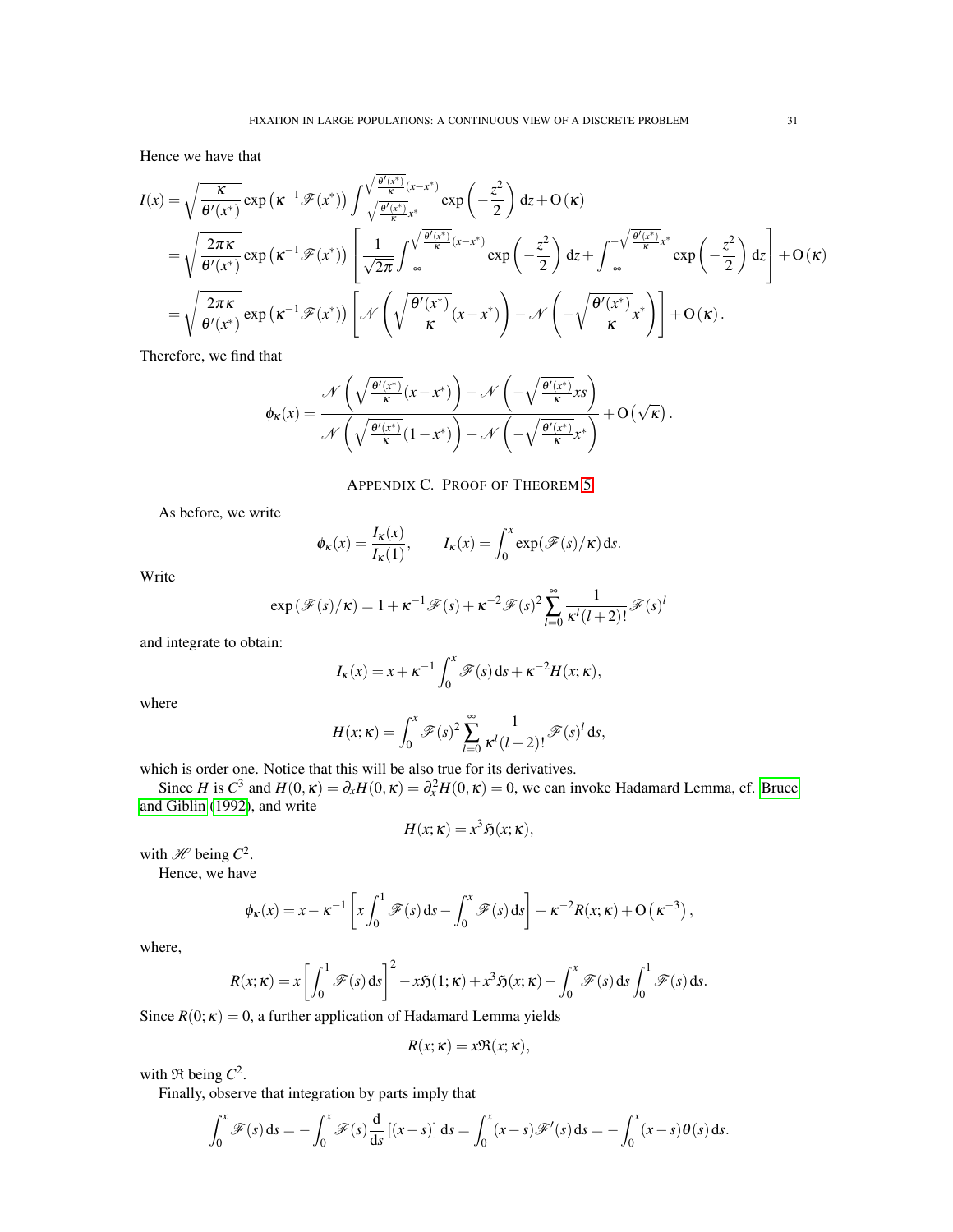Hence we have that

$$
\begin{aligned}
I(x) &= \sqrt{\frac{\kappa}{\theta'(x^*)}} \exp\left(\kappa^{-1}\mathscr{F}(x^*)\right) \int_{-\sqrt{\frac{\theta'(x^*)}{\kappa}}x^*}^{\sqrt{\frac{\theta'(x^*)}{\kappa}}(x-x^*)} \exp\left(-\frac{z^2}{2}\right) \mathrm{d}z + \mathrm{O}(\kappa) \\
&= \sqrt{\frac{2\pi\kappa}{\theta'(x^*)}} \exp\left(\kappa^{-1}\mathscr{F}(x^*)\right) \left[\frac{1}{\sqrt{2\pi}} \int_{-\infty}^{\sqrt{\frac{\theta'(x^*)}{\kappa}}(x-x^*)} \exp\left(-\frac{z^2}{2}\right) \mathrm{d}z + \int_{-\infty}^{-\sqrt{\frac{\theta'(x^*)}{\kappa}}x^*} \exp\left(-\frac{z^2}{2}\right) \mathrm{d}z\right] + \mathrm{O}(\kappa) \\
&= \sqrt{\frac{2\pi\kappa}{\theta'(x^*)}} \exp\left(\kappa^{-1}\mathscr{F}(x^*)\right) \left[\mathscr{N}\left(\sqrt{\frac{\theta'(x^*)}{\kappa}}(x-x^*)\right) - \mathscr{N}\left(-\sqrt{\frac{\theta'(x^*)}{\kappa}}x^*\right)\right] + \mathrm{O}(\kappa).
\end{aligned}
$$

Therefore, we find that

$$
\phi_\kappa(x) = \frac{\mathscr{N}\left(\sqrt{\frac{\theta'(x^*)}{\kappa}}(x-x^*)\right) - \mathscr{N}\left(-\sqrt{\frac{\theta'(x^*)}{\kappa}}xs\right)}{\mathscr{N}\left(\sqrt{\frac{\theta'(x^*)}{\kappa}}(1-x^*)\right) - \mathscr{N}\left(-\sqrt{\frac{\theta'(x^*)}{\kappa}}x^*\right)} + \mathrm{O}\left(\sqrt{\kappa}\right).
$$

## Appendix C. Proof of Theorem 5

As before, we write

$$
\phi_\kappa(x) = \frac{I_\kappa(x)}{I_\kappa(1)}, \qquad I_\kappa(x) = \int_0^x \exp(\mathscr{F}(s)/\kappa)\,\mathrm{d}s.
$$

Write

$$
\exp\left(\mathscr{F}(s)/\kappa\right) = 1 + \kappa^{-1}\mathscr{F}(s) + \kappa^{-2}\mathscr{F}(s)^2 \sum_{l=0}^{\infty} \frac{1}{\kappa^l (l+2)!}\mathscr{F}(s)^l
$$

and integrate to obtain:

$$
I_\kappa(x) = x + \kappa^{-1}\int_0^x \mathscr{F}(s)\,\mathrm{d}s + \kappa^{-2}H(x;\kappa),
$$

where

$$
H(x;\kappa) = \int_0^x \mathscr{F}(s)^2 \sum_{l=0}^{\infty} \frac{1}{\kappa^l (l+2)!}\mathscr{F}(s)^l\,\mathrm{d}s,
$$

which is order one. Notice that this will be also true for its derivatives.

Since $H$ is $C^3$ and $H(0,\kappa) = \partial_x H(0,\kappa) = \partial_x^2 H(0,\kappa) = 0$, we can invoke Hadamard Lemma, cf. Bruce and Giblin (1992), and write

$$
H(x;\kappa) = x^3 \mathfrak{H}(x;\kappa),
$$

with $\mathscr{H}$ being $C^2$.

Hence, we have

$$
\phi_\kappa(x) = x - \kappa^{-1}\left[x\int_0^1 \mathscr{F}(s)\,\mathrm{d}s - \int_0^x \mathscr{F}(s)\,\mathrm{d}s\right] + \kappa^{-2}R(x;\kappa) + \mathrm{O}\left(\kappa^{-3}\right),
$$

where,

$$
R(x;\kappa) = x\left[\int_0^1 \mathscr{F}(s)\,\mathrm{d}s\right]^2 - x\mathfrak{H}(1;\kappa) + x^3\mathfrak{H}(x;\kappa) - \int_0^x \mathscr{F}(s)\,\mathrm{d}s \int_0^1 \mathscr{F}(s)\,\mathrm{d}s.
$$

Since $R(0;\kappa) = 0$, a further application of Hadamard Lemma yields

$$
R(x;\kappa) = x\mathfrak{R}(x;\kappa),
$$

with $\mathfrak{R}$ being $C^2$.

Finally, observe that integration by parts imply that

$$
\int_0^x \mathscr{F}(s)\,\mathrm{d}s = -\int_0^x \mathscr{F}(s)\frac{\mathrm{d}}{\mathrm{d}s}\left[(x-s)\right]\mathrm{d}s = \int_0^x (x-s)\mathscr{F}'(s)\,\mathrm{d}s = -\int_0^x (x-s)\theta(s)\,\mathrm{d}s.
$$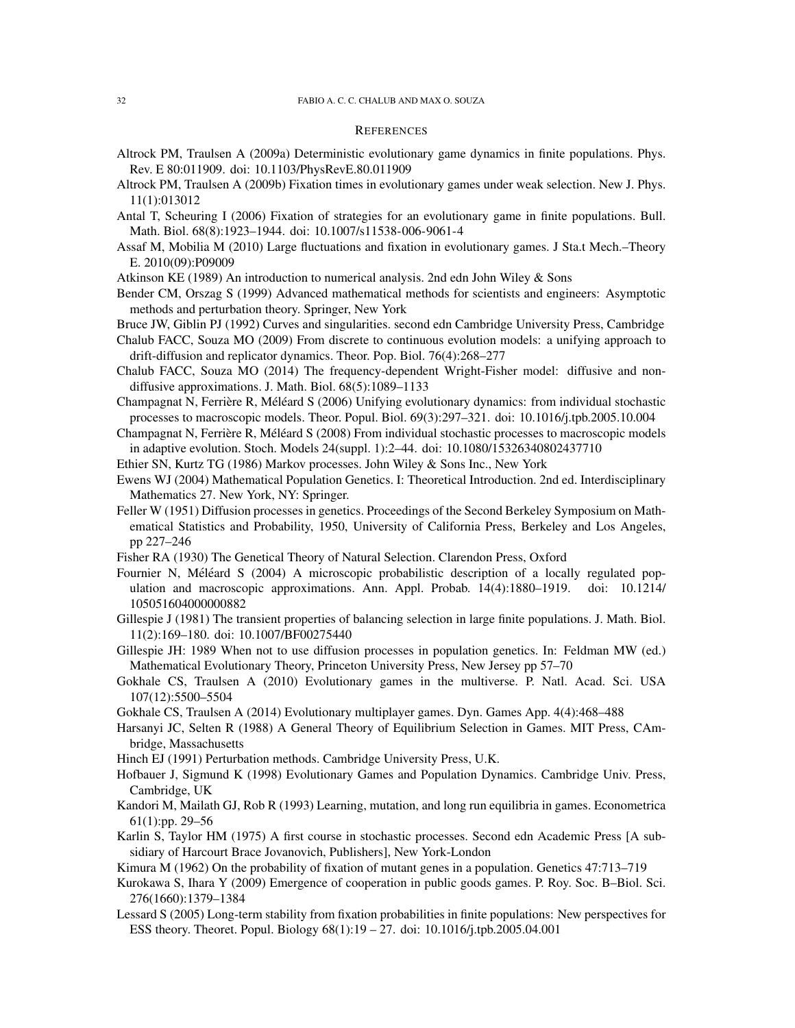## References

Altrock PM, Traulsen A (2009a) Deterministic evolutionary game dynamics in finite populations. Phys. Rev. E 80:011909. doi: 10.1103/PhysRevE.80.011909

Altrock PM, Traulsen A (2009b) Fixation times in evolutionary games under weak selection. New J. Phys. 11(1):013012

Antal T, Scheuring I (2006) Fixation of strategies for an evolutionary game in finite populations. Bull. Math. Biol. 68(8):1923–1944. doi: 10.1007/s11538-006-9061-4

Assaf M, Mobilia M (2010) Large fluctuations and fixation in evolutionary games. J Sta.t Mech.–Theory E. 2010(09):P09009

Atkinson KE (1989) An introduction to numerical analysis. 2nd edn John Wiley & Sons

Bender CM, Orszag S (1999) Advanced mathematical methods for scientists and engineers: Asymptotic methods and perturbation theory. Springer, New York

Bruce JW, Giblin PJ (1992) Curves and singularities. second edn Cambridge University Press, Cambridge

Chalub FACC, Souza MO (2009) From discrete to continuous evolution models: a unifying approach to drift-diffusion and replicator dynamics. Theor. Pop. Biol. 76(4):268–277

Chalub FACC, Souza MO (2014) The frequency-dependent Wright-Fisher model: diffusive and non-diffusive approximations. J. Math. Biol. 68(5):1089–1133

Champagnat N, Ferrière R, Méléard S (2006) Unifying evolutionary dynamics: from individual stochastic processes to macroscopic models. Theor. Popul. Biol. 69(3):297–321. doi: 10.1016/j.tpb.2005.10.004

Champagnat N, Ferrière R, Méléard S (2008) From individual stochastic processes to macroscopic models in adaptive evolution. Stoch. Models 24(suppl. 1):2–44. doi: 10.1080/15326340802437710

Ethier SN, Kurtz TG (1986) Markov processes. John Wiley & Sons Inc., New York

Ewens WJ (2004) Mathematical Population Genetics. I: Theoretical Introduction. 2nd ed. Interdisciplinary Mathematics 27. New York, NY: Springer.

Feller W (1951) Diffusion processes in genetics. Proceedings of the Second Berkeley Symposium on Mathematical Statistics and Probability, 1950, University of California Press, Berkeley and Los Angeles, pp 227–246

Fisher RA (1930) The Genetical Theory of Natural Selection. Clarendon Press, Oxford

Fournier N, Méléard S (2004) A microscopic probabilistic description of a locally regulated population and macroscopic approximations. Ann. Appl. Probab. 14(4):1880–1919. doi: 10.1214/105051604000000882

Gillespie J (1981) The transient properties of balancing selection in large finite populations. J. Math. Biol. 11(2):169–180. doi: 10.1007/BF00275440

Gillespie JH: 1989 When not to use diffusion processes in population genetics. In: Feldman MW (ed.) Mathematical Evolutionary Theory, Princeton University Press, New Jersey pp 57–70

Gokhale CS, Traulsen A (2010) Evolutionary games in the multiverse. P. Natl. Acad. Sci. USA 107(12):5500–5504

Gokhale CS, Traulsen A (2014) Evolutionary multiplayer games. Dyn. Games App. 4(4):468–488

Harsanyi JC, Selten R (1988) A General Theory of Equilibrium Selection in Games. MIT Press, CAmbridge, Massachusetts

Hinch EJ (1991) Perturbation methods. Cambridge University Press, U.K.

Hofbauer J, Sigmund K (1998) Evolutionary Games and Population Dynamics. Cambridge Univ. Press, Cambridge, UK

Kandori M, Mailath GJ, Rob R (1993) Learning, mutation, and long run equilibria in games. Econometrica 61(1):pp. 29–56

Karlin S, Taylor HM (1975) A first course in stochastic processes. Second edn Academic Press [A subsidiary of Harcourt Brace Jovanovich, Publishers], New York-London

Kimura M (1962) On the probability of fixation of mutant genes in a population. Genetics 47:713–719

Kurokawa S, Ihara Y (2009) Emergence of cooperation in public goods games. P. Roy. Soc. B–Biol. Sci. 276(1660):1379–1384

Lessard S (2005) Long-term stability from fixation probabilities in finite populations: New perspectives for ESS theory. Theoret. Popul. Biology 68(1):19 – 27. doi: 10.1016/j.tpb.2005.04.001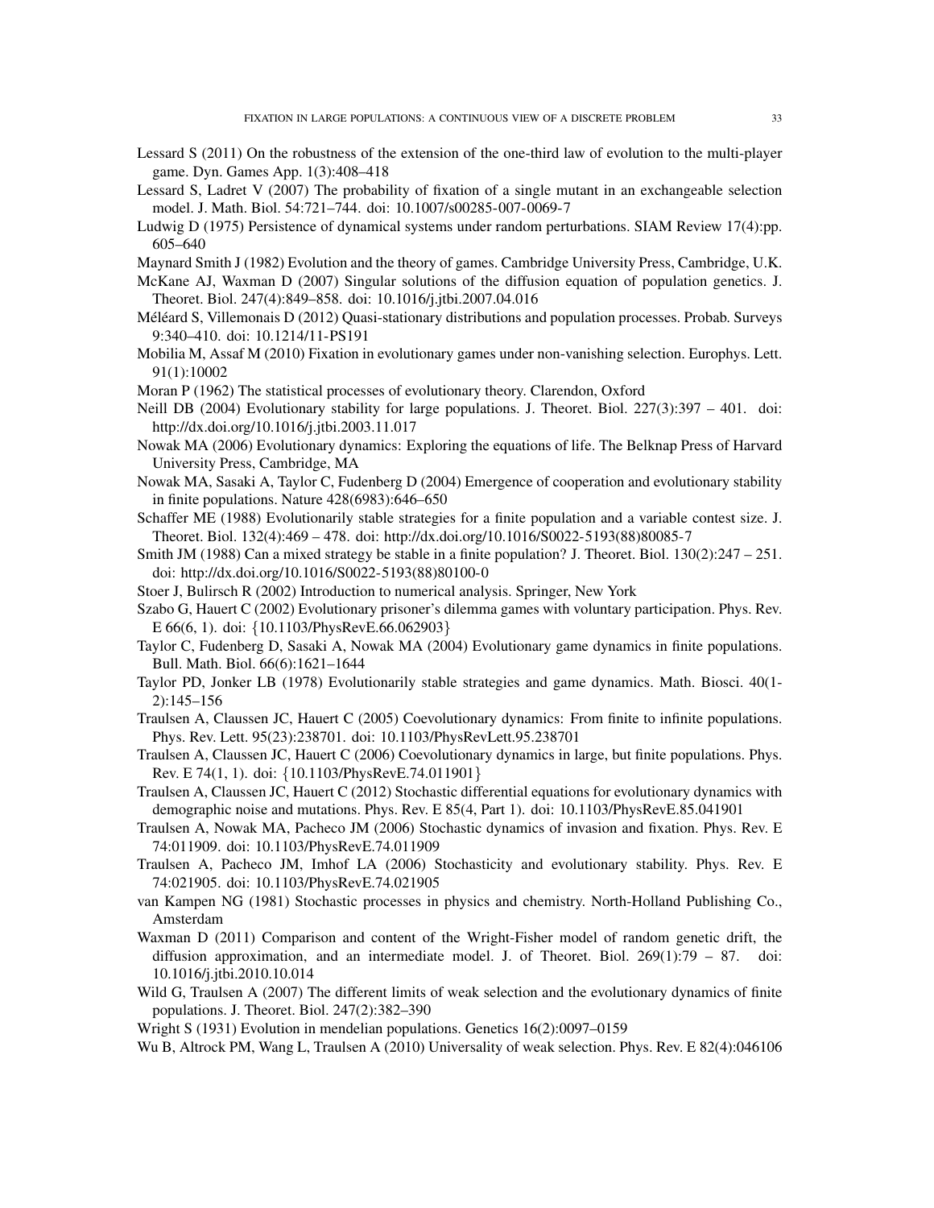Lessard S (2011) On the robustness of the extension of the one-third law of evolution to the multi-player game. Dyn. Games App. 1(3):408–418

Lessard S, Ladret V (2007) The probability of fixation of a single mutant in an exchangeable selection model. J. Math. Biol. 54:721–744. doi: 10.1007/s00285-007-0069-7

Ludwig D (1975) Persistence of dynamical systems under random perturbations. SIAM Review 17(4):pp. 605–640

Maynard Smith J (1982) Evolution and the theory of games. Cambridge University Press, Cambridge, U.K.

McKane AJ, Waxman D (2007) Singular solutions of the diffusion equation of population genetics. J. Theoret. Biol. 247(4):849–858. doi: 10.1016/j.jtbi.2007.04.016

Méléard S, Villemonais D (2012) Quasi-stationary distributions and population processes. Probab. Surveys 9:340–410. doi: 10.1214/11-PS191

Mobilia M, Assaf M (2010) Fixation in evolutionary games under non-vanishing selection. Europhys. Lett. 91(1):10002

Moran P (1962) The statistical processes of evolutionary theory. Clarendon, Oxford

Neill DB (2004) Evolutionary stability for large populations. J. Theoret. Biol. 227(3):397 – 401. doi: http://dx.doi.org/10.1016/j.jtbi.2003.11.017

Nowak MA (2006) Evolutionary dynamics: Exploring the equations of life. The Belknap Press of Harvard University Press, Cambridge, MA

Nowak MA, Sasaki A, Taylor C, Fudenberg D (2004) Emergence of cooperation and evolutionary stability in finite populations. Nature 428(6983):646–650

Schaffer ME (1988) Evolutionarily stable strategies for a finite population and a variable contest size. J. Theoret. Biol. 132(4):469 – 478. doi: http://dx.doi.org/10.1016/S0022-5193(88)80085-7

Smith JM (1988) Can a mixed strategy be stable in a finite population? J. Theoret. Biol. 130(2):247 – 251. doi: http://dx.doi.org/10.1016/S0022-5193(88)80100-0

Stoer J, Bulirsch R (2002) Introduction to numerical analysis. Springer, New York

Szabo G, Hauert C (2002) Evolutionary prisoner's dilemma games with voluntary participation. Phys. Rev. E 66(6, 1). doi: {10.1103/PhysRevE.66.062903}

Taylor C, Fudenberg D, Sasaki A, Nowak MA (2004) Evolutionary game dynamics in finite populations. Bull. Math. Biol. 66(6):1621–1644

Taylor PD, Jonker LB (1978) Evolutionarily stable strategies and game dynamics. Math. Biosci. 40(1-2):145–156

Traulsen A, Claussen JC, Hauert C (2005) Coevolutionary dynamics: From finite to infinite populations. Phys. Rev. Lett. 95(23):238701. doi: 10.1103/PhysRevLett.95.238701

Traulsen A, Claussen JC, Hauert C (2006) Coevolutionary dynamics in large, but finite populations. Phys. Rev. E 74(1, 1). doi: {10.1103/PhysRevE.74.011901}

Traulsen A, Claussen JC, Hauert C (2012) Stochastic differential equations for evolutionary dynamics with demographic noise and mutations. Phys. Rev. E 85(4, Part 1). doi: 10.1103/PhysRevE.85.041901

Traulsen A, Nowak MA, Pacheco JM (2006) Stochastic dynamics of invasion and fixation. Phys. Rev. E 74:011909. doi: 10.1103/PhysRevE.74.011909

Traulsen A, Pacheco JM, Imhof LA (2006) Stochasticity and evolutionary stability. Phys. Rev. E 74:021905. doi: 10.1103/PhysRevE.74.021905

van Kampen NG (1981) Stochastic processes in physics and chemistry. North-Holland Publishing Co., Amsterdam

Waxman D (2011) Comparison and content of the Wright-Fisher model of random genetic drift, the diffusion approximation, and an intermediate model. J. of Theoret. Biol. 269(1):79 – 87. doi: 10.1016/j.jtbi.2010.10.014

Wild G, Traulsen A (2007) The different limits of weak selection and the evolutionary dynamics of finite populations. J. Theoret. Biol. 247(2):382–390

Wright S (1931) Evolution in mendelian populations. Genetics 16(2):0097–0159

Wu B, Altrock PM, Wang L, Traulsen A (2010) Universality of weak selection. Phys. Rev. E 82(4):046106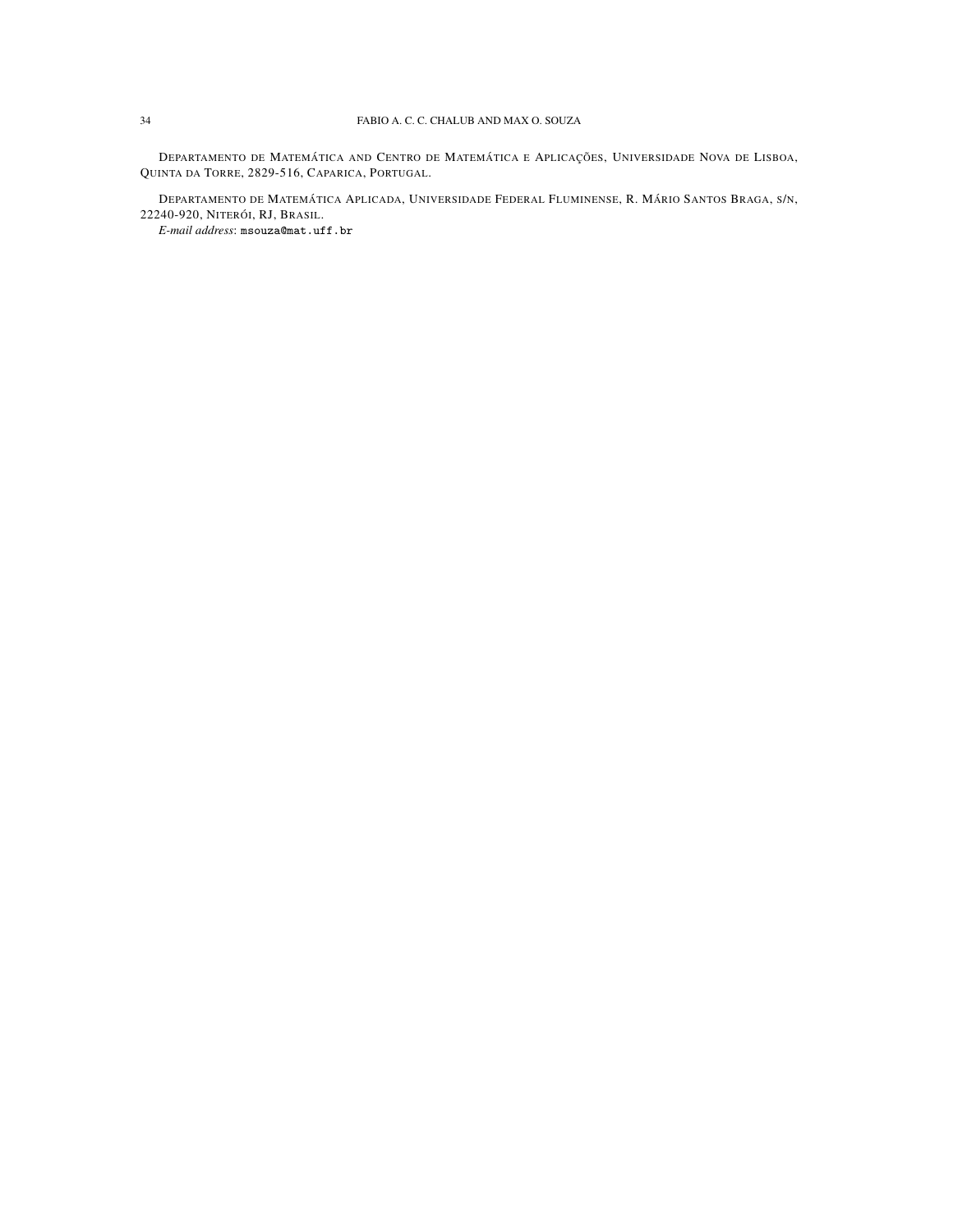DEPARTAMENTO DE MATEMÁTICA AND CENTRO DE MATEMÁTICA E APLICAÇÕES, UNIVERSIDADE NOVA DE LISBOA, QUINTA DA TORRE, 2829-516, CAPARICA, PORTUGAL.

DEPARTAMENTO DE MATEMÁTICA APLICADA, UNIVERSIDADE FEDERAL FLUMINENSE, R. MÁRIO SANTOS BRAGA, S/N, 22240-920, NITERÓI, RJ, BRASIL.

*E-mail address*: msouza@mat.uff.br